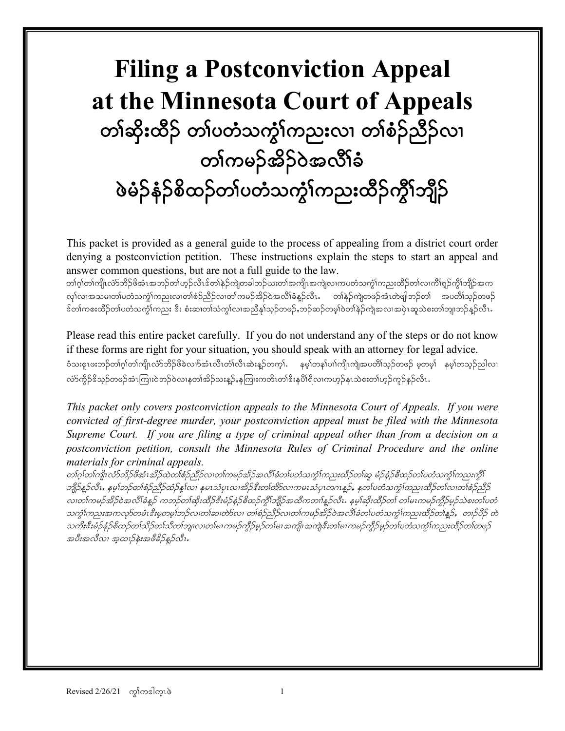# Filing a Postconviction Appeal at the Minnesota Court of Appeals

# တၢ်ဆိုးထီၣ် တၢ်ပတံသကွၢ်ကညးလၢ တၢ်စံၣ်ညီၣ်လၢ တၢ်ကမၣ်အိၣ်ဝဲအလီၢ်ခံ ဖဲမံၣ်နံၣ်စိထၣ်တၢ်ပတံသကွၢ်ကညးထီၣ်ကွိၢ်ဘျိၣ်

This packet is provided as a general guide to the process of appealing from a district court order denying a postconviction petition. These instructions explain the steps to start an appeal and answer common questions, but are not a full guide to the law.

တၢ်ဂ့ၢ်တၢ်ကျိၤလံာ်ဘိၣ်ဖိအံၤအဘၣ်တၢ်ဟ့ၣ်လီၤဒ်တၢ်နဲၣ်ကျဲတခါဘၣ်ဃးတၢ်အကျိၤအကျဲလၢကပတံသကွၢ်ကညးထီၣ်တၢ်လၢကိၢ်ရှၣ်ကွိၢ်ဘျိၣ်အကလုၢ်လၢအသမၢတၢ်ပတံသကွၢ်ကညးလၢတၢ်စံၣ်ညီၣ်လၢတၢ်ကမၣ်အိၣ်ဝဲအလီၢ်ခံန့ၣ်လီၤ. တၢ်နဲၣ်ကျဲတဖၣ်အံၤတဲဖျါဘၣ်တၢ် အပတိၢ်သ့ၣ်တဖၣ်ဒ်တၢ်ကစးထိၣ်တၢ်ပတံသကွၢ်ကညး ဒီး စံးဆၢတၢ်သံကွၢ်လၢအညီနုၢ်သ့ၣ်တဖၣ်,ဘၣ်ဆၣ်တမ့ၢ်ဝဲတၢ်နဲၣ်ကျဲအလၢအပှဲၤဆူသဲစးတၢ်ဘျၢဘၣ်န့ၣ်လီၤ.

Please read this entire packet carefully. If you do not understand any of the steps or do not know if these forms are right for your situation, you should speak with an attorney for legal advice.

ဝံသးစူၤဖးဘၣ်တၢ်ဂ့ၢ်တၢ်ကျိၤလံာ်ဘိၣ်ဖိခဲလၢာ်အံၤလီၤတံၢ်လီၤဆဲးန့ၣ်တက့ၢ်. နမ့ၢ်တနၢ်ပၢၢ်ကျိၤကျဲအပတိၢ်သ့ၣ်တဖၣ် မ့တမ့ၢ် နမ့ၢ်တသ့ၣ်ညါလၢလံာ်ကွိၣ်ဒိသ့ၣ်တဖၣ်အံၤကြားဝဲဘၣ်ဝဲလၢနတၢ်အိၣ်သးန့ၣ်,နကြားကတဲတၢ်ဒီးနပိၢ်ရိလၢကဟ့ၣ်နၤသဲစးတၢ်ဟ့ၣ်ကူၣ်နၣ်လီၤ.

*This packet only covers postconviction appeals to the Minnesota Court of Appeals. If you were convicted of first-degree murder, your postconviction appeal must be filed with the Minnesota Supreme Court. If you are filing a type of criminal appeal other than from a decision on a postconviction petition, consult the Minnesota Rules of Criminal Procedure and the online materials for criminal appeals.*

*တၢ်ဂ့ၢ်တၢ်ကျိၤလံာ်ဘိၣ်ဖိအံၤအိၣ်ထဲတၢ်စံၣ်ညီၣ်လၢတၢ်ကမၣ်အိၣ်အလီၢ်ခံတၢ်ပတံသကွၢ်ကညးထီၣ်တၢ်ဆူ မံၣ်နံၣ်စိထၣ်တၢ်ပတံသကွၢ်ကညးကွိၢ်ဘျိၣ်န့ၣ်လီၤ. နမ့ၢ်ဘၣ်တၢ်စံၣ်ညီၣ်ထံၣ်နၢ်လၢ နမၤသံပှၤလၢအိၣ်ဒီးတၢ်တိာ်လၢကမၤသံပှၤတဂၤန့ၣ်, နတၢ်ပတံသကွၢ်ကညးထီၣ်တၢ်လၢတၢ်စံၣ်ညီၣ်လၢတၢ်ကမၣ်အိၣ်ဝဲအလီၢ်ခံန့ၣ် ကဘၣ်တၢ်ဆိုးထီၣ်ဒီးမံၣ်နံၣ်စိထၣ်ကွိၢ်ဘျိၣ်အထီကတၢၢ်န့ၣ်လီၤ. နမ့ၢ်ဆိုးထီၣ်တၢ် တၢ်မၤကမၣ်ကွိာ်မှာ်သဲစးတၢ်ပတံသကွၢ်ကညးအကလုာ်တမံၤဒီးမ့တမ့ၢ်ဘၣ်လၢတၢ်ဆၢတဲာ်လၢ တၢ်စံၣ်ညီၣ်လၢတၢ်ကမၣ်အိၣ်ဝဲအလီၢ်ခံတၢ်ပတံသကွၢ်ကညးထီၣ်တၢ်န့ၣ်, တၢၣ်ပိာ် တဲသကိးဒီးမံၣ်နံၣ်စိထၣ်တၢ်သိၣ်တၢ်သီတၢ်ဘျၢလၢတၢ်မၤကမၣ်ကွိာ်မှာ်တၢ်မၤအကျိၤအကျဲဒီးတၢ်မၤကမၣ်ကွိာ်မှာ်တၢ်ပတံသကွၢ်ကညးထီၣ်တၢ်တဖၣ်အပီးအလီလၢ အ့ထၢၣ်နဲးအဖီခိၣ်န့ၣ်လီၤ.*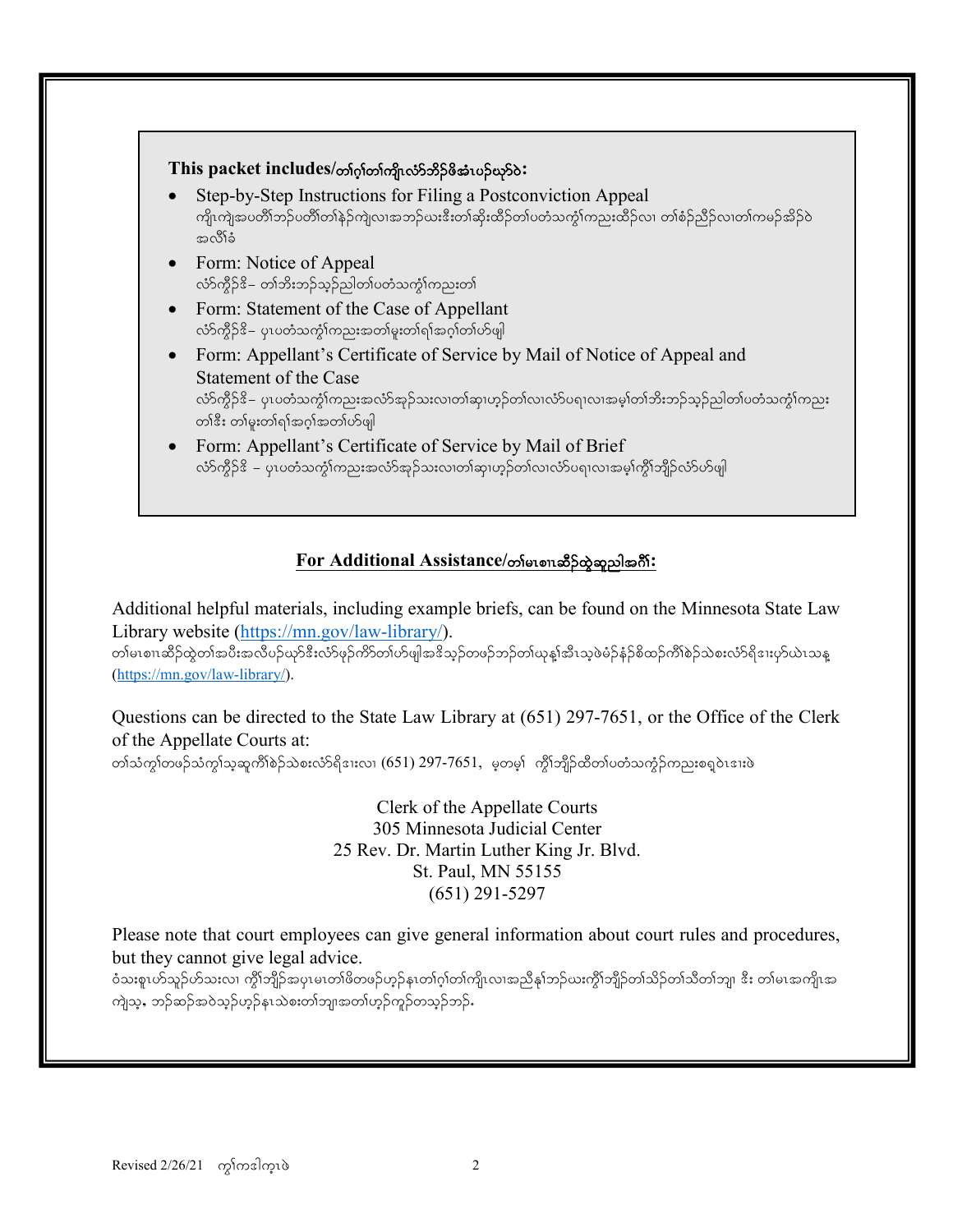**This packet includes/တၢ်ဂ့ၢ်တၢ်ကျိၤလံာ်ဘိဒ်ဖိအံၤပဉ်ယှာ်ဝဲ:**

- Step-by-Step Instructions for Filing a Postconviction Appeal
  ကျိၤကျဲအပတီၢ်ဘဉ်ပတီၢ်တၢ်နဲဉ်ကျဲလၢအဘဉ်ယးဒီးတၢ်ဆိးထီဉ်တၢ်ပတံသကွံၢ်ကညးထီဉ်လၢ တၢ်စံဉ်ညီဉ်လၢတၢ်ကမဉ်အိဉ်ဝဲအလိၢ်ခံ
- Form: Notice of Appeal
  လံာ်ကွိဉ်ဒိ– တၢ်ဘီးဘဉ်သ့ဉ်ညါတၢ်ပတံသကွံၢ်ကညးတၢ်
- Form: Statement of the Case of Appellant
  လံာ်ကွိဉ်ဒိ– ပှၤပတံသကွံၢ်ကညးအတၢ်မူးတၢ်ရၢ်အဂ့ၢ်တၢ်ဟ်ဖျါ
- Form: Appellant's Certificate of Service by Mail of Notice of Appeal and Statement of the Case
  လံာ်ကွိဉ်ဒိ– ပှၤပတံသကွံၢ်ကညးအလံာ်အုဉ်သးလၢတၢ်ဆှၢဟ့ဉ်တၢ်လၢလံာ်ပရၢလၢအမ့ၢ်တၢ်ဘီးဘဉ်သ့ဉ်ညါတၢ်ပတံသကွံၢ်ကညးတၢ်ဒီး တၢ်မူးတၢ်ရၢ်အဂ့ၢ်အတၢ်ဟ်ဖျါ
- Form: Appellant's Certificate of Service by Mail of Brief
  လံာ်ကွိဉ်ဒိ – ပှၤပတံသကွံၢ်ကညးအလံာ်အုဉ်သးလၢတၢ်ဆှၢဟ့ဉ်တၢ်လၢလံာ်ပရၢလၢအမ့ၢ်ကွိၢ်ဘျိဉ်လံာ်ဟ်ဖျါ

## For Additional Assistance/တၢ်မၤစၢၤဆီဉ်ထွဲဆူညါအဂီၢ်:

Additional helpful materials, including example briefs, can be found on the Minnesota State Law Library website (https://mn.gov/law-library/).
တၢ်မၤစၢၤဆီဉ်ထွဲတၢ်အပီးအလီပဉ်ယှာ်ဒီးလံာ်ဖုဉ်ကိာ်တၢ်ဟ်ဖျါအဒိသ့ဉ်တဖဉ်ဘဉ်တၢ်ယုန့ၢ်အီၤသ့ဖဲမံဉ်နံဉ်စိထၢ်ကိၢ်စဉ်သဲစးလံာ်ရိးဒၢးပှာ်ယဲၤသန (https://mn.gov/law-library/).

Questions can be directed to the State Law Library at (651) 297-7651, or the Office of the Clerk of the Appellate Courts at:
တၢ်သံကွၢ်တဖဉ်သံကွၢ်သ့ဆူကိၢ်စဉ်သဲစးလံာ်ရိးဒၢးလၢ (651) 297-7651, မ့တမ့ၢ် ကွိၢ်ဘျိဉ်ထိတၢ်ပတံသကွံဉ်ကညးစရ့ဝဲၤဒၢးဖဲ

Clerk of the Appellate Courts
305 Minnesota Judicial Center
25 Rev. Dr. Martin Luther King Jr. Blvd.
St. Paul, MN 55155
(651) 291-5297

Please note that court employees can give general information about court rules and procedures, but they cannot give legal advice.
ဝံသးစူၤဟ်သူဉ်ဟ်သးလၢ ကွိၢ်ဘျိဉ်အပှၤမၤတၢ်ဖိတဖဉ်ဟ့ဉ်နၤတၢ်ဂ့ၢ်တၢ်ကျိၤလၢအညီနုၢ်ဘဉ်ယးကွိၢ်ဘျိဉ်တၢ်သိဉ်တၢ်သီတၢ်ဘျ၊ ဒီး တၢ်မၤအကျိၤအကျဲသ့, ဘဉ်ဆဉ်အဝဲသ့ဉ်ဟ့ဉ်နၤသဲစးတၢ်ဘျၢအတၢ်ဟ့ဉ်ကူဉ်တသ့ဉ်ဘဉ်.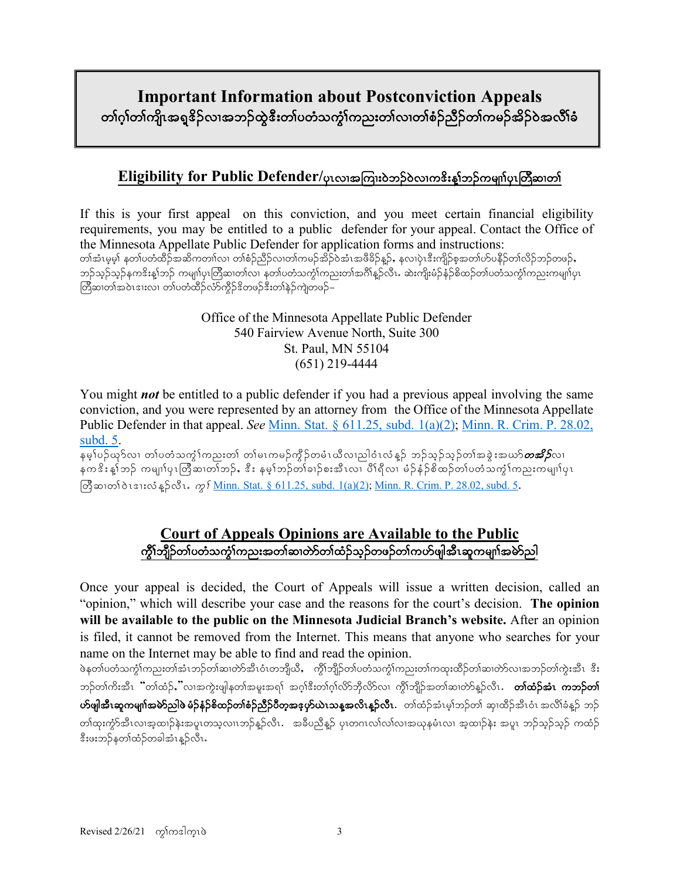# Important Information about Postconviction Appeals
# တၢ်ဂ့ၢ်တၢ်ကျိၤအရှ့ဒိဉ်လၢအဘဉ်ထွဲဒီးတၢ်ပတံသကွံၢ်ကညးတၢ်လၢတၢ်စံဉ်ညီဉ်တၢ်ကမဉ်အိဉ်ဝဲအလိၢ်ခံ

## Eligibility for Public Defender/ပှၤလၢအကြၢးဝဲဘဉ်ဝဲလၢကဒိးန့ၢ်ဘဉ်ကမျၢ်ပှၤတြီဆၢတၢ်

If this is your first appeal on this conviction, and you meet certain financial eligibility requirements, you may be entitled to a public defender for your appeal. Contact the Office of the Minnesota Appellate Public Defender for application forms and instructions:

တၢ်အံၤမ့မ့ၢ် နတၢ်ပတံထီဉ်အဆိကတၢၢ်လၢ တၢ်စံဉ်ညီဉ်လၢတၢ်ကမဉ်အိဉ်ဝဲအံၤအဖီခိဉ်နှဉ်, နလၢပှဲၤဒီးကျိဉ်စ့အတၢ်ဟ်ပနီဉ်တၢ်လိဉ်ဘဉ်တဖဉ်, ဘဉ်သ့ဉ်သ့ဉ်နကဒိးန့ၢ်ဘဉ် ကမျၢ်ပှၤတြီဆၢတၢ်လၢ နတၢ်ပတံသကွံၢ်ကညးတၢ်အဂီၢ်နူဉ်လီၤ. ဆဲးကျိးမံဉ်နံဉ်စိထဉ်တၢ်ပတံသကွံၢ်ကညးကမျၢ်ပှၤတြီဆၢတၢ်အဝဲၤဒၢးလၢ တၢ်ပတံထီဉ်လံာ်ကွိဉ်ဒိတဖဉ်ဒီးတၢ်နဲဉ်ကျဲတဖဉ်–

Office of the Minnesota Appellate Public Defender
540 Fairview Avenue North, Suite 300
St. Paul, MN 55104
(651) 219-4444

You might ***not*** be entitled to a public defender if you had a previous appeal involving the same conviction, and you were represented by an attorney from the Office of the Minnesota Appellate Public Defender in that appeal. *See* Minn. Stat. § 611.25, subd. 1(a)(2); Minn. R. Crim. P. 28.02, subd. 5.

နမ့ၢ်ပဉ်ယုာ်လၢ တၢ်ပတံသကွံၢ်ကညးတၢ် တၢ်မၤကမဉ်ကွိဉ်တမံၤဃီလၢညါဝံၤလံနှဉ် ဘဉ်သ့ဉ်သ့ဉ်တၢ်အခွဲးအယာ်***တအိဉ်***လၢ နကဒိးန့ၢ်ဘဉ် ကမျၢ်ပှၤတြီဆၢတၢ်ဘဉ်, ဒီး နမ့ၢ်ဘဉ်တၢ်ခၢဉ်စးအီၤလၢ ပီၢ်ရီလၢ မံဉ်နံဉ်စိထဉ်တၢ်ပတံသကွံၢ်ကညးကမျၢ်ပှၤတြီဆၢတၢ်ဝဲၤဒၢးလံနှဉ်လီၤ. *ကွၢ်* Minn. Stat. § 611.25, subd. 1(a)(2); Minn. R. Crim. P. 28.02, subd. 5.

## Court of Appeals Opinions are Available to the Public
## ကွိၢ်ဘျိဉ်တၢ်ပတံသကွံၢ်ကညးအတၢ်ဆၢတဲာ်တၢ်ထံဉ်သ့ဉ်တဖဉ်တၢ်ကဟ်ဖျါအီၤဆူကမျၢ်အမဲာ်ညါ

Once your appeal is decided, the Court of Appeals will issue a written decision, called an "opinion," which will describe your case and the reasons for the court's decision. **The opinion will be available to the public on the Minnesota Judicial Branch's website.** After an opinion is filed, it cannot be removed from the Internet. This means that anyone who searches for your name on the Internet may be able to find and read the opinion.

ဖဲနတၢ်ပတံသကွံၢ်ကညးတၢ်အံၤဘဉ်တၢ်ဆၢတဲာ်အီၤဝံၤတဘျီယီ, ကွိၢ်ဘျိဉ်တၢ်ပတံသကွံၢ်ကညးတၢ်ကထုးထိဉ်တၢ်ဆၢတဲာ်လၢအဘဉ်တၢ်ကွဲးအီၤ ဒီးဘဉ်တၢ်ကိးအီၤ "တၢ်ထံဉ်,"လၢအကွဲးဖျါနတၢ်အမူးအရၢ် အဂ့ၢ်ဒီးတၢ်ဂ့ၢ်လိာ်ဘိုလိာ်လၢ ကွိၢ်ဘျိဉ်အတၢ်ဆၢတဲာ်နူဉ်လီၤ. **တၢ်ထံဉ်အံၤ ကဘဉ်တၢ်ဟ်ဖျါအီၤဆူကမျၢ်အမဲာ်ညါဖဲ မံဉ်နံဉ်စိထဉ်တၢ်စံဉ်ညီဉ်ပီတ့အဒ့ပှာ်ယဲၤသန့အလီၤန့ဉ်လီၤ.** တၢ်ထံဉ်အံၤမ့ၢ်ဘဉ်တၢ် ဆှၢထိဉ်အီၤဝံၤ အလိၢ်ခံနှဉ် ဘဉ်တၢ်ထုးကွံာ်အီၤလၢအ့ထၢဉ်နဲးအပူၤတသ့လၢၤဘဉ်နူဉ်လီၤ. အခီပညီနူဉ် ပှၤတဂၤလၢ်လၢ်လၢအယုနမံၤလၢ အ့ထၢဉ်နဲး အပူၤ ဘဉ်သ့ဉ်သ့ဉ် ကထံဉ်ဒီးဖးဘဉ်နတၢ်ထံဉ်တခါအံၤန့ဉ်လီၤ.

Revised 2/26/21 ကွၢ်ကဒါက့ၤဖဲ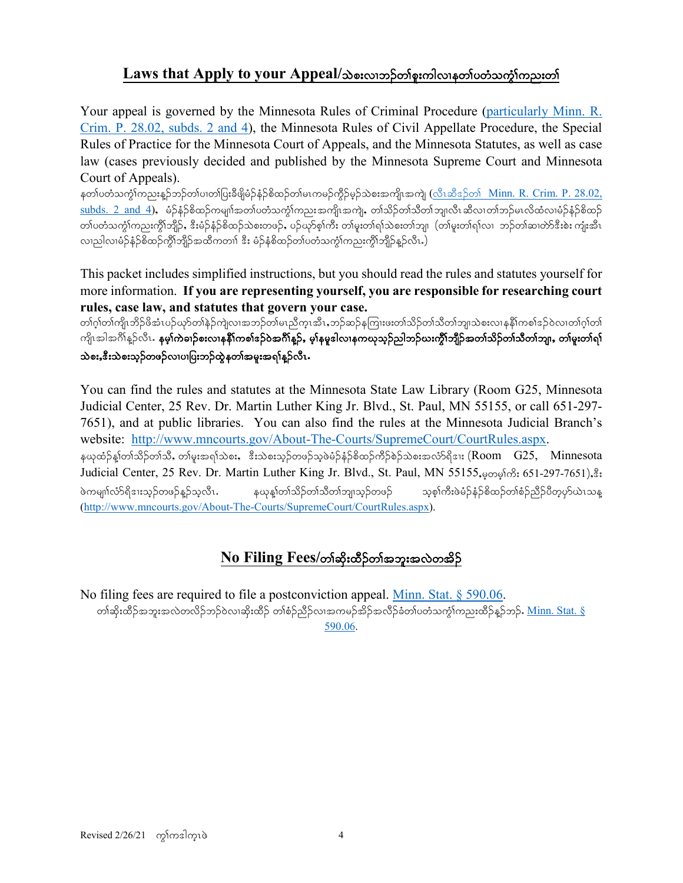## Laws that Apply to your Appeal/သဲစးလၢဘဉ်တၢ်စူးကါလၢနတၢ်ပတံသကွၢ်ကညးတၢ်

Your appeal is governed by the Minnesota Rules of Criminal Procedure (particularly Minn. R. Crim. P. 28.02, subds. 2 and 4), the Minnesota Rules of Civil Appellate Procedure, the Special Rules of Practice for the Minnesota Court of Appeals, and the Minnesota Statutes, as well as case law (cases previously decided and published by the Minnesota Supreme Court and Minnesota Court of Appeals).

နတၢ်ပတံသကွၢ်ကညးနဉ်ဘဉ်တၢ်ပၢတၢ်ပြးခီဖျိမံဉ်နံဉ်စိထဉ်တၢ်မၤကမဉ်ကွဲဉ်မ့ဉ်သဲစးအကျိုးအကျဲ (လီၤဆီဒဉ်တၢ် Minn. R. Crim. P. 28.02, subds. 2 and 4), မံဉ်နံဉ်စိထဉ်ကမျၢ်အတၢ်ပတံသကွၢ်ကညးအကျိုးအကျဲ, တၢ်သိဉ်တၢ်သီတၢ်ဘျၢလီၤဆီလၢတၢ်ဘဉ်မၤလိထံလၢမံဉ်နံဉ်စိထဉ်တၢ်ပတံသကွၢ်ကညးကွီၢ်ဘျိဉ်, ဒီးမံဉ်နံဉ်စိထဉ်သဲစးတဖဉ်, ပဉ်ယှာ်စ့ၢ်ကီး တၢ်မူးတၢ်ရၢ်သဲစးတၢ်ဘျ (တၢ်မူးတၢ်ရၢ်လၢ ဘဉ်တၢ်ဆၢတဲာ်ဒီးစဲး ကျဲးအီၤလၢညါလၢမံဉ်နံဉ်စိထဉ်ကွီၢ်ဘျိဉ်အထိကတၢၢ် ဒီး မံဉ်နံစိထဉ်တၢ်ပတံသကွၢ်ကညးကွီၢ်ဘျိဉ်နှဉ်လီၤ.)

This packet includes simplified instructions, but you should read the rules and statutes yourself for more information. **If you are representing yourself, you are responsible for researching court rules, case law, and statutes that govern your case.**

တၢ်ဂ့ၢ်တၢ်ကျိၤဘိဉ်ဖိအံၤပဉ်ယှာ်တၢ်နဲဉ်ကျဲလၢအဘဉ်တၢ်မၤညီကဲၤအီၤ,ဘဉ်ဆဉ်နကြၢးဖးတၢ်သိဉ်တၢ်သီတၢ်ဘျၢသဲစးလၢနနီၢ်ကစၢ်ဒဉ်ဝဲလၢတၢ်ဂ့ၢ်တၢ်ကျိၤအါအဂီၢ်နှဉ်လီၤ. **နမ့ၢ်ကဲခၢဉ်စးလၢနနီၢ်ကစၢ်ဒဉ်ဝဲအဂီၢ်နှဉ်, မ့ၢ်နမူဒါလၢနကယုသ့ဉ်ညါဘဉ်ဃးကွီၢ်ဘျိဉ်အတၢ်သိဉ်တၢ်သီတၢ်ဘျၢ, တၢ်မူးတၢ်ရၢ်သဲစး,ဒီးသဲစးသ့ဉ်တဖဉ်လၢပၢပြးဘဉ်ထွဲနတၢ်အမူးအရၢ်နှဉ်လီၤ.**

You can find the rules and statutes at the Minnesota State Law Library (Room G25, Minnesota Judicial Center, 25 Rev. Dr. Martin Luther King Jr. Blvd., St. Paul, MN 55155, or call 651-297-7651), and at public libraries. You can also find the rules at the Minnesota Judicial Branch's website: http://www.mncourts.gov/About-The-Courts/SupremeCourt/CourtRules.aspx.

နယုထံဉ်နှၤ်တၢ်သိဉ်တၢ်သီ, တၢ်မူးအရၢ်သဲစး, ဒီးသဲစးသ့ဉ်တဖဉ်သ့ဖဲမံဉ်နံဉ်စိထဉ်ကိဉ်စဲဉ်သဲစးအလံာ်ရိး (Room G25, Minnesota Judicial Center, 25 Rev. Dr. Martin Luther King Jr. Blvd., St. Paul, MN 55155,မ့တမ့ၢ်ကိး 651-297-7651),ဒီး ဖဲကမျၢ်လံာ်ရိးသ့ဉ်တဖဉ်နှဉ်သ့လီၤ. နယုနှၤ်တၢ်သိဉ်တၢ်သီတၢ်ဘျၢသ့ဉ်တဖဉ် သ့စ့ၢ်ကီးဖဲမံဉ်နံဉ်စိထဉ်တၢ်စံဉ်ညီဉ်ပီတ့ပှာ်ယဲၤသန့ (http://www.mncourts.gov/About-The-Courts/SupremeCourt/CourtRules.aspx).

## No Filing Fees/တၢ်ဆိးထိဉ်တၢ်အဘူးအလဲတအိဉ်

No filing fees are required to file a postconviction appeal. Minn. Stat. § 590.06.

တၢ်ဆိးထိဉ်အဘူးအလဲတလိဉ်ဘဉ်ဝဲလၢဆိးထိဉ် တၢ်စံဉ်ညီဉ်လၢအကမဉ်အိဉ်အလိဉ်ခံတၢ်ပတံသကွၢ်ကညးထိဉ်နှဉ်ဘဉ်. Minn. Stat. § 590.06.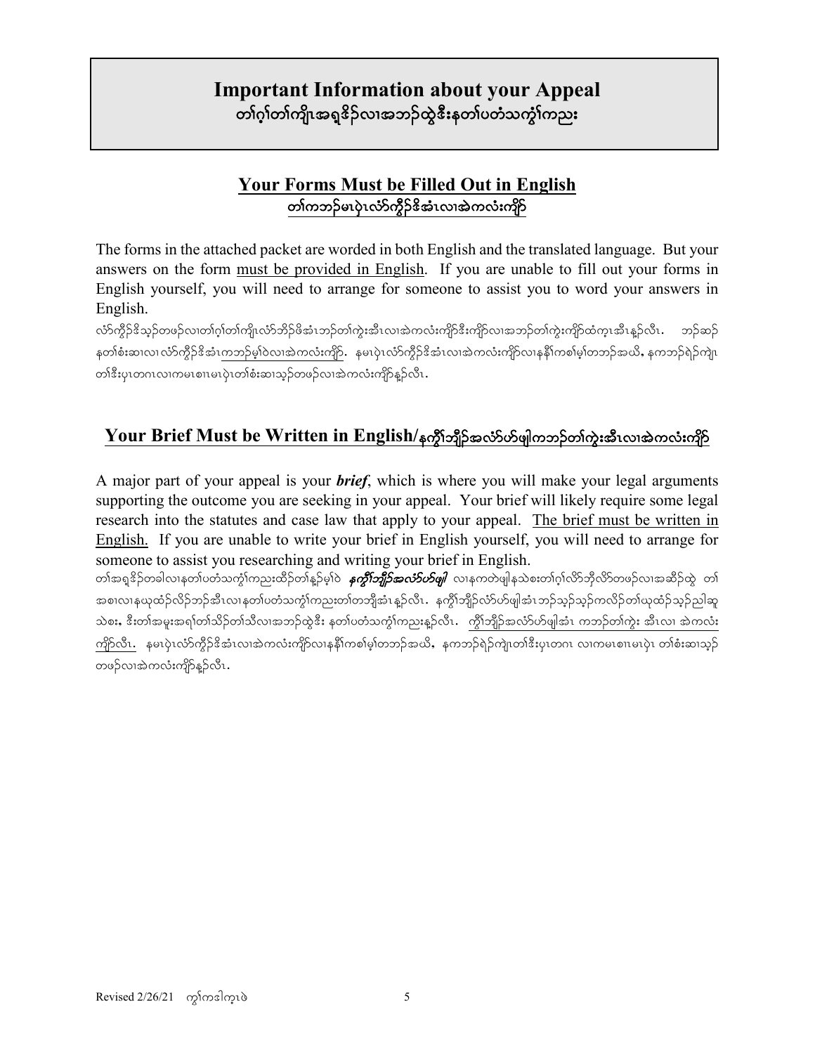# Important Information about your Appeal

# တၢ်ဂ့ၢ်တၢ်ကျိုးအရှ့ဒိဉ်လၢအဘဉ်ထွဲဒီးနတၢ်ပတံသကွံၢ်ကညး

## Your Forms Must be Filled Out in English

## တၢ်ကဘဉ်မၤပှဲၤလံာ်ကွိဉ်ဒိအံၤလၢအဲကလံးကျိာ်

The forms in the attached packet are worded in both English and the translated language. But your answers on the form must be provided in English. If you are unable to fill out your forms in English yourself, you will need to arrange for someone to assist you to word your answers in English.

လံာ်ကွိဉ်ဒိသ့ဉ်တဖဉ်လၢတၢ်ဂ့ၢ်တၢ်ကျိုးလံာ်ဘိဉ်ဖိအံၤဘဉ်တၢ်ကွဲးအီၤလၢအဲကလံးကျိာ်ဒီးကျိာ်လၢအဘဉ်တၢ်ကွဲးကျိာ်ထံကူၤအီၤန့ဉ်လီၤ. ဘဉ်ဆဉ် နတၢ်စံးဆၢလၢလံာ်ကွိဉ်ဒိအံၤကဘဉ်မ့ၢ်ဝဲလၢအဲကလံးကျိာ်. နမၤပှဲၤလံာ်ကွိဉ်ဒိအံၤလၢအဲကလံးကျိာ်လၢနနီၢ်ကစၢ်မ့ၢ်တဘဉ်အယိ, နကဘဉ်ရဲဉ်ကျဲၤ တၢ်ဒီးပှၤတဂၤလၢကမၤစၢၤမၤပှဲၤတၢ်စံးဆၢသ့ဉ်တဖဉ်လၢအဲကလံးကျိာ်န့ဉ်လီၤ.

## Your Brief Must be Written in English/နကွိၢ်ဘျိဉ်အလံာ်ဟ်ဖျါကဘဉ်တၢ်ကွဲးအီၤလၢအဲကလံးကျိာ်

A major part of your appeal is your ***brief***, which is where you will make your legal arguments supporting the outcome you are seeking in your appeal. Your brief will likely require some legal research into the statutes and case law that apply to your appeal. The brief must be written in English. If you are unable to write your brief in English yourself, you will need to arrange for someone to assist you researching and writing your brief in English.

တၢ်အရှ့ဒိဉ်တခါလၢနတၢ်ပတံသကွံၢ်ကညးထိဉ်တၢ်န့ဉ်မ့ၢ်ဝဲ ***နကွိၢ်ဘျိဉ်အလံာ်ဟ်ဖျါ*** လၢနကတဲဖျါနသဲစးတၢ်ဂ့ၢ်လိာ်ဘိုလိာ်တဖဉ်လၢအဆီဉ်ထွဲ တၢ်အစၢလၢနယုထံဉ်လိဉ်ဘဉ်အီၤလၢနတၢ်ပတံသကွံၢ်ကညးတၢ်တဘျီအံၤန့ဉ်လီၤ. နကွိၢ်ဘျိဉ်လံာ်ဟ်ဖျါအံၤဘဉ်သ့ဉ်သ့ဉ်ကလိဉ်တၢ်ယုထံဉ်သ့ဉ်ညါဆူ သဲစး, ဒီးတၢ်အမူးအရၢ်တၢ်သိဉ်တၢ်သီလၢအဘဉ်ထွဲဒီး နတၢ်ပတံသကွံၢ်ကညးန့ဉ်လီၤ. ကွိၢ်ဘျိဉ်အလံာ်ဟ်ဖျါအံၤ ကဘဉ်တၢ်ကွဲး အီၤလၢ အဲကလံး ကျိာ်လီၤ. နမၤပှဲၤလံာ်ကွိဉ်ဒိအံၤလၢအဲကလံးကျိာ်လၢနနီၢ်ကစၢ်မ့ၢ်တဘဉ်အယိ, နကဘဉ်ရဲဉ်ကျဲၤတၢ်ဒီးပှၤတဂၤ လၢကမၤစၢၤမၤပှဲၤ တၢ်စံးဆၢသ့ဉ်တဖဉ်လၢအဲကလံးကျိာ်န့ဉ်လီၤ.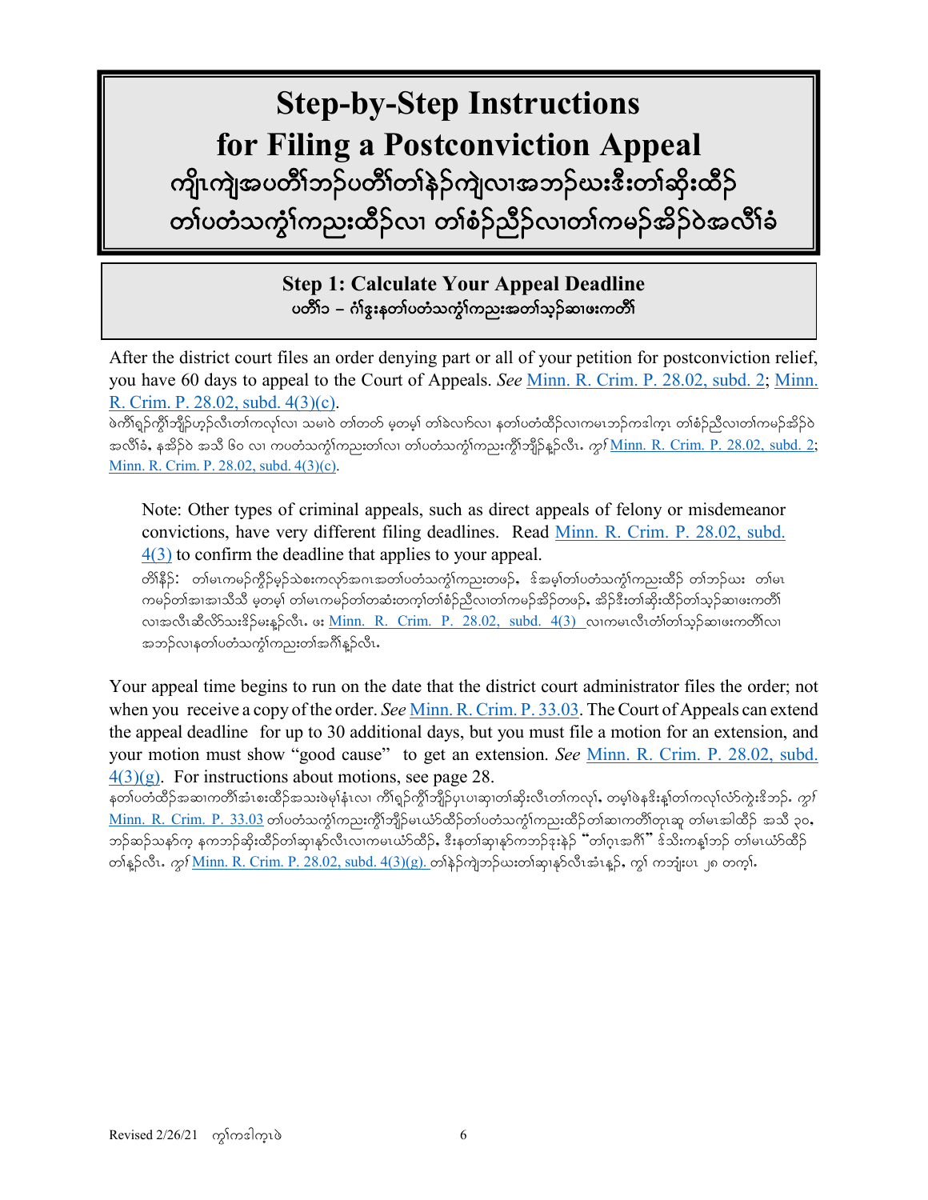# Step-by-Step Instructions for Filing a Postconviction Appeal

# ကျိၤကျဲအပတိၢ်ဘၣ်ပတိၢ်တၢ်နဲၣ်ကျဲလၢအဘၣ်ဃးဒီးတၢ်ဆိးထိၣ် တၢ်ပတံသကွံၢ်ကညးထီၣ်လၢ တၢ်စံၣ်ညီၣ်လၢတၢ်ကမၣ်အီၣ်ဝဲအလိၢ်ခံ

## Step 1: Calculate Your Appeal Deadline

### ပတိၢ်၁ – ဂံၢ်ဒွးနတၢ်ပတံသကွံၢ်ကညးအတၢ်သ့ၣ်ဆၢဖးကတိၢ်

After the district court files an order denying part or all of your petition for postconviction relief, you have 60 days to appeal to the Court of Appeals. *See* Minn. R. Crim. P. 28.02, subd. 2; Minn. R. Crim. P. 28.02, subd. 4(3)(c).

ဖဲကီၢ်ရှၣ်ကွိၢ်ဘျိၣ်ဟ့ၣ်လီၤတၢ်ကလုၢ်လၢ သမၢဝဲ တၢ်တတ် မ့တမ့ၢ် တၢ်ခဲလၢာ်လၢ နတၢ်ပတံထီၣ်လၢကမၤဘၣ်ကဒါက့ၤ တၢ်စံၣ်ညီၣ်လၢတၢ်ကမၣ်အီၣ်ဝဲ အလိၢ်ခံ, နအိၣ်ဝဲ အသီ ၆၀ လၢ ကပတံသကွံၢ်ကညးတၢ်လၢ တၢ်ပတံသကွံၢ်ကညးကွိၢ်ဘျိၣ်နူၣ်လီၤ. *ကွၢ်* Minn. R. Crim. P. 28.02, subd. 2; Minn. R. Crim. P. 28.02, subd. 4(3)(c).

> Note: Other types of criminal appeals, such as direct appeals of felony or misdemeanor convictions, have very different filing deadlines. Read Minn. R. Crim. P. 28.02, subd. 4(3) to confirm the deadline that applies to your appeal.
>
> တၢ်နိၣ်: တၢ်မၤကမၣ်ကွိၣ်မုၣ်သဲစးကလုာ်အဂၤအတၢ်ပတံသကွံၢ်ကညးတဖၣ်, ဒ်အမ့ၢ်တၢ်ပတံသကွံၢ်ကညးထိၣ် တၢ်ဘၣ်ဃး တၢ်မၤကမၣ်တၢ်အါအါသိသိ မ့တမ့ၢ် တၢ်မၤကမၣ်တၢ်တဆံးတက့ၢ်တၢ်စံၣ်ညီၣ်လၢတၢ်ကမၣ်အီၣ်တဖၣ်, အိၣ်ဒီးတၢ်ဆိးထိၣ်တၢ်သ့ၣ်ဆၢဖးကတိၢ် လၢအလီၤဆီလိာ်သးဒိၣ်မးနူၣ်လီၤ. ဖး Minn. R. Crim. P. 28.02, subd. 4(3) လၢကမၤလီၤတံၢ်တၢ်သ့ၣ်ဆၢဖးကတိၢ်လၢ အဘၣ်လၢနတၢ်ပတံသကွံၢ်ကညးတၢ်အဂီၢ်နူၣ်လီၤ.

Your appeal time begins to run on the date that the district court administrator files the order; not when you receive a copy of the order. *See* Minn. R. Crim. P. 33.03. The Court of Appeals can extend the appeal deadline for up to 30 additional days, but you must file a motion for an extension, and your motion must show "good cause" to get an extension. *See* Minn. R. Crim. P. 28.02, subd. 4(3)(g). For instructions about motions, see page 28.

နတၢ်ပတံထိၣ်အဆၢကတိၢ်အံၤစးထိၣ်အသးဖဲမုၢ်နံၤလၢ ကီၢ်ရှၣ်ကွိၢ်ဘျိၣ်ပှၤပၢဆှၢတၢ်ဆိးလီၤတၢ်ကလုၢ်, တမ့ၢ်ဖဲနဒိးန့ၢ်တၢ်ကလုၢ်လံာ်ကွဲးဒိဘၣ်. *ကွၢ်* Minn. R. Crim. P. 33.03 တၢ်ပတံသကွံၢ်ကညးကွိၢ်ဘျိၣ်မၤယံာ်ထိၣ်တၢ်ပတံသကွံၢ်ကညးထိၣ်တၢ်ဆၢကတိၢ်တုၤဆူ တၢ်မၤအါထိၣ် အသီ ၃၀, ဘၣ်ဆၣ်သနာ်က့ နကဘၣ်ဆိးထိၣ်တၢ်ဆှၢနှာ်လီၤလၢကမၤယံာ်ထိၣ်, ဒီးနတၢ်ဆှၢနှာ်ကဘၣ်ဒုးနဲၣ် "တၢ်ဂ့ၤအဂီၢ်" ဒ်သိးကန့ၢ်ဘၣ် တၢ်မၤယံာ်ထိၣ်တၢ်နူၣ်လီၤ. *ကွၢ်* Minn. R. Crim. P. 28.02, subd. 4(3)(g). တၢ်နဲၣ်ကျဲဘၣ်ဃးတၢ်ဆှၢနှာ်လီၤအံၤန့ၣ်, ကွၢ် ကဘျုံးပၤ ၂၈ တကွၢ်.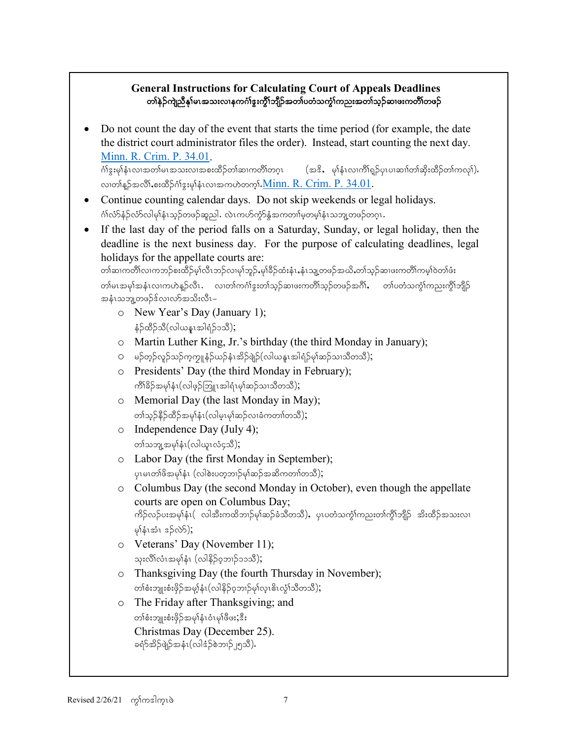**General Instructions for Calculating Court of Appeals Deadlines**
**တၢ်နဲ၃်ကျဲညီနု၁်မၤအသးလၢနကဂံ၁်ဒွးကွိ၁်ဘျိ၃်အတၢ်ပတံသကွ၁်ကညးအတၢ်သ့၃်ဆၢဖးကတိ၁်တဖ၃်**

- Do not count the day of the event that starts the time period (for example, the date the district court administrator files the order). Instead, start counting the next day. [Minn. R. Crim. P. 34.01](Minn. R. Crim. P. 34.01).
  ဂံ၁်ဒွးမု၁်နံၤလၢအတၢ်မၤအသးလၢအစးထိ၃်တၢ်ဆၢကတိ၁်တဂ့ၤ (အဒိ, မု၁်နံၤလၢကွိ၁်ရှ၃်ပှၤပၢဆၢ၁်တၢ်ဆိုးထိ၃်တၢ်ကလု၁်). လၢတၢ်န့၃်အလိ၁်,စးထိ၃်ဂံ၁်ဒွးမု၁်နံၤလၢအကဟဲတက့၁်.[Minn. R. Crim. P. 34.01](Minn. R. Crim. P. 34.01).
- Continue counting calendar days. Do not skip weekends or legal holidays.
  ဂံ၁်လံ၁်န့၃်လံ၁်လါမု၁်နံၤသ့၃်တဖ၃်ဆူညါ. လဲၤကဟ်ကွံ၃်နံ့အကတၢ၁်မ့တမ့၁်နံၤသဘျ့တဖ၃်တဂ့ၤ.
- If the last day of the period falls on a Saturday, Sunday, or legal holiday, then the deadline is the next business day. For the purpose of calculating deadlines, legal holidays for the appellate courts are:
  တ၁်ဆၢကတိ၁်လၢကဘ၃်စးထိ၃်မု၁်လီၤဘ၃်လၢမု၁်ဘှ၃်,မု၁်ခိ၃်ထံးနံၤ,နံၤသျ့တဖ၃်အယိ,တ၁်သ့၃်ဆၢဖးကတိ၁်ကမ့၁်ဝဲတ၁်ဖံး တ၁်မၤအမု၁်အနံၤလၢကဟဲန့၃်လီၤ. လၢတ၁်ကဂံ၁်ဒွးတ၁်သ့၃်ဆၢဖးကတိ၁်သ့၃်တဖ၃်အဂီ၁်, တ၁်ပတံသကွ၁်ကညးကွိ၁်ဘျိ၃် အနံၤသဘျ့တဖ၃်ဒ်လၢလာ်အသိးလီၤ–
  - New Year's Day (January 1);
    နံ၃်ထိ၃်သီ(လါယနူၤအါရံ၃်၁သီ);
  - Martin Luther King, Jr.'s birthday (the third Monday in January);
    မ၃်တ့၃်လူ၃်သ၃်က့ကျူးနံ၃်ယ၃်နံၤအိ၃်ဖျဲ၃်(လါယနူၤအါရံ၃်မု၁်ဆ၃်သၢသီတသီ);
  - Presidents' Day (the third Monday in February);
    ကိၢ်ခိ၃်အမု၁်နံၤ(လါဖ့၃်ကြူၤအါရံၤမု၁်ဆ၃်သၢသီတသီ);
  - Memorial Day (the last Monday in May);
    တ၁်သ့၃်နိ၃်ထိ၃်အမု၁်နံၤ(လါမ့ၤမု၁်ဆ၃်လၢခံကတၢ၁်တသီ);
  - Independence Day (July 4);
    တ၁်သဘျ့အမု၁်နံၤ(လါယူၤလံ၄သီ);
  - Labor Day (the first Monday in September);
    ပှၤမၤတ၁်ဖိအမု၁်နံၤ (လါစဲးပတ့ဘၢ၃်မု၁်ဆ၃်အဆိကတၢ၁်တသီ);
  - Columbus Day (the second Monday in October), even though the appellate courts are open on Columbus Day;
    ကိ၃်လ၃်ပးအမု၁်နံၤ( လါအီးကထိဘၢ၃်မု၁်ဆ၃်ခံသီတသီ), ပှၤပတံသကွ၁်ကညးတ၁်ကွိ၁်ဘျိ၃် အိးထိ၃်အသးလၢ မု၁်နံၤအံၤ ဒ၃်လဲ၃်);
  - Veterans' Day (November 11);
    သုးလိ၁်လံၤအမု၁်နံၤ (လါနိ၃်ဝ့ဘၢ၃်၁၁သီ);
  - Thanksgiving Day (the fourth Thursday in November);
    တ၁်စံးဘျုးစံးဖိ၃်အမု၁်နံၤ(လါနိ၃်ဝ့ဘၢ၃်မု၁်လ့ၤဧိၤလွံ၁်သီတသီ);
  - The Friday after Thanksgiving; and
    တ၁်စံးဘျုးစံးဖိ၃်အမု၁်နံၤဝံၤမု၁်ဖီဖး;ဒီး
    Christmas Day (December 25).
    ခရံ၃်အိ၃်ဖျဲ၃်အနံၤ(လါဒံ၃်စဲဘၢ၃်၂၅သီ).

Revised 2/26/21 ကွ၁်ကဒါက့ၤဖဲ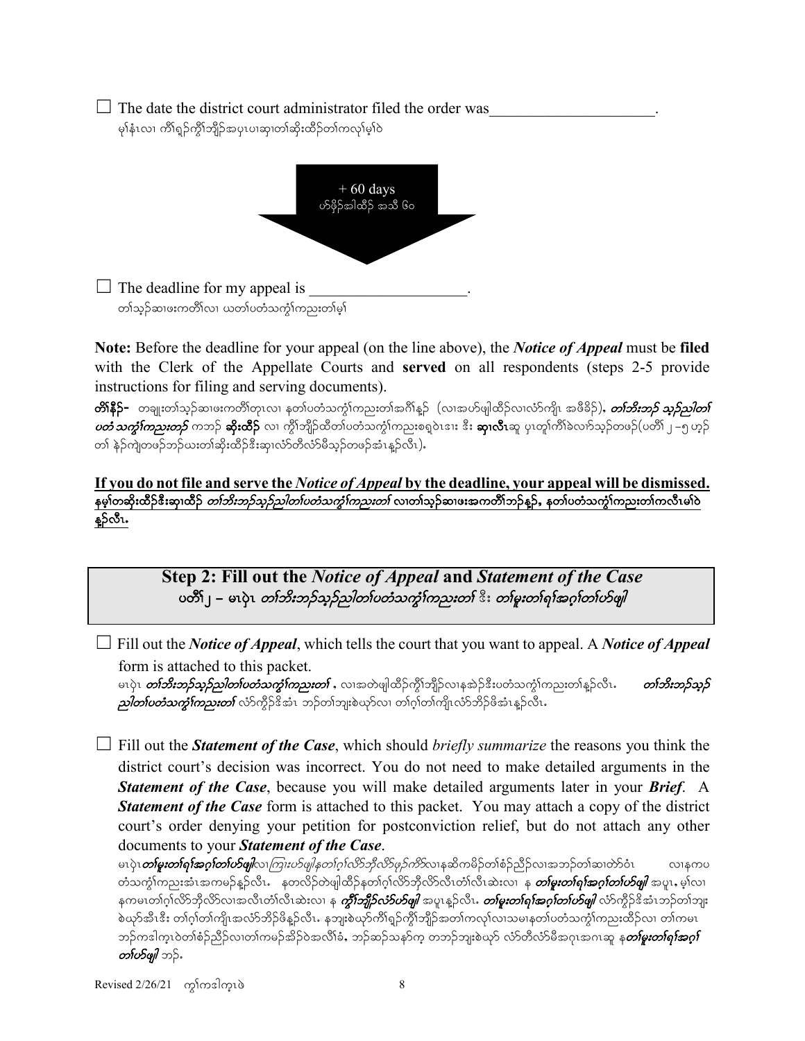☐ The date the district court administrator filed the order was______________________.
မ့ၢ်နံၤလၢ ကီၢ်ရှ်ကွိၢ်ဘျိဉ်အပှၤပၢဆှၢတၢ်ဆိုးထိဉ်တၢ်ကလုၢ်မ့ၢ်ဝဲ

+ 60 days
ဟ်ဖိုဉ်အါထိဉ် အသီ ၆၀

☐ The deadline for my appeal is ____________________.
တၢ်သ့ဉ်ဆၢဖးကတိၢ်လၢ ယတၢ်ပတံသကွံၢ်ကညးတၢ်မ့ၢ်

**Note:** Before the deadline for your appeal (on the line above), the ***Notice of Appeal*** must be **filed** with the Clerk of the Appellate Courts and **served** on all respondents (steps 2-5 provide instructions for filing and serving documents).

**တိၢ်နီဉ်–** တချုးတၢ်သ့ဉ်ဆၢဖးကတိၢ်တုၤလၢ နတၢ်ပတံသကွံၢ်ကညးတၢ်အဂီၢ်နဉ် (လၢအဟ်ဖျါထိဉ်လၢလံာ်ကျိၤ အဖီခိဉ်), ***တၢ်ဘိးဘဉ် သ့ဉ်ညါတၢ် ပတံ သကွံၢ်ကညးတဉ်*** ကဘဉ် **ဆိုးထိဉ်** လၢ ကွိၢ်ဘျိဉ်ထိတၢ်ပတံသကွံၢ်ကညးစရူဝဲၤဒၢး ဒီး **ဆှၢလီၤ**ဆူ ပှၤတူၢ်ကီၢ်ခဲလၢာ်သ့ဉ်တဖဉ်(ပတိၢ် ၂ –၅ ဟ့ဉ် တၢ် နဲဉ်ကျဲတဖဉ်ဘဉ်ယးတၢ်ဆိုးထိဉ်ဒီးဆှၢလံာ်တီလံာ်မိသ့ဉ်တဖဉ်အံၤန့ဉ်လီၤ).

**<u>If you do not file and serve the *Notice of Appeal* by the deadline, your appeal will be dismissed.</u>**
**<u>နမ့ၢ်တဆိုးထိဉ်ဒီးဆှၢထိဉ် *တၢ်ဘိးဘဉ်သ့ဉ်ညါတၢ်ပတံသကွံၢ်ကညးတၢ်* လၢတၢ်သ့ဉ်ဆၢဖးအကတိၢ်ဘဉ်နဉ်, နတၢ်ပတံသကွံၢ်ကညးတၢ်ကလီၤမၢ်ဝဲ န့ဉ်လီၤ.</u>**

## Step 2: Fill out the *Notice of Appeal* and *Statement of the Case*
## ပတိၢ် ၂ – မၤပှဲၤ *တၢ်ဘိးဘဉ်သ့ဉ်ညါတၢ်ပတံသကွံၢ်ကညးတၢ်* ဒီး *တၢ်မူးတၢ်ရၢ်အဂ့ၢ်တၢ်ဟ်ဖျါ*

☐ Fill out the ***Notice of Appeal***, which tells the court that you want to appeal. A ***Notice of Appeal*** form is attached to this packet.
မၤပှဲၤ ***တၢ်ဘိးဘဉ်သ့ဉ်ညါတၢ်ပတံသကွံၢ်ကညးတၢ်*** , လၢအတဲဖျါထိဉ်ကွိၢ်ဘျိဉ်လၢနအဲဉ်ဒိးပတံသကွံၢ်ကညးတၢ်န့ဉ်လီၤ. ***တၢ်ဘိးဘဉ်သ့ဉ် ညါတၢ်ပတံသကွံၢ်ကညးတၢ်*** လံာ်ကွီဉ်ဒိအံၤ ဘဉ်တၢ်ဘျးစဲဃုာ်လၢ တၢ်ဂ့ၢ်တၢ်ကျိၤလံာ်ဘိဉ်ဖိအံၤန့ဉ်လီၤ.

☐ Fill out the ***Statement of the Case***, which should *briefly summarize* the reasons you think the district court's decision was incorrect. You do not need to make detailed arguments in the ***Statement of the Case***, because you will make detailed arguments later in your ***Brief***. A ***Statement of the Case*** form is attached to this packet. You may attach a copy of the district court's order denying your petition for postconviction relief, but do not attach any other documents to your ***Statement of the Case***.
မၤပှဲၤ***တၢ်မူးတၢ်ရၢ်အဂ့ၢ်တၢ်ဟ်ဖျါ***လၢ*ကြၢးဟ်ဖျါနတၢ်ဂ့ၢ်လိာ်ဘိုလိာ်ဖှဉ်ကိာ်*လၢနဆိကမိဉ်တၢ်စံဉ်ညီဉ်လၢအဘဉ်တၢ်ဆၢတဲာ်ဝံၤ လၢနကပ တံသကွံၢ်ကညးအံၤအကမဉ်န့ဉ်လီၤ. နတလိဉ်တဲဖျါထိဉ်နတၢ်ဂ့ၢ်လိာ်ဘိုလိာ်လီၤတံၢ်လီၤဆဲးလၢ န ***တၢ်မူးတၢ်ရၢ်အဂ့ၢ်တၢ်ဟ်ဖျါ*** အပူၤ, မ့ၢ်လၢ နကမၤတၢ်ဂ့ၢ်လိာ်ဘိုလိာ်လၢအလီၤတံၢ်လီၤဆဲးလၢ န ***ကွိၢ်ဘျိဉ်လံာ်ဟ်ဖျါ*** အပူၤန့ဉ်လီၤ. ***တၢ်မူးတၢ်ရၢ်အဂ့ၢ်တၢ်ဟ်ဖျါ*** လံာ်ကွီဉ်ဒိအံၤဘဉ်တၢ်ဘျး စဲဃုာ်အီၤဒီး တၢ်ဂ့ၢ်တၢ်ကျိၤအလံာ်ဘိဉ်ဖိန့ဉ်လီၤ. နဘျးစဲဃုာ်ကီၢ်ရှ်ကွိၢ်ဘျိဉ်အတၢ်ကလုၢ်လၢသမၤနတၢ်ပတံသကွံၢ်ကညးထိဉ်လၢ တၢ်ကမၤ ဘဉ်ကဒါက့ၤဝဲတၢ်စံဉ်ညီဉ်လၢတၢ်ကမဉ်အိဉ်ဝဲအလိၢ်ခံ, ဘဉ်ဆဉ်သနာ်က့ တဘဉ်ဘျးစဲဃုာ် လံာ်တီလံာ်မိအဂၤအဂၤဆူ န***တၢ်မူးတၢ်ရၢ်အဂ့ၢ် တၢ်ဟ်ဖျါ*** ဘဉ်.

Revised 2/26/21 ကွၢ်ကဒါက့ၤဖဲ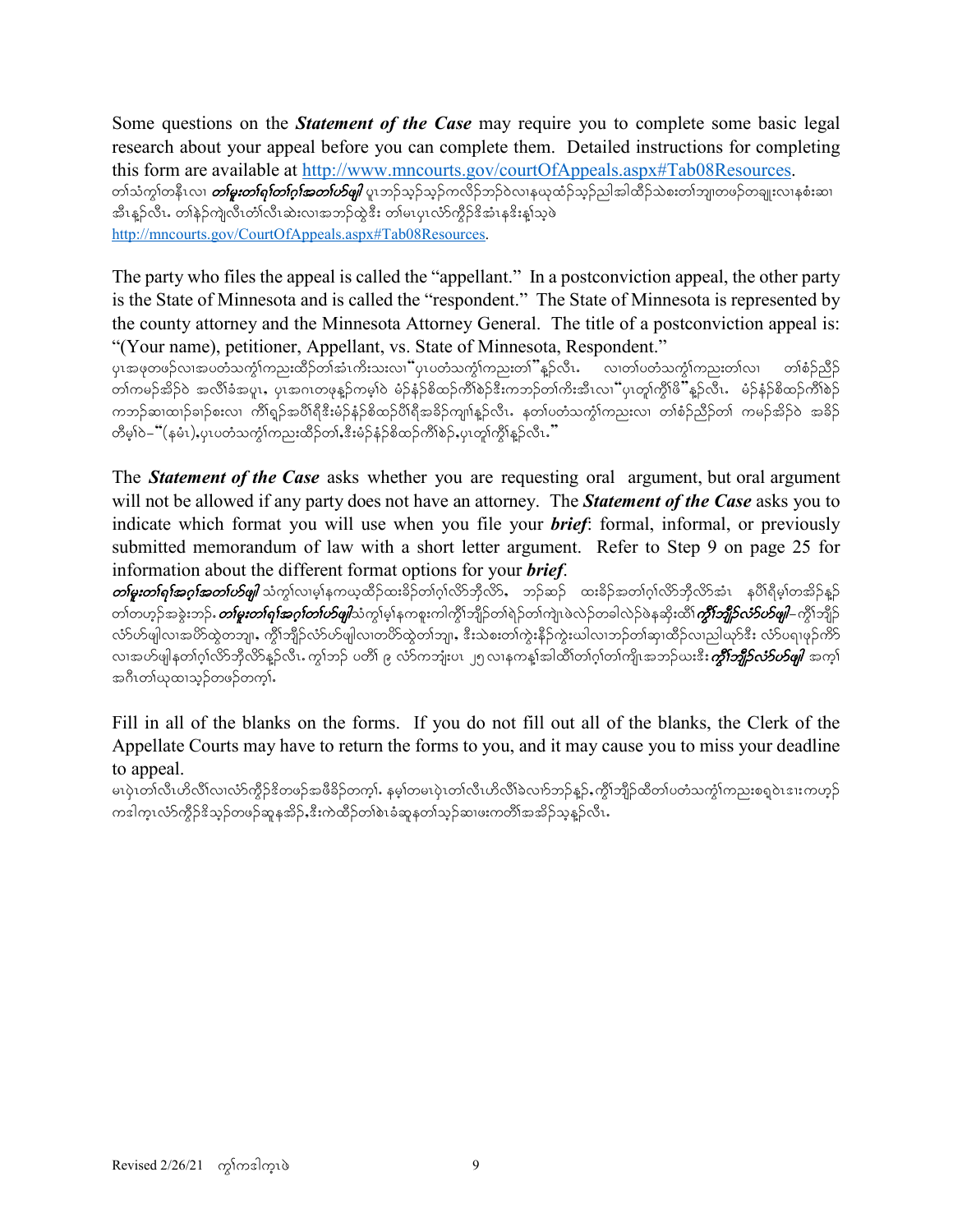Some questions on the ***Statement of the Case*** may require you to complete some basic legal research about your appeal before you can complete them. Detailed instructions for completing this form are available at http://www.mncourts.gov/courtOfAppeals.aspx#Tab08Resources.
တၢ်သံကွၢ်တနီၤလၢ ***တၢ်မူးတၢ်ရၢ်တၢ်ဂ့ၢ်အတၢ်ဟ်ဖျါ*** ပူၤဘၣ်သ့ၣ်သ့ၣ်ကလိၣ်ဘၣ်ဝဲလၢနယုထံၣ်သ့ၣ်ညါအါထိၣ်သဲစးတၢ်ဘျၢတဖၣ်တချုးလၢနစံးဆၢအီၤန့ၣ်လီၤ. တၢ်နဲၣ်ကျဲလီၤတံၢ်လီၤဆဲးလၢအဘၣ်ထွဲဒီး တၢ်မၤပှၤလံာ်ကွိၣ်ဒိအံၤနဒိးန့ၢ်သ့ဖဲ http://mncourts.gov/CourtOfAppeals.aspx#Tab08Resources.

The party who files the appeal is called the "appellant." In a postconviction appeal, the other party is the State of Minnesota and is called the "respondent." The State of Minnesota is represented by the county attorney and the Minnesota Attorney General. The title of a postconviction appeal is: "(Your name), petitioner, Appellant, vs. State of Minnesota, Respondent."
ပှၤအဖုတဖၣ်လၢအပတံသကွံၢ်ကညးထိၣ်တၢ်အံၤကိးသးလၢ "ပှၤပတံသကွံၢ်ကညးတၢ်" န့ၣ်လီၤ. လၢတၢ်ပတံသကွံၢ်ကညးတၢ်လၢ တၢ်စံၣ်ညီၣ်တၢ်ကမၣ်အိၣ်ဝဲ အလိၢ်ခံအပူၤ, ပှၤအဂၤတဖုန့ၣ်ကမ့ၢ်ဝဲ မံၣ်နံၣ်စိထၣ်ကိၢ်စဲၣ်ဒီးကဘၣ်တၢ်ကိးအီၤလၢ "ပှၤတူၢ်ကွိၢ်ဖိ" န့ၣ်လီၤ. မံၣ်နံၣ်စိထၣ်ကိၢ်စဲၣ်ကဘၣ်ဆၢထၢၣ်ခၢၣ်စးလၢ ကိၢ်ရှၣ်အပိၢ်ရိဒီးမံၣ်နံၣ်စိထၣ်ပိၢ်ရိအခိၣ်ကျၢၢ်န့ၣ်လီၤ. နတၢ်ပတံသကွံၢ်ကညးလၢ တၢ်စံၣ်ညီၣ်တၢ် ကမၣ်အိၣ်ဝဲ အခိၣ်တီမ့ၢ်ဝဲ– "(နမံၤ),ပှၤပတံသကွံၢ်ကညးထိၣ်တၢ်,ဒီးမံၣ်နံၣ်စိထၣ်ကိၢ်စဲၣ်,ပှၤတူၢ်ကွိၢ်န့ၣ်လီၤ."

The ***Statement of the Case*** asks whether you are requesting oral argument, but oral argument will not be allowed if any party does not have an attorney. The ***Statement of the Case*** asks you to indicate which format you will use when you file your ***brief***: formal, informal, or previously submitted memorandum of law with a short letter argument. Refer to Step 9 on page 25 for information about the different format options for your ***brief***.
***တၢ်မူးတၢ်ရၢ်အဂ့ၢ်အတၢ်ဟ်ဖျါ*** သံကွၢ်လၢမ့ၢ်နကယ့ထိၣ်ထးခိၣ်တၢ်ဂ့ၢ်လိာ်ဘိုလိာ်, ဘၣ်ဆၣ် ထးခိၣ်အတၢ်ဂ့ၢ်လိာ်ဘိုလိာ်အံၤ နပိၢ်ရိမ့ၢ်တအိၣ်န့ၣ် တၢ်တဟ့ၣ်အခွဲးဘၣ်. ***တၢ်မူးတၢ်ရၢ်အဂ့ၢ်တၢ်ဟ်ဖျါ***သံကွၢ်မ့ၢ်နကစူးကါကွိၢ်ဘျိၣ်တၢ်ရဲၣ်တၢ်ကျဲၤဖဲလဲၣ်တခါလဲၣ်ဖဲနဆိုးထိၢ် ***ကွိၢ်ဘျိၣ်လံာ်ဟ်ဖျါ***–ကွိၢ်ဘျိၣ်လံာ်ဟ်ဖျါလၢအပိာ်ထွဲတဘျာ, ကွိၢ်ဘျိၣ်လံာ်ဟ်ဖျါလၢတပိာ်ထွဲတၢ်ဘျာ, ဒီးသဲစးတၢ်ကွဲးနိၣ်ကွဲးဃါလၢဘၣ်တၢ်ဆှၢထိၣ်လၢညါယှာ်ဒီး လံာ်ပရၢဖုၣ်ကိာ်လၢအဟ်ဖျါနတၢ်ဂ့ၢ်လိာ်ဘိုလိာ်န့ၣ်လီၤ. ကွၢ်ဘၣ် ပတိၢ် ၉ လံာ်ကဘျံးပၤ ၂၅ လၢနကန့ၢ်အါထိၢ်တၢ်ဂ့ၢ်တၢ်ကျိၤအဘၣ်ဃးဒီး ***ကွိၢ်ဘျိၣ်လံာ်ဟ်ဖျါ*** အက့ၢ်အဂီၤတၢ်ယုထၢသ့ၣ်တဖၣ်တက့ၢ်.

Fill in all of the blanks on the forms. If you do not fill out all of the blanks, the Clerk of the Appellate Courts may have to return the forms to you, and it may cause you to miss your deadline to appeal.
မၤပှဲၤတၢ်လီၤဟိလိၢ်လၢလံာ်ကွိၣ်ဒိတဖၣ်အဖီခိၣ်တက့ၢ်. နမ့ၢ်တမၤပှဲၤတၢ်လီၤဟိလိၢ်ခဲလၢာ်ဘၣ်န့ၣ်, ကွိၢ်ဘျိၣ်ထိတၢ်ပတံသကွံၢ်ကညးစရ့ဝဲၤဒၢးကဟ့ၣ်ကဒါက့ၤလံာ်ကွိၣ်ဒိသ့ၣ်တဖၣ်ဆူနအိၣ်,ဒီးကဲထိၣ်တၢ်စဲၤခံဆူနတၢ်သ့ၣ်ဆၢဖးကတိၢ်အအိၣ်သ့န့ၣ်လီၤ.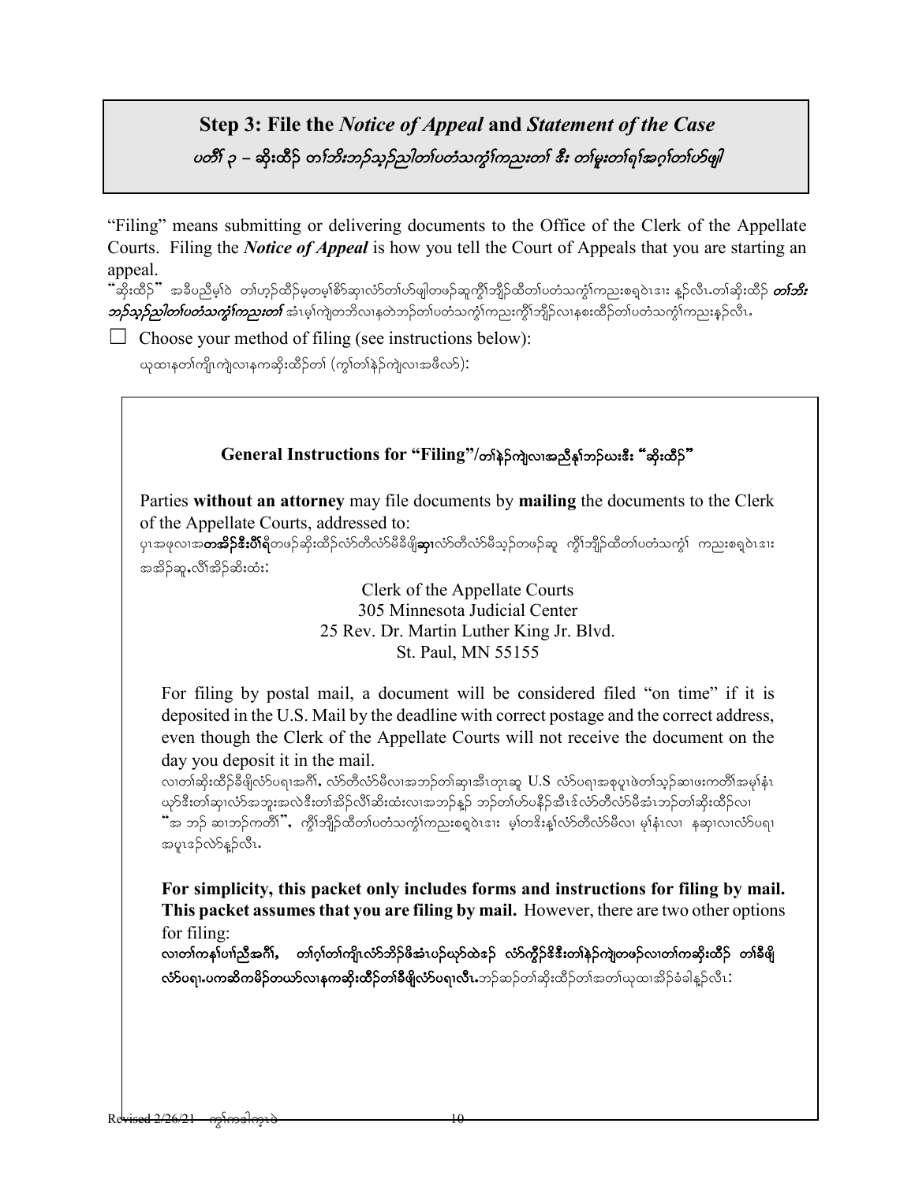## Step 3: File the *Notice of Appeal* and *Statement of the Case*

*ပတိၢ် ၃ – ဆိုးထိဉ် တၢ်ဘိးဘဉ်သ့ဉ်ညါတၢ်ပတံသကွံၢ်ကညးတၢ် ဒီး တၢ်မူးတၢ်ရၢ်အဂ့ၢ်တၢ်ဟ်ဖျါ*

"Filing" means submitting or delivering documents to the Office of the Clerk of the Appellate Courts. Filing the ***Notice of Appeal*** is how you tell the Court of Appeals that you are starting an appeal.

"ဆိုးထိဉ်" အခီပညီမ့ၢ်ဝဲ တၢ်ဟ့ဉ်ထိဉ်မ့တမ့ၢ်စိာ်ဆှၢလံာ်တၢ်ဟ်ဖျါတဖဉ်ဆူကွိၢ်ဘျိဉ်ထီတၢ်ပတံသကွံၢ်ကညးစရ့ဝဲၤဒၢး နဉ်လီၤ.တၢ်ဆိုးထိဉ် ***တၢ်ဘိးဘဉ်သ့ဉ်ညါတၢ်ပတံသကွံၢ်ကညးတၢ်*** အံၤမ့ၢ်ကျဲတဘိလၢနတဲဘဉ်တၢ်ပတံသကွံၢ်ကညးကွိၢ်ဘျိဉ်လၢနစးထိဉ်တၢ်ပတံသကွံၢ်ကညးနဉ်လီၤ.

☐ Choose your method of filing (see instructions below):
ယုထၢနတၢ်ကျိၤကျဲလၢနကဆိုးထိဉ်တၢ် (ကွၢ်တၢ်နဲဉ်ကျဲလၢအဖီလာ်):

### General Instructions for "Filing"/တၢ်နဲဉ်ကျဲလၢအညီနုၢ်ဘဉ်ဃးဒီး "ဆိုးထိဉ်"

Parties **without an attorney** may file documents by **mailing** the documents to the Clerk of the Appellate Courts, addressed to:

ပှၤအဖုလၢအ**တအိဉ်ဒီးပိၢ်ရီ**တဖဉ်ဆိုးထိဉ်လံာ်တီလံာ်မီခီဖျိ**ဆှၢ**လံာ်တီလံာ်မီသ့ဉ်တဖဉ်ဆူ ကွိၢ်ဘျိဉ်ထီတၢ်ပတံသကွံၢ် ကညးစရ့ဝဲၤဒၢး အအိဉ်ဆူ.လီၢ်အိဉ်ဆိးထံး:

Clerk of the Appellate Courts
305 Minnesota Judicial Center
25 Rev. Dr. Martin Luther King Jr. Blvd.
St. Paul, MN 55155

For filing by postal mail, a document will be considered filed "on time" if it is deposited in the U.S. Mail by the deadline with correct postage and the correct address, even though the Clerk of the Appellate Courts will not receive the document on the day you deposit it in the mail.

လၢတၢ်ဆိုးထိဉ်ခီဖျိလံာ်ပရၢအဂီၢ်, လံာ်တီလံာ်မီလၢအဘဉ်တၢ်ဆှၢအီၤတုၤဆူ U.S လံာ်ပရၢအစုပူၤဖဲတၢ်သ့ဉ်ဆၢဖးကတိၢ်အမုၢ်နံၤ ယှာ်ဒီးတၢ်ဆှၢလံာ်အဘူးအလဲဒီးတၢ်အိဉ်လီၢ်ဆိးထံးလၢအဘဉ်နူဉ် ဘဉ်တၢ်ဟ်ပနီဉ်အီၤန်လံာ်တီလံာ်မီအံၤဘဉ်တၢ်ဆိုးထိဉ်လၢ "အ ဘဉ် ဆၢဘဉ်ကတိၢ်", ကွိၢ်ဘျိဉ်ထီတၢ်ပတံသကွံၢ်ကညးစရ့ဝဲၤဒၢး မ့ၢ်တဒိးန့ၢ်လံာ်တီလံာ်မီလၢ မုၢ်နံၤလၢ နဆှၢလၢလံာ်ပရၢအပူၤဒဉ်လဲာ်နူဉ်လီၤ.

**For simplicity, this packet only includes forms and instructions for filing by mail. This packet assumes that you are filing by mail.** However, there are two other options for filing:

**လၢတၢ်ကနၢ်ပၢၢ်ညီအဂီၢ်, တၢ်ဂ့ၢ်တၢ်ကျိၤလံာ်ဘိဉ်ဖိအံၤပဉ်ယှာ်ထဲဒဉ် လံာ်ကွီဉ်ဒီးတၢ်နဲဉ်ကျဲတဖဉ်လၢတၢ်ကဆိုးထိဉ် တၢ်ခီဖျိလံာ်ပရၢ.ပကဆိကမိဉ်တယာ်လၢနကဆိုးထိဉ်တၢ်ခီဖျိလံာ်ပရၢလီၤ.**ဘဉ်ဆဉ်တၢ်ဆိုးထိဉ်တၢ်အတၢ်ယုထၢအိဉ်ခံခါနူဉ်လီၤ: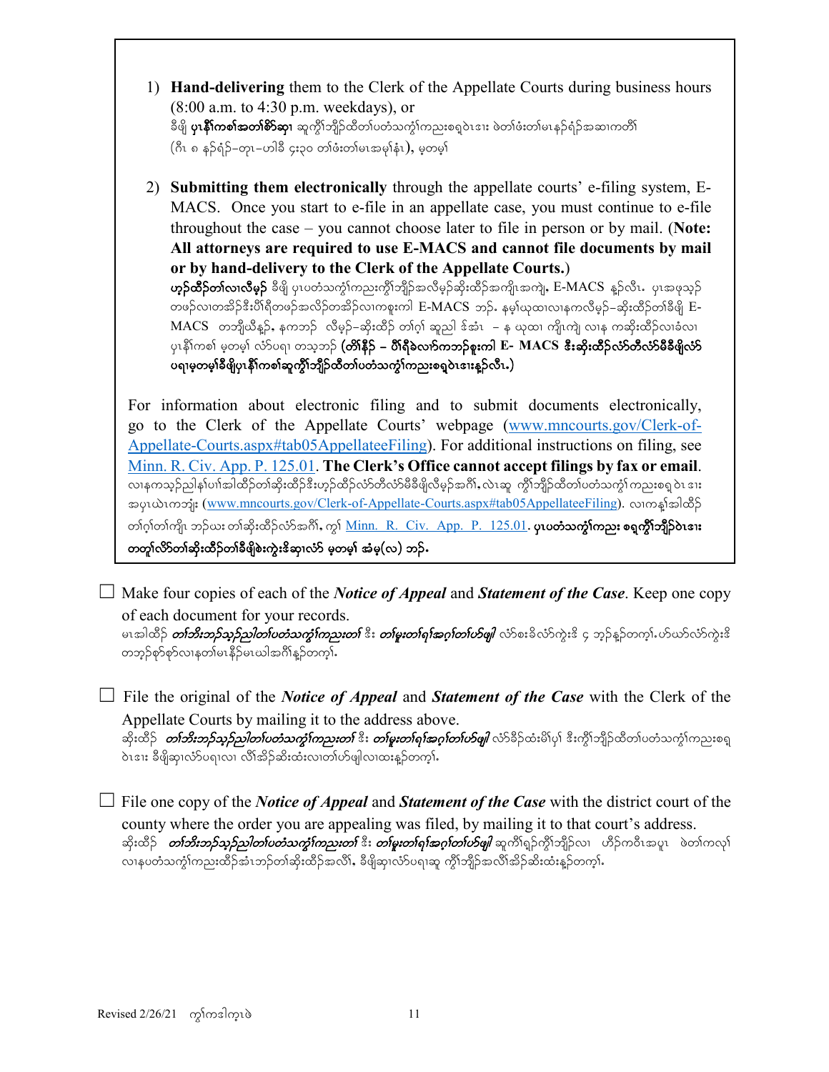1) **Hand-delivering** them to the Clerk of the Appellate Courts during business hours (8:00 a.m. to 4:30 p.m. weekdays), or
ခီဖျိ **ပှၤနီၢ်ကစၢ်အတၢ်စိာ်ဆှၢ** ဆူကွီၢ်ဘျိၣ်ထီတၢ်ပတံသကွ့ၢ်ကညးစရူဝဲၤဒၢး ဖဲတၢ်ဖံးတၢ်မၤနၣ်ရံၣ်အဆၢကတီၢ် (ဂီၤ ၈ နၣ်ရံၣ်–တုၤ–ဟါခီ ၄း၃၀ တၢ်ဖံးတၢ်မၤအမုၢ်နံၤ), မ့တမ့ၢ်

2) **Submitting them electronically** through the appellate courts' e-filing system, E-MACS. Once you start to e-file in an appellate case, you must continue to e-file throughout the case – you cannot choose later to file in person or by mail. (**Note: All attorneys are required to use E-MACS and cannot file documents by mail or by hand-delivery to the Clerk of the Appellate Courts.**)
**ဟ့ၣ်ထီၣ်တၢ်လၢလီမ့ၣ်** ခီဖျိ ပှၤပတံသကွ့ၢ်ကညးကွီၢ်ဘျိၣ်အလီမ့ၣ်ဆိးထိၣ်အကျိၤအကျဲ, E-MACS နူၣ်လီၤ. ပှၤအဖုသ့ၣ်တဖၣ်လၢတအိၣ်ဒီးပီၢ်ရီတဖၣ်အလိၣ်တအိၣ်လၢကစူးကါ E-MACS ဘၣ်. နမ့ၢ်ယုထၢလၢနကလီမ့ၣ်–ဆိးထိၣ်တၢ်ခီဖျိ E-MACS တဘျီယီနူၣ်, နကဘၣ် လီမ့ၣ်–ဆိးထိၣ် တၢ်ဂ့ၢ် ဆူညါ ဒ်အံၤ – န ယုထၢ ကျိၤကျဲ လၢန ကဆိးထိၣ်လၢခံလၢ ပှၤနီၢ်ကစၢ် မ့တမ့ၢ် လံာ်ပရၢ တသ့ဘၣ် (**တၢ်နိၣ် – ပီၢ်ရီခဲလၢာ်ကဘၣ်စူးကါ E- MACS ဒီးဆိးထိၣ်လံာ်တီလံာ်မီခီဖျိလံာ်ပရၢမ့တမ့ၢ်ခီဖျိပှၤနီၢ်ကစၢ်ဆူကွီၢ်ဘျိၣ်ထီတၢ်ပတံသကွ့ၢ်ကညးစရူဝဲၤဒၢးနူၣ်လီၤ.**)

For information about electronic filing and to submit documents electronically, go to the Clerk of the Appellate Courts' webpage ([www.mncourts.gov/Clerk-of-Appellate-Courts.aspx#tab05AppellateeFiling](www.mncourts.gov/Clerk-of-Appellate-Courts.aspx#tab05AppellateeFiling)). For additional instructions on filing, see [Minn. R. Civ. App. P. 125.01](Minn. R. Civ. App. P. 125.01). **The Clerk's Office cannot accept filings by fax or email**.
လၢနကသ့ၣ်ညါနၢ်ပၢၢ်အါထိၣ်တၢ်ဆိးထိၣ်ဒီးဟ့ၣ်ထိၣ်လံာ်တီလံာ်မီခီဖျိလီမ့ၣ်အဂီၢ်, လဲၤဆူ ကွီၢ်ဘျိၣ်ထီတၢ်ပတံသကွ့ၢ်ကညးစရူဝဲၤဒၢး အပှၤယဲၤကဘျံး ([www.mncourts.gov/Clerk-of-Appellate-Courts.aspx#tab05AppellateeFiling](www.mncourts.gov/Clerk-of-Appellate-Courts.aspx#tab05AppellateeFiling)). လၢကနဲ့ၤ်အါထိၣ် တၢ်ဂ့ၢ်တၢ်ကျိၤ ဘၣ်ဃး တၢ်ဆိးထိၣ်လံာ်အဂီၢ်, ကွၢ် [Minn. R. Civ. App. P. 125.01](Minn. R. Civ. App. P. 125.01). **ပှၤပတံသကွ့ၢ်ကညး စရူကွီၢ်ဘျိၣ်ဝဲၤဒၢး တတူၢ်လိာ်တၢ်ဆိးထိၣ်တၢ်ခီဖျိစဲးကွဲးဒိဆှၢလံာ် မ့တမ့ၢ် အံမ့(လ) ဘၣ်.**

☐ Make four copies of each of the ***Notice of Appeal*** and ***Statement of the Case***. Keep one copy of each document for your records.
မၤအါထိၣ် ***တၢ်ဘီးဘၣ်သ့ၣ်ညါတၢ်ပတံသကွ့ၢ်ကညးတၢ်*** ဒီး ***တၢ်မူးတၢ်ရၢ်အဂ့ၢ်တၢ်ဟ်ဖျါ*** လံာ်စးခိလံာ်ကွဲးဒိ ၄ ဘ့ၣ်နူၣ်တက့ၢ်. ဟ်ဃာ်လံာ်ကွဲးဒိ တဘ့ၣ်စှာ်စှာ်လၢနတၢ်မၤနီၣ်မၤယါအဂီၢ်နူၣ်တက့ၢ်.

☐ File the original of the ***Notice of Appeal*** and ***Statement of the Case*** with the Clerk of the Appellate Courts by mailing it to the address above.
ဆိးထိၣ် ***တၢ်ဘီးဘၣ်သ့ၣ်ညါတၢ်ပတံသကွ့ၢ်ကညးတၢ်*** ဒီး ***တၢ်မူးတၢ်ရၢ်အဂ့ၢ်တၢ်ဟ်ဖျါ*** လံာ်ခီၣ်ထံးမိၢ်ပှၢ် ဒီးကွီၢ်ဘျိၣ်ထီတၢ်ပတံသကွ့ၢ်ကညးစရူဝဲၤဒၢး ခီဖျိဆှၢလံာ်ပရၢလၢ လီၢ်အိၣ်ဆိးထံးလၢတၢ်ဟ်ဖျါလၢထးနူၣ်တက့ၢ်.

☐ File one copy of the ***Notice of Appeal*** and ***Statement of the Case*** with the district court of the county where the order you are appealing was filed, by mailing it to that court's address.
ဆိးထိၣ် ***တၢ်ဘီးဘၣ်သ့ၣ်ညါတၢ်ပတံသကွ့ၢ်ကညးတၢ်*** ဒီး ***တၢ်မူးတၢ်ရၢ်အဂ့ၢ်တၢ်ဟ်ဖျါ*** ဆူကီၢ်ရှၣ်ကွီၢ်ဘျိၣ်လၢ ဟိၣ်ကဝီၤအပူၤ ဖဲတၢ်ကလုၢ်လၢနပတံသကွ့ၢ်ကညးထိၣ်အံၤဘၣ်တၢ်ဆိးထိၣ်အလီၢ်, ခီဖျိဆှၢလံာ်ပရၢဆူ ကွီၢ်ဘျိၣ်အလီၢ်အိၣ်ဆိးထံးနူၣ်တက့ၢ်.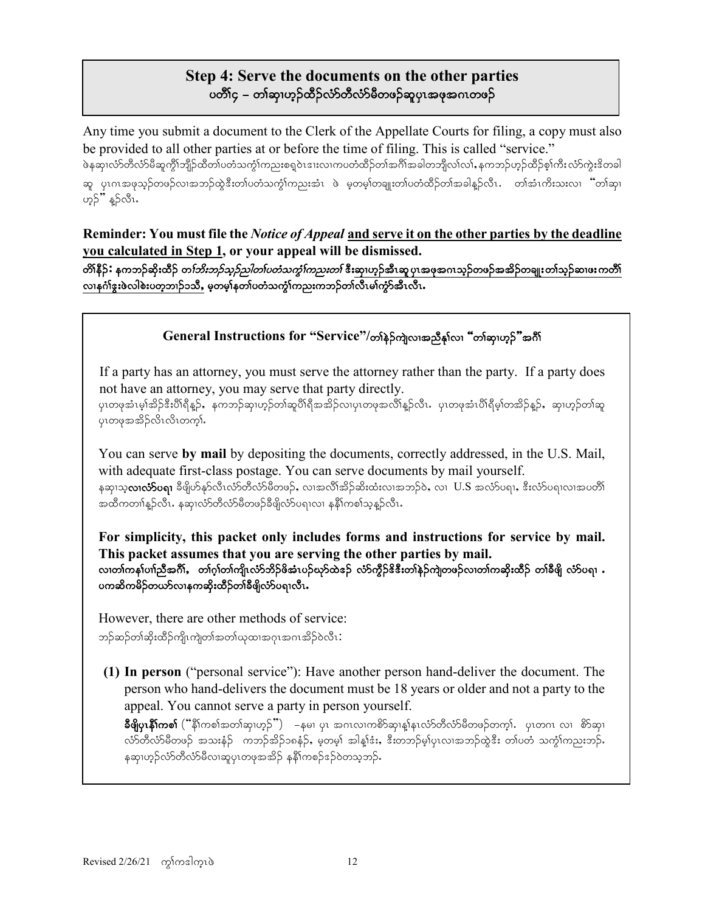## Step 4: Serve the documents on the other parties

## ပတိၢ်၄ – တၢ်ဆှၢဟ့ၣ်ထိၣ်လံာ်တီလံာ်မီတဖၣ်ဆူပှၤအဖုအဂၤတဖၣ်

Any time you submit a document to the Clerk of the Appellate Courts for filing, a copy must also be provided to all other parties at or before the time of filing. This is called "service."

ဖဲနဆှၢလံာ်တီလံာ်မီဆူကွိၢ်ဘျိၣ်ထိတၢ်ပတံသကွံၢ်ကညးစရဲၤဒးးလၢကပတံထိၣ်တၢ်အဂိၢ်အခါတဘျီလၢ်လၢ်, နကဘၣ်ဟ့ၣ်ထိၣ်စ့ၢ်ကီးလံာ်ကွဲးဒိတခါဆူ ပှၤဂၤအဖုသ့ၣ်တဖၣ်လၢအဘၣ်ထွဲဒီးတၢ်ပတံသကွံၢ်ကညးအံၤ ဖဲ မ့တမ့ၢ်တချူးတၢ်ပတံထိၣ်တၢ်အခါန့ၣ်လီၤ. တၢ်အံၤကိးသးလၢ "တၢ်ဆှၢဟ့ၣ်" န့ၣ်လီၤ.

**Reminder: You must file the *Notice of Appeal* <u>and serve it on the other parties by the deadline you calculated in Step 1</u>, or your appeal will be dismissed.**

**တိၢ်နိၣ်: နကဘၣ်ဆိးထိၣ် *တၢ်ဘိးဘၣ်သ့ၣ်ညါတၢ်ပတံသကွံၢ်ကညးတၢ်* <u>ဒီးဆှၢဟ့ၣ်အီၤဆူပှၤအဖုအဂၤသ့ၣ်တဖၣ်အအိၣ်တချူးတၢ်သ့ၣ်ဆၢဖးကတိၢ်လၢနဂံၢ်ဒွးဖဲလါစဲးပတ့ဘ၁ၣ်၁သိ</u>, မ့တမ့ၢ်နတၢ်ပတံသကွံၢ်ကညးကဘၣ်တၢ်လီၤမၢ်ကွံာ်အီၤလီၤ.**

### General Instructions for "Service"/တၢ်နဲၣ်ကျဲလၢအညီနှၢ်လၢ "တၢ်ဆှၢဟ့ၣ်"အဂိၢ်

If a party has an attorney, you must serve the attorney rather than the party. If a party does not have an attorney, you may serve that party directly.

ပှၤတဖုအံၤမ့ၢ်အိၣ်ဒီးပိၢ်ရီန့ၣ်, နကဘၣ်ဆှၢဟ့ၣ်တၢ်ဆူပိၢ်ရီအအိၣ်လၢပှၤတဖုအလိၢ်န့ၣ်လီၤ. ပှၤတဖုအံၤပိၢ်ရီမ့ၢ်တအိၣ်န့ၣ်, ဆှၢဟ့ၣ်တၢ်ဆူပှၤတဖုအအိၣ်လိၤလိၤတက့ၢ်.

You can serve **by mail** by depositing the documents, correctly addressed, in the U.S. Mail, with adequate first-class postage. You can serve documents by mail yourself.

နဆှၢသ့**လၢလံာ်ပရၢ** ခီဖျိဟ်နှာ်လီၤလံာ်တီလံာ်မီတဖၣ်, လၢအလိၢ်အိၣ်ဆိးထံးလၢအဘၣ်ဝဲ, လၢ U.S အလံာ်ပရၢ, ဒီးလံာ်ပရၢလၢအပတိၢ်အထိကတၢၢ်န့ၣ်လီၤ. နဆှၢလံာ်တီလံာ်မီတဖၣ်ခီဖျိလံာ်ပရၢလၢ နနီၢ်ကစၢ်သ့န့ၣ်လီၤ.

**For simplicity, this packet only includes forms and instructions for service by mail. This packet assumes that you are serving the other parties by mail.**

**လၢတၢ်ကနၢ်ပၢၢ်ညီအဂိၢ်, တၢ်ဂ့ၢ်တၢ်ကျိၤလံာ်ဘိၣ်ဖိအံၤပဉ်ဃုာ်ထဲဒၣ် လံာ်ကွိၣ်ဒီဒီးတၢ်နဲၣ်ကျဲတဖၣ်လၢတၢ်ကဆှၢထိၣ် တၢ်ခီဖျိ လံာ်ပရၢ . ပကဆိကမိၣ်တဃာ်လၢနကဆှၢထိၣ်တၢ်ခီဖျိလံာ်ပရၢလီၤ.**

However, there are other methods of service:

ဘၣ်ဆၣ်တၢ်ဆှၢထိၣ်ကျိၤကျဲတၢ်အတၢ်ဃုထၢအဂုၤအဂၤအိၣ်ဝဲလီၤ:

**(1) In person** ("personal service"): Have another person hand-deliver the document. The person who hand-delivers the document must be 18 years or older and not a party to the appeal. You cannot serve a party in person yourself.

**ခီဖျိပှၤနီၢ်ကစၢ်** ("နီၢ်ကစၢ်အတၢ်ဆှၢဟ့ၣ်") –နမၢ ပှၤ အဂၤလၢကစိာ်ဆှၢန့ၢ်နၤလံာ်တီလံာ်မီတဖၣ်တက့ၢ်. ပှၤတဂၤ လၢ စိာ်ဆှၢလံာ်တီလံာ်မီတဖၣ် အသးနံၣ် ကဘၣ်အိၣ်၁၈နံၣ်, မ့တမ့ၢ် အါန့ၢ်ဒံး, ဒီးတဘၣ်မ့ၢ်ပှၤလၢအဘၣ်ထွဲဒီး တၢ်ပတံ သကွံၢ်ကညးဘၣ်. နဆှၢဟ့ၣ်လံာ်တီလံာ်မီလၢဆူပှၤတဖုအအိၣ် နနီၢ်ကစၢ်ဒၣ်ဝဲတသ့ဘၣ်.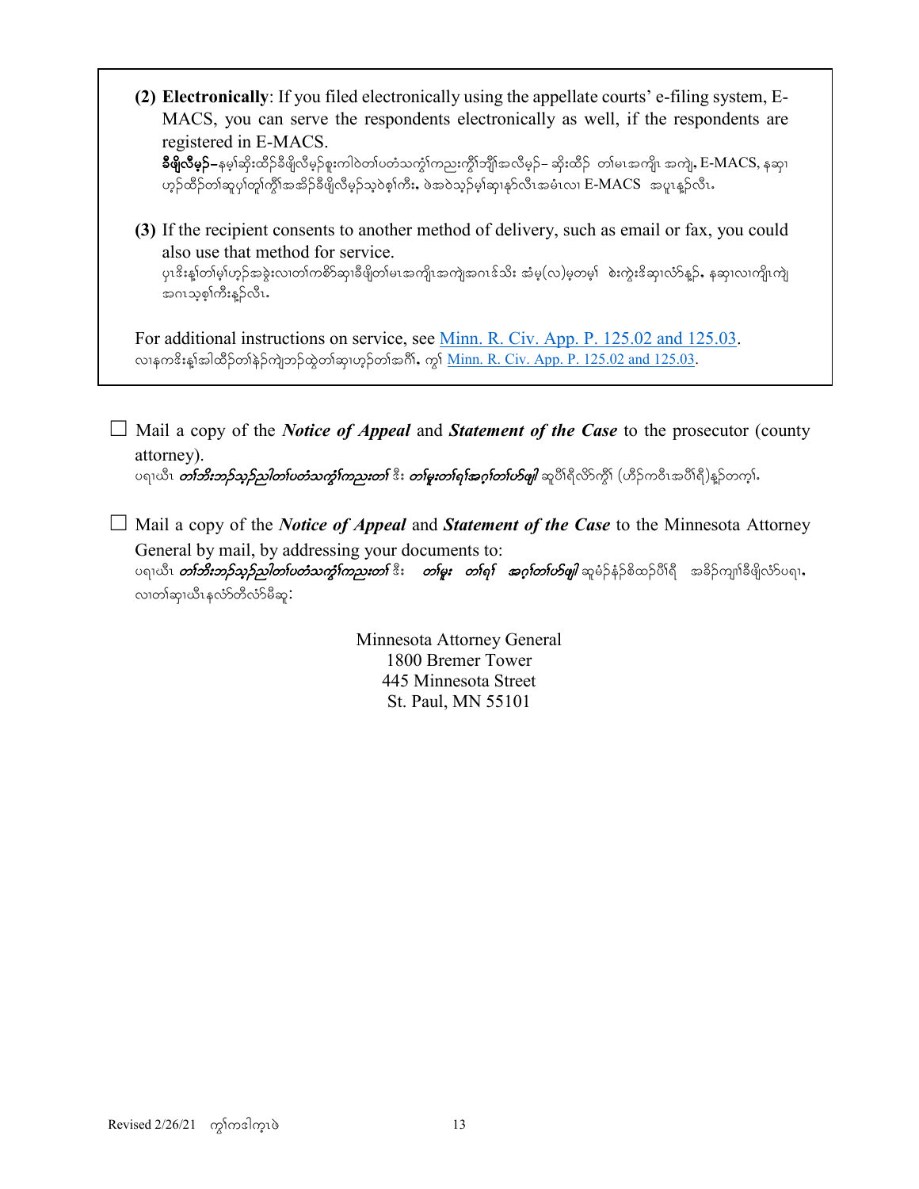> **(2) Electronically**: If you filed electronically using the appellate courts' e-filing system, E-MACS, you can serve the respondents electronically as well, if the respondents are registered in E-MACS.
> **ခီဖျိလီမ့ဉ်–**နမ့ၢ်ဆိုးထိဉ်ခီဖျိလီမ့ဉ်စူးကါဝဲတၢ်ပတံသကွံၢ်ကညးကွီၢ်ဘျီၢ်အလီမ့ဉ်– ဆိုးထိဉ် တၢ်မၤအကျိၤ အကျဲ, E-MACS, နဆှၢဟ့ဉ်ထိဉ်တၢ်ဆူပှၢ်တူၢ်ကွီၢ်အဖိဉ်ခီဖျိလီမ့ဉ်သ့ဝဲစ့ၢ်ကီး, ဖဲအဝဲသ့ဉ်မ့ၢ်ဆုၢနဉ်လီၤအမံၤလၢ E-MACS အပူၤန့ဉ်လီၤ.
>
> **(3)** If the recipient consents to another method of delivery, such as email or fax, you could also use that method for service.
> ပှၤဒိးန့ၢ်တၢ်မ့ၢ်ဟ့ဉ်အခွဲးလၢတၢ်ကစိာ်ဆှၢခီဖျိတၢ်မၤအကျိၤအကျဲအဂၤဒ်သိး အံမ့(လ)မ့တမ့ၢ် စဲးကွဲးဒိဆှၢလံာ်နဉ်, နဆှၢလၢကျိၤကျဲအဂၤသ့စ့ၢ်ကီးန့ဉ်လီၤ.
>
> For additional instructions on service, see [Minn. R. Civ. App. P. 125.02 and 125.03](Minn. R. Civ. App. P. 125.02 and 125.03).
> လၢနကဒိးန့ၢ်အါထိဉ်တၢ်နဲဉ်ကျဲဘဉ်ထွဲတၢ်ဆှၢဟ့ဉ်တၢ်အဂီၢ်, ကွၢ် [Minn. R. Civ. App. P. 125.02 and 125.03](Minn. R. Civ. App. P. 125.02 and 125.03).

☐ Mail a copy of the ***Notice of Appeal*** and ***Statement of the Case*** to the prosecutor (county attorney).
ပရၢဃီၤ ***တၢ်ဘီးဘဉ်သ့ဉ်ညါတၢ်ပတံသကွံၢ်ကညးတၢ်*** ဒီး ***တၢ်မူးတၢ်ရၢ်အဂ့ၢ်တၢ်ဟ်ဖျါ*** ဆူပီၢ်ရိလိာ်ကွီၢ် (ဟီဉ်ကဝီၤအပီၢ်ရီ)န့ဉ်တက့ၢ်.

☐ Mail a copy of the ***Notice of Appeal*** and ***Statement of the Case*** to the Minnesota Attorney General by mail, by addressing your documents to:
ပရၢဃီၤ ***တၢ်ဘီးဘဉ်သ့ဉ်ညါတၢ်ပတံသကွံၢ်ကညးတၢ်*** ဒီး ***တၢ်မူး တၢ်ရၢ် အဂ့ၢ်တၢ်ဟ်ဖျါ*** ဆူမံဉ်နံဉ်စိထဉ်ပီၢ်ရီ အခိဉ်ကျၢ်ခီဖျိလံာ်ပရၢ, လၢတၢ်ဆှၢဃီၤနလံာ်တီလံာ်မီဆူ:

Minnesota Attorney General
1800 Bremer Tower
445 Minnesota Street
St. Paul, MN 55101

Revised 2/26/21 ကွၢ်ကဒါက့ၤဖဲ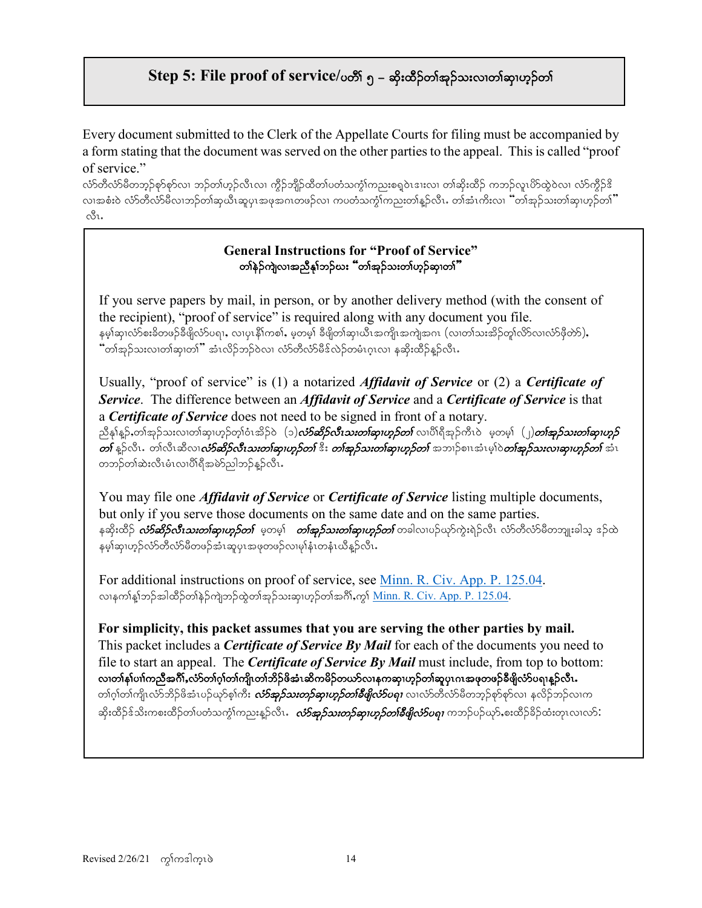# Step 5: File proof of service/ပတိၢ် ၅ – ဆိးထီၣ်တၢ်အုၣ်သးလၢတၢ်ဆှၢဟ့ၣ်တၢ်

Every document submitted to the Clerk of the Appellate Courts for filing must be accompanied by a form stating that the document was served on the other parties to the appeal. This is called "proof of service."

လံာ်တီလံာ်မီတဘ့ၣ်စှာ်စှာ်လၢ ဘၣ်တၢ်ဟ့ၣ်လီၤလၢ ကွီၢ်ဘျိၣ်ထီတၢ်ပတံသကွၢ်ကညးစရ့ၤဝဲၤဒၢးလၢ တၢ်ဆိးထီၣ် ကဘၣ်လူၤပိာ်ထွဲဝဲလၢ လံာ်ကွီၣ်ဒိလၢအစံးဝဲ လံာ်တီလံာ်မီလၢဘၣ်တၢ်ဆှၢယီၤဆူပှၤအဖုအဂၤတဖၣ်လၢ ကပတံသကွၢ်ကညးတၢ်နူၣ်လီၤ. တၢ်အံၤကိးလၢ "တၢ်အုၣ်သးတၢ်ဆှၢဟ့ၣ်တၢ်" လီၤ.

**General Instructions for "Proof of Service"**
**တၢ်နဲၣ်ကျဲလၢအညီနုၢ်ဘၣ်ဃး "တၢ်အုၣ်သးတၢ်ဟ့ၣ်ဆှၢတၢ်"**

If you serve papers by mail, in person, or by another delivery method (with the consent of the recipient), "proof of service" is required along with any document you file.
နမ့ၢ်ဆှၢလံာ်စးခိတဖၣ်ခီဖျိလံာ်ပရၢ, လၢပှၤနီၢ်ကစၢ်, မ့တမ့ၢ် ခီဖျိတၢ်ဆှၢယီၤအကျိၤအကျဲအဂၤ (လၢတၢ်သးအိၣ်တူၢ်လိာ်လၢလံာ်ဖိတဲာ်), "တၢ်အုၣ်သးလၢတၢ်ဆှၢတၢ်" အံၤလိၣ်ဘၣ်ဝဲလၢ လံာ်တီလံာ်မီဒ်လဲၣ်တမံၤဂ့ၤလၢ နဆိးထီၣ်နူၣ်လီၤ.

Usually, "proof of service" is (1) a notarized *Affidavit of Service* or (2) a *Certificate of Service*. The difference between an *Affidavit of Service* and a *Certificate of Service* is that a *Certificate of Service* does not need to be signed in front of a notary.
ညီနုၢ်နူၣ်,တၢ်အုၣ်သးလၢတၢ်ဆှၢဟ့ၣ်တ့ၢ်ဝံၤအိၣ်ဝဲ (၁)***လံာ်ဆိၣ်လီၤသးတၢ်ဆှၢဟ့ၣ်တၢ်*** လၢပိၢ်ရိအုၣ်ကီၤဝဲ မ့တမ့ၢ် (၂)***တၢ်အုၣ်သးတၢ်ဆှၢဟ့ၣ်တၢ်*** နူၣ်လီၤ. တၢ်လီၤဆီလၢ***လံာ်ဆိၣ်လီၤသးတၢ်ဆှၢဟ့ၣ်တၢ်*** ဒီး ***တၢ်အုၣ်သးတၢ်ဆှၢဟ့ၣ်တၢ်*** အဘၢၣ်စၢၤအံၤမ့ၢ်ဝဲ***တၢ်အုၣ်သးလၢဆှၢဟ့ၣ်တၢ်*** အံၤတဘၣ်တၢ်ဆဲးလီၤမံၤလၢပိၢ်ရိအမဲာ်ညါဘၣ်နူၣ်လီၤ.

You may file one *Affidavit of Service* or *Certificate of Service* listing multiple documents, but only if you serve those documents on the same date and on the same parties.
နဆိးထီၣ် ***လံာ်ဆိၣ်လီၤသးတၢ်ဆှၢဟ့ၣ်တၢ်*** မ့တမ့ၢ် ***တၢ်အုၣ်သးတၢ်ဆှၢဟ့ၣ်တၢ်*** တခါလၢပၣ်ဃုာ်ကွဲးရဲၣ်လီၤ လံာ်တီလံာ်မီတဘျုးခါသ့ ဒ်ည်ထဲ နမ့ၢ်ဆှၢဟ့ၣ်လံာ်တီလံာ်မီတဖၣ်အံၤဆူပှၤအဖုတဖၣ်လၢမုၢ်နံၤတနံၤယီနူၣ်လီၤ.

For additional instructions on proof of service, see [Minn. R. Civ. App. P. 125.04](Minn. R. Civ. App. P. 125.04).
လၢနကၢ်နၢ်ဘၣ်အါထီၣ်တၢ်နဲၣ်ကျဲဘၣ်ထွဲတၢ်အုၣ်သးဆှၢဟ့ၣ်တၢ်အဂီၢ်,ကွၢ် Minn. R. Civ. App. P. 125.04.

**For simplicity, this packet assumes that you are serving the other parties by mail.**
This packet includes a ***Certificate of Service By Mail*** for each of the documents you need to file to start an appeal. The ***Certificate of Service By Mail*** must include, from top to bottom:
**လၢတၢ်နၢ်ပၢၢ်ကညီအဂီၢ်,လံာ်တၢ်ဂ့ၢ်တၢ်ကျိၤတၢ်ဘိၣ်ဖိအံၤဆိကမိၣ်တယာ်လၢနကဆှၢဟ့ၣ်တၢ်ဆူပှၤဂၤအဖုတဖၣ်ခီဖျိလံာ်ပရၢနူၣ်လီၤ.**
တၢ်ဂ့ၢ်တၢ်ကျိၤလံာ်ဘိၣ်ဖိအံၤပၣ်ဃုာ်စ့ၢ်ကီး ***လံာ်အုၣ်သးတၣ်ဆှၢဟ့ၣ်တၢ်ခီဖျိလံာ်ပရၢ*** လၢလံာ်တီလံာ်မီတဘ့ၣ်စှာ်စှာ်လၢ နလိၣ်ဘၣ်လၢကဆိးထီၣ်ဒ်သိးကစးထီၣ်တၢ်ပတံသကွၢ်ကညးနူၣ်လီၤ. ***လံာ်အုၣ်သးတၣ်ဆှၢဟ့ၣ်တၢ်ခီဖျိလံာ်ပရၢ*** ကဘၣ်ပၣ်ဃုာ်,စးထီၣ်ခိၣ်ထံးတုၤလၢလာ်: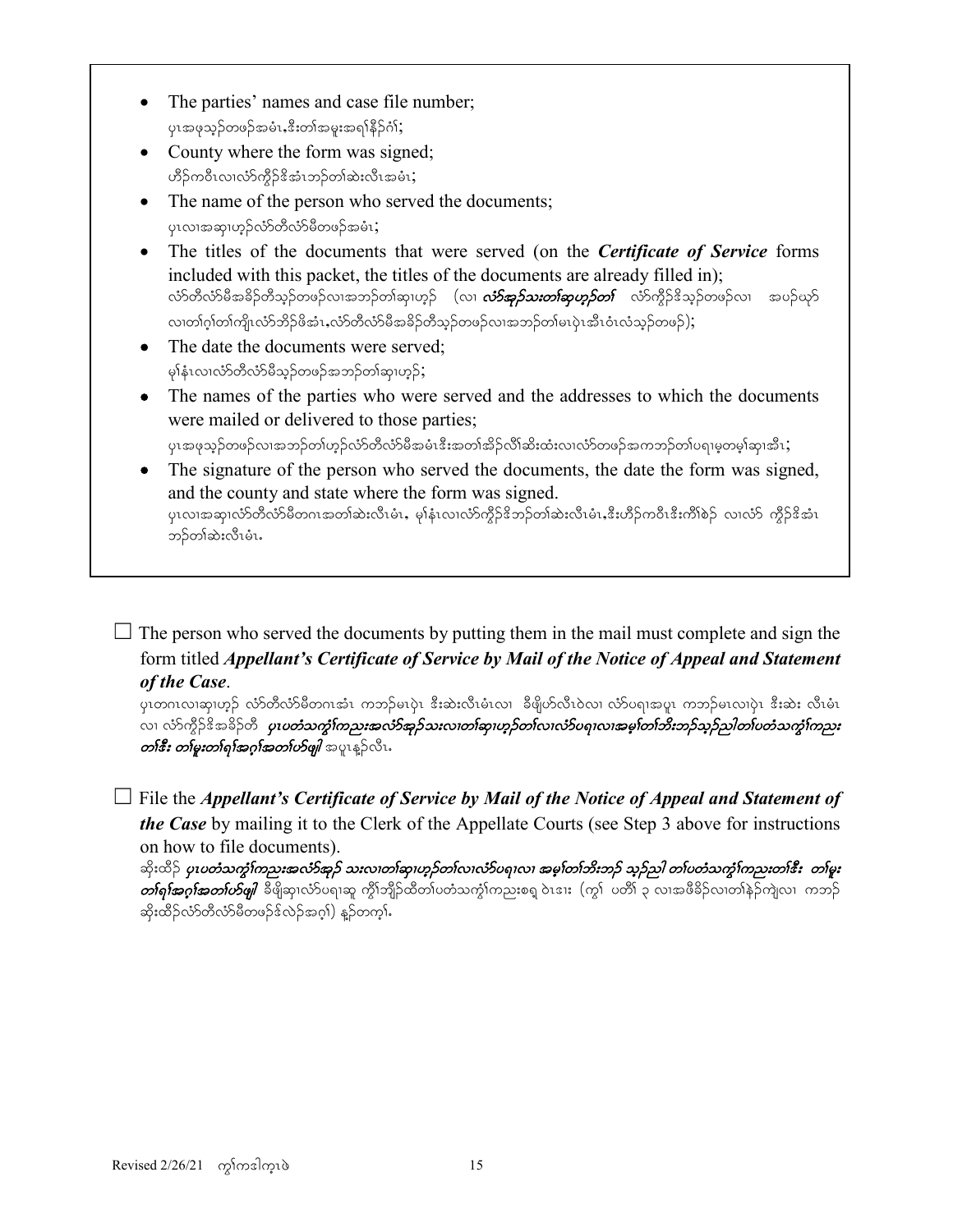- The parties' names and case file number;
  ပှၤအဖုသ့ၣ်တဖၣ်အမံၤ,ဒီးတၢ်အမူးအရၢ်နီၣ်ဂံၢ်;
- County where the form was signed;
  ဟီၣ်ကဝီၤလၢလံာ်ကွီၣ်ဒိအံၤဘၣ်တၢ်ဆဲးလီၤအမံၤ;
- The name of the person who served the documents;
  ပှၤလၢအဆှၢဟ့ၣ်လံာ်တီလံာ်မီတဖၣ်အမံၤ;
- The titles of the documents that were served (on the ***Certificate of Service*** forms included with this packet, the titles of the documents are already filled in);
  လံာ်တီလံာ်မီအခိၣ်တီသ့ၣ်တဖၣ်လၢအဘၣ်တၢ်ဆှၢဟ့ၣ် (လၢ ***လံာ်အှၣ်သးတၢ်ဆှၢဟ့ၣ်တၢ်*** လံာ်ကွီၣ်ဒိသ့ၣ်တဖၣ်လၢ အပၣ်ယှာ်လၢတၢ်ဂ့ၢ်တၢ်ကျိၤလံာ်ဘိၣ်ဖိအံၤ,လံာ်တီလံာ်မီအခိၣ်တီသ့ၣ်တဖၣ်လၢအဘၣ်တၢ်မၤပှဲၤအီၤဝံၤလံသ့ၣ်တဖၣ်);
- The date the documents were served;
  မုၢ်နံၤလၢလံာ်တီလံာ်မီသ့ၣ်တဖၣ်အဘၣ်တၢ်ဆှၢဟ့ၣ်;
- The names of the parties who were served and the addresses to which the documents were mailed or delivered to those parties;
  ပှၤအဖုသ့ၣ်တဖၣ်လၢအဘၣ်တၢ်ဟ့ၣ်လံာ်တီလံာ်မီအမံၤဒီးအတၢ်အိၣ်လီၢ်ဆိးထံးလၢလံာ်တဖၣ်အကဘၣ်တၢ်ပရၢမ့တမ့ၢ်ဆှၢအီၤ;
- The signature of the person who served the documents, the date the form was signed, and the county and state where the form was signed.
  ပှၤလၢအဆှၢလံာ်တီလံာ်မီတဂၤအတၢ်ဆဲးလီၤမံၤ, မုၢ်နံၤလၢလံာ်ကွီၣ်ဒိဘၣ်တၢ်ဆဲးလီၤမံၤ,ဒီးဟီၣ်ကဝီၤဒီးကိၢ်စဲၣ် လၢလံာ် ကွီၣ်ဒိအံၤဘၣ်တၢ်ဆဲးလီၤမံၤ.

☐ The person who served the documents by putting them in the mail must complete and sign the form titled ***Appellant's Certificate of Service by Mail of the Notice of Appeal and Statement of the Case***.
ပှၤတဂၤလၢဆှၢဟ့ၣ် လံာ်တီလံာ်မီတဂၤအံၤ ကဘၣ်မၤပှဲၤ ဒီးဆဲးလီၤမံၤလၢ ခီဖျိဟ်လီၤဝဲလၢ လံာ်ပရၢအပူၤ ကဘၣ်မၤလၢပှဲၤ ဒီးဆဲး လီၤမံၤလၢ လံာ်ကွီၣ်ဒိအခိၣ်တီ ***ပှၤပတံသကွဲၢ်ကညးအလံာ်အှၣ် သးလၢတၢ်ဆှၢဟ့ၣ်တၢ်လၢလံာ်ပရၢလၢအမ့ၢ်တၢ်ဘိးဘၣ်သ့ၣ်ညါတၢ်ပတံသကွဲၢ်ကညး တၢ်ဒီး တၢ်မူးတၢ်ရၢ်အဂ့ၢ်အတၢ်ဟ်ဖျါ*** အပူၤန့ၣ်လီၤ.

☐ File the ***Appellant's Certificate of Service by Mail of the Notice of Appeal and Statement of the Case*** by mailing it to the Clerk of the Appellate Courts (see Step 3 above for instructions on how to file documents).
ဆိးထိၣ် ***ပှၤပတံသကွဲၢ်ကညးအလံာ်အှၣ် သးလၢတၢ်ဆှၢဟ့ၣ်တၢ်လၢလံာ်ပရၢလၢ အမ့ၢ်တၢ်ဘိးဘၣ် သ့ၣ်ညါ တၢ်ပတံသကွဲၢ်ကညးတၢ်ဒီး တၢ်မူးတၢ်ရၢ်အဂ့ၢ်အတၢ်ဟ်ဖျါ*** ခီဖျိဆှၢလံာ်ပရၢဆူ ကွိၢ်ဘျိၣ်ထိတၢ်ပတံသကွဲၢ်ကညးစရ့ ဝဲၤဒၢး (ကွၢ် ပတိၢ် ၃ လၢအဖီခိၣ်လၢတၢ်နဲၣ်ကျဲလၢ ကဘၣ်ဆိးထိၣ်လံာ်တီလံာ်မီတဖၣ်ဒ်လဲၣ်အဂ့ၢ်) နူၣ်တက့ၢ်.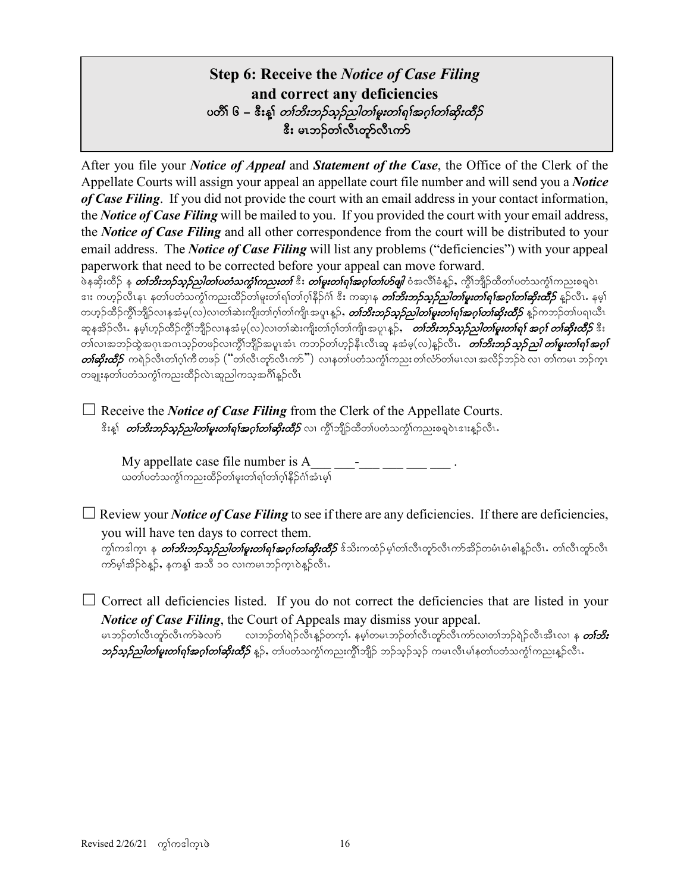## Step 6: Receive the *Notice of Case Filing* and correct any deficiencies

ပတိၢ် ၆ – ဒိးန့ၢ် *တၢ်ဘိးဘ့ၣ်သ့ၣ်ညါတၢ်မူးတၢ်ရၢ်အဂ့ၢ်တၢ်ဆိးထိၣ်* ဒီး မၤဘၣ်တၢ်လီၤတူၣ်လီၤကာ်

After you file your ***Notice of Appeal*** and ***Statement of the Case***, the Office of the Clerk of the Appellate Courts will assign your appeal an appellate court file number and will send you a ***Notice of Case Filing***. If you did not provide the court with an email address in your contact information, the ***Notice of Case Filing*** will be mailed to you. If you provided the court with your email address, the ***Notice of Case Filing*** and all other correspondence from the court will be distributed to your email address. The ***Notice of Case Filing*** will list any problems ("deficiencies") with your appeal paperwork that need to be corrected before your appeal can move forward.

ဖဲနဆိးထိၣ် န ***တၢ်ဘိးဘ့ၣ်သ့ၣ်ညါတၢ်ပတံသကွံၢ်ကညးတၢ်*** ဒီး ***တၢ်မူးတၢ်ရၢ်အဂ့ၢ်တၢ်ဟ်ဖျါ*** ဝံအလီၢ်ခံန့ၣ်, ကွိၢ်ဘျိၣ်ထီတၢ်ပတံသကွံၢ်ကညးစရ့ဝဲၤဒၢးး ကဟ့ၣ်လီၤနၤ နတၢ်ပတံသကွံၢ်ကညးထိၣ်တၢ်မူးတၢ်ရၢ်တၢ်ဂ့ၢ်နီၣ်ဂံၢ် ဒီး ကဆှၢန ***တၢ်ဘိးဘ့ၣ်သ့ၣ်ညါတၢ်မူးတၢ်ရၢ်အဂ့ၢ်တၢ်ဆိးထိၣ်*** နူၣ်လီၤ. နမ့ၢ်တဟ့ၣ်ထိၣ်ကွိၢ်ဘျိၣ်လၢနအံမ့(လ)လၢတၢ်ဆဲးကျိးတၢ်ဂ့ၢ်တၢ်ကျိၤအပူၤန့ၣ်, ***တၢ်ဘိးဘ့ၣ်သ့ၣ်ညါတၢ်မူးတၢ်ရၢ်အဂ့ၢ်တၢ်ဆိးထိၣ်*** နူၣ်ကဘၣ်တၢ်ပရၢယီၤဆူနအိၣ်လီၤ. နမ့ၢ်ဟ့ၣ်ထိၣ်ကွိၢ်ဘျိၣ်လၢနအံမ့(လ)လၢတၢ်ဆဲးကျိးတၢ်ဂ့ၢ်တၢ်ကျိၤအပူၤန့ၣ်, ***တၢ်ဘိးဘ့ၣ်သ့ၣ်ညါတၢ်မူးတၢ်ရၢ် အဂ့ၢ် တၢ်ဆိးထိၣ်*** ဒီး တၢ်လၢအဘၣ်ထွဲအဂုၤအဂၤသ့ၣ်တဖၣ်လၢကွိၢ်ဘျိၣ်အပူၤအံၤ ကဘၣ်တၢ်ဟ့ၣ်နီၤလီၤဆူ နအံမ့(လ)နူၣ်လီၤ. ***တၢ်ဘိးဘ့ၣ် သ့ၣ် ညါ တၢ်မူးတၢ်ရၢ် အဂ့ၢ် တၢ်ဆိးထိၣ်*** ကရဲၣ်လီၤတၢ်ဂ့ၢ်ကီ တဖၣ် ("တၢ်လီၤတူၣ်လီၤကာ်") လၢနတၢ်ပတံသကွံၢ်ကညး တၢ်လံာ်တၢ်မၤလၢ အလိၣ်ဘၣ်ဝဲ လၢ တၢ်ကမၤ ဘၣ်က့ၤ တချုးနတၢ်ပတံသကွံၢ်ကညးထိၣ်လဲၤဆူညါကသ့အဂီၢ်နူၣ်လီၤ

☐ Receive the ***Notice of Case Filing*** from the Clerk of the Appellate Courts.
ဒိးန့ၢ် ***တၢ်ဘိးဘ့ၣ်သ့ၣ်ညါတၢ်မူးတၢ်ရၢ်အဂ့ၢ်တၢ်ဆိးထိၣ်*** လၢ ကွိၢ်ဘျိၣ်ထီတၢ်ပတံသကွံၢ်ကညးစရ့ဝဲၤဒၢးနူၣ်လီၤ.

> My appellate case file number is A___ ___-___ ___ ___ ___ .
> ယတၢ်ပတံသကွံၢ်ကညးထိၣ်တၢ်မူးတၢ်ရၢ်တၢ်ဂ့ၢ်နီၣ်ဂံၢ်အံၤမ့ၢ်

☐ Review your ***Notice of Case Filing*** to see if there are any deficiencies. If there are deficiencies, you will have ten days to correct them.
ကွၢ်ကဒါက့ၤ န ***တၢ်ဘိးဘ့ၣ်သ့ၣ်ညါတၢ်မူးတၢ်ရၢ်အဂ့ၢ်တၢ်ဆိးထိၣ်*** ဒ်သိးကထံၣ်မ့ၢ်တၢ်လီၤတူၣ်လီၤကာ်အိၣ်တမံၤမံၤဓါနူၣ်လီၤ. တၢ်လီၤတူၣ်လီၤကာ်မ့ၢ်အိၣ်ဝဲန့ၣ်, နကန့ၢ် အသိ ၁၀ လၢကမၤဘၣ်က့ၤဝဲနူၣ်လီၤ.

☐ Correct all deficiencies listed. If you do not correct the deficiencies that are listed in your ***Notice of Case Filing***, the Court of Appeals may dismiss your appeal.
မၤဘၣ်တၢ်လီၤတူၣ်လီၤကာ်ခဲလၢာ် လၢဘၣ်တၢ်ရဲၣ်လီၤန့ၣ်တက့ၢ်. နမ့ၢ်တမၤဘၣ်တၢ်လီၤတူၣ်လီၤကာ်လၢတၢ်ဘၣ်ရဲၣ်လီၤအီၤလၢ န ***တၢ်ဘိးဘ့ၣ်သ့ၣ်ညါတၢ်မူးတၢ်ရၢ်အဂ့ၢ်တၢ်ဆိးထိၣ်*** နူၣ်, တၢ်ပတံသကွံၢ်ကညးကွိၢ်ဘျိၣ် ဘၣ်သ့ၣ်သ့ၣ် ကမၤလီၤမါနတၢ်ပတံသကွံၢ်ကညးနူၣ်လီၤ.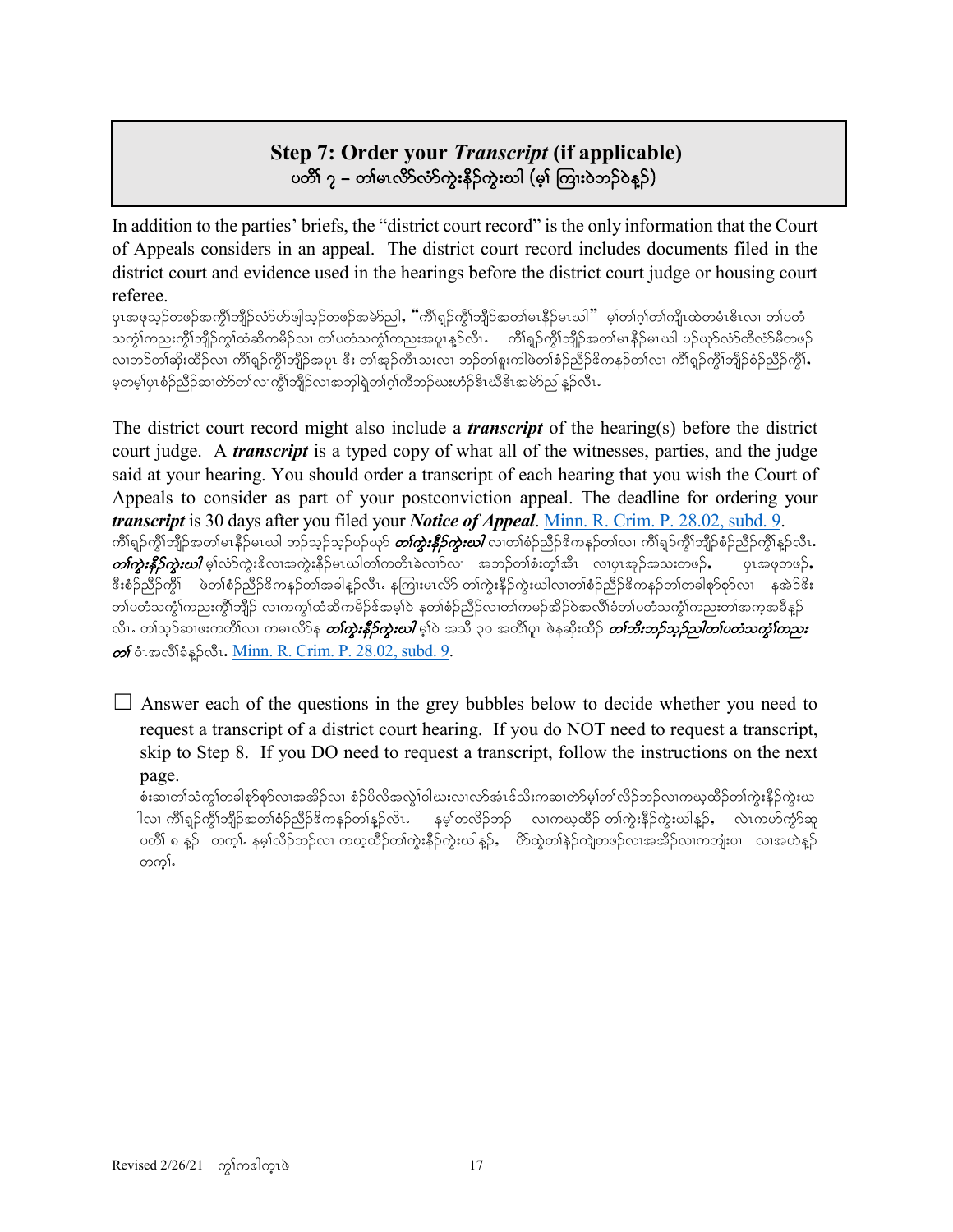## Step 7: Order your *Transcript* (if applicable)
## ပတီၢ် ၇ – တၢ်မၤလိာ်လံာ်ကွဲးနီာ်ကွဲးဃါ (မ့ၢ် ကြၢးဝဲဘဉ်ဝဲနူာ်)

In addition to the parties' briefs, the "district court record" is the only information that the Court of Appeals considers in an appeal. The district court record includes documents filed in the district court and evidence used in the hearings before the district court judge or housing court referee.

ပုၤအဖုသ့ဉ်တဖဉ်အကွိၢ်ဘျိဉ်လံာ်ဟ်ဖျါသ့ဉ်တဖဉ်အမဲာ်ညါ, "ကိၢ်ရှဉ်ကွိၢ်ဘျိဉ်အတၢ်မၤနီဉ်မၤဃါ" မ့ၢ်တၢ်ဂ့ၢ်တၢ်ကျိၤထဲတမံၤဓိၤလၢ တၢ်ပတံသကွၢ်ကညးကွိၢ်ဘျိဉ်ကွၢ်ထံဆိကမိဉ်လၢ တၢ်ပတံသကွၢ်ကညးအပူၤန့ဉ်လီၤ. ကိၢ်ရှဉ်ကွိၢ်ဘျိဉ်အတၢ်မၤနီဉ်မၤဃါ ပဉ်ယှာ်လံာ်တီလံာ်မိတဖဉ် လၢဘဉ်တၢ်ဆိုးထီဉ်လၢ ကိၢ်ရှဉ်ကွိၢ်ဘျိဉ်အပူၤ ဒီး တၢ်အုဉ်ကီၤသးလၢ ဘဉ်တၢ်စူးကါဖဲတၢ်စံဉ်ညီဉ်ဒိကနဉ်တၢ်လၢ ကိၢ်ရှဉ်ကွိၢ်ဘျိဉ်စံဉ်ညီဉ်ကွိၢ်, မ့တမ့ၢ်ပုၤစံဉ်ညီဉ်ဆၢတဲာ်တၢ်လၢကွိၢ်ဘျိဉ်လၢအဘျါရဲတၢ်ဂ့ၢ်ကီဘဉ်ဃးဟံဉ်ဓိၤယီဓိၤအမဲာ်ညါန့ဉ်လီၤ.

The district court record might also include a ***transcript*** of the hearing(s) before the district court judge. A ***transcript*** is a typed copy of what all of the witnesses, parties, and the judge said at your hearing. You should order a transcript of each hearing that you wish the Court of Appeals to consider as part of your postconviction appeal. The deadline for ordering your ***transcript*** is 30 days after you filed your ***Notice of Appeal***. [Minn. R. Crim. P. 28.02, subd. 9](Minn. R. Crim. P. 28.02, subd. 9).

ကိၢ်ရှဉ်ကွိၢ်ဘျိဉ်အတၢ်မၤနီဉ်မၤဃါ ဘဉ်သ့ဉ်သ့ဉ်ပဉ်ယှာ် ***တၢ်ကွဲးနီဉ်ကွဲးဃါ*** လၢတၢ်စံဉ်ညီဉ်ဒိကနဉ်တၢ်လၢ ကိၢ်ရှဉ်ကွိၢ်ဘျိဉ်စံဉ်ညီဉ်ကွိၢ်န့ဉ်လီၤ. ***တၢ်ကွဲးနီဉ်ကွဲးဃါ*** မ့ၢ်လံာ်ကွဲးဒိလၢအကွဲးနီဉ်မၤဃါတၢ်ကတိၤခဲလၢာ်လၢ အဘဉ်တၢ်စံးတ့ၢ်အီၤ လၢပှၤအုဉ်အသးတဖဉ်, ပုၤအဖုတဖဉ်, ဒီးစံဉ်ညီဉ်ကွိၢ် ဖဲတၢ်စံဉ်ညီဉ်ဒိကနဉ်တၢ်အခါန့ဉ်လီၤ. နကြၢးမၤလိာ် တၢ်ကွဲးနီဉ်ကွဲးဃါလၢတၢ်စံဉ်ညီဉ်ဒိကနဉ်တၢ်တခါစုာ်စုာ်လၢ နအဲဉ်ဒိး တၢ်ပတံသကွၢ်ကညးကွိၢ်ဘျိဉ် လၢကကွၢ်ထံဆိကမိဉ်ဒ်အမ့ၢ်ဝဲ နတၢ်စံဉ်ညီဉ်လၢတၢ်ကမဉ်အိဉ်ဝဲအလီၢ်ခံတၢ်ပတံသကွၢ်ကညးတၢ်အကူအခီန့ဉ်လီၤ. တၢ်သ့ဉ်ဆၢဖးကတီၢ်လၢ ကမၤလိာ်န ***တၢ်ကွဲးနီဉ်ကွဲးဃါ*** မ့ၢ်ဝဲ အသီ ၃၀ အတီၢ်ပူၤ ဖဲနဆိုးထီဉ် ***တၢ်ဘီးဘဉ်သ့ဉ်ညါတၢ်ပတံသကွၢ်ကညးတၢ်*** ဝံၤအလီၢ်ခံန့ဉ်လီၤ. [Minn. R. Crim. P. 28.02, subd. 9](Minn. R. Crim. P. 28.02, subd. 9).

☐ Answer each of the questions in the grey bubbles below to decide whether you need to request a transcript of a district court hearing. If you do NOT need to request a transcript, skip to Step 8. If you DO need to request a transcript, follow the instructions on the next page.

စံးဆၢတၢ်သံကွၢ်တခါစုာ်စုာ်လၢအအိဉ်လၢ စံဉ်ပိလိအလွဲၢ်ဝါဃးလၢလာ်အံၤဒ်သိးကဆၢတဲာ်မ့ၢ်တၢ်လိဉ်ဘဉ်လၢကယ့ထိဉ်တၢ်ကွဲးနီဉ်ကွဲးဃါလၢ ကိၢ်ရှဉ်ကွိၢ်ဘျိဉ်အတၢ်စံဉ်ညီဉ်ဒိကနဉ်တၢ်န့ဉ်လီၤ. နမ့ၢ်တလိဉ်ဘဉ် လၢကယ့ထိဉ် တၢ်ကွဲးနီဉ်ကွဲးဃါန့ဉ်, လဲၤကဟ်ကွံာ်ဆူ ပတီၢ် ၈ နူဉ် တက့ၢ်. နမ့ၢ်လိဉ်ဘဉ်လၢ ကယ့ထိဉ်တၢ်ကွဲးနီဉ်ကွဲးဃါန့ဉ်, ပိာ်ထွဲတၢ်နဲဉ်ကျဲတဖဉ်လၢအအိဉ်လၢကဘျံးပၤ လၢအဟဲနူဉ်တက့ၢ်.

Revised 2/26/21 ကွၢ်ကဒါက့ၤဖဲ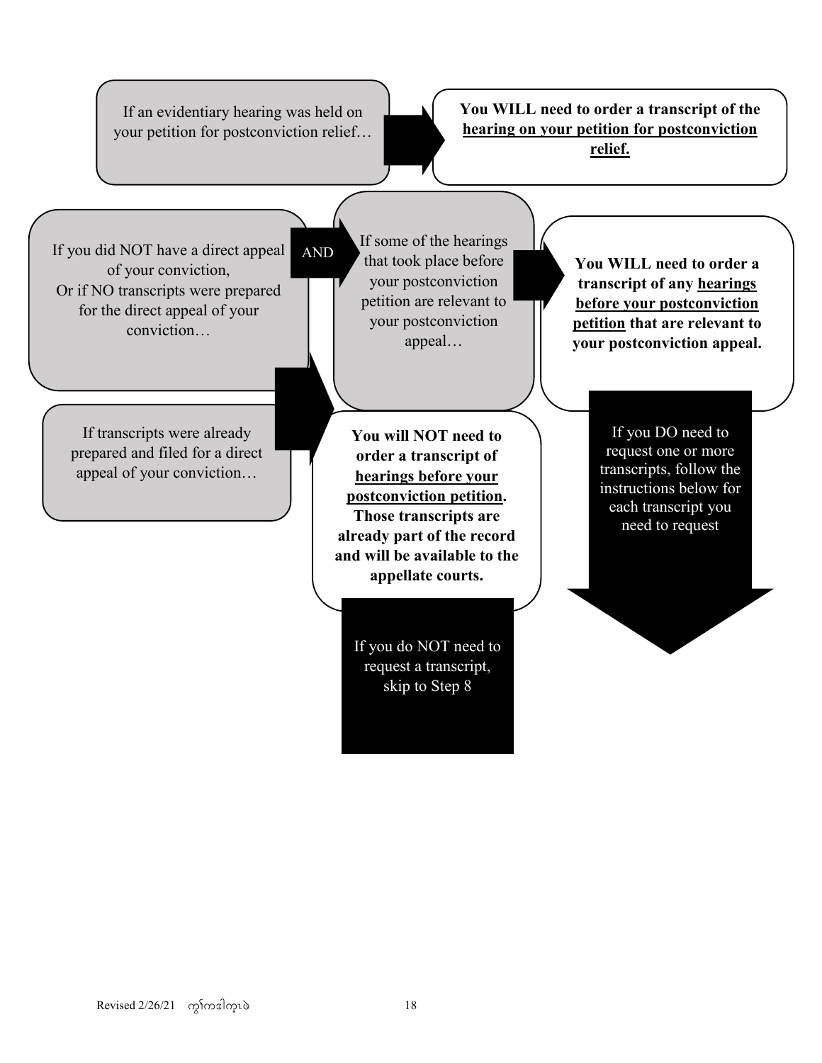If an evidentiary hearing was held on your petition for postconviction relief…

→ **You WILL need to order a transcript of the <u>hearing on your petition for postconviction relief.</u>**

If you did NOT have a direct appeal of your conviction,
Or if NO transcripts were prepared for the direct appeal of your conviction…

AND

If some of the hearings that took place before your postconviction petition are relevant to your postconviction appeal…

→ **You WILL need to order a transcript of any <u>hearings before your postconviction petition</u> that are relevant to your postconviction appeal.**

If transcripts were already prepared and filed for a direct appeal of your conviction…

→ **You will NOT need to order a transcript of <u>hearings before your postconviction petition</u>. Those transcripts are already part of the record and will be available to the appellate courts.**

If you do NOT need to request a transcript, skip to Step 8

If you DO need to request one or more transcripts, follow the instructions below for each transcript you need to request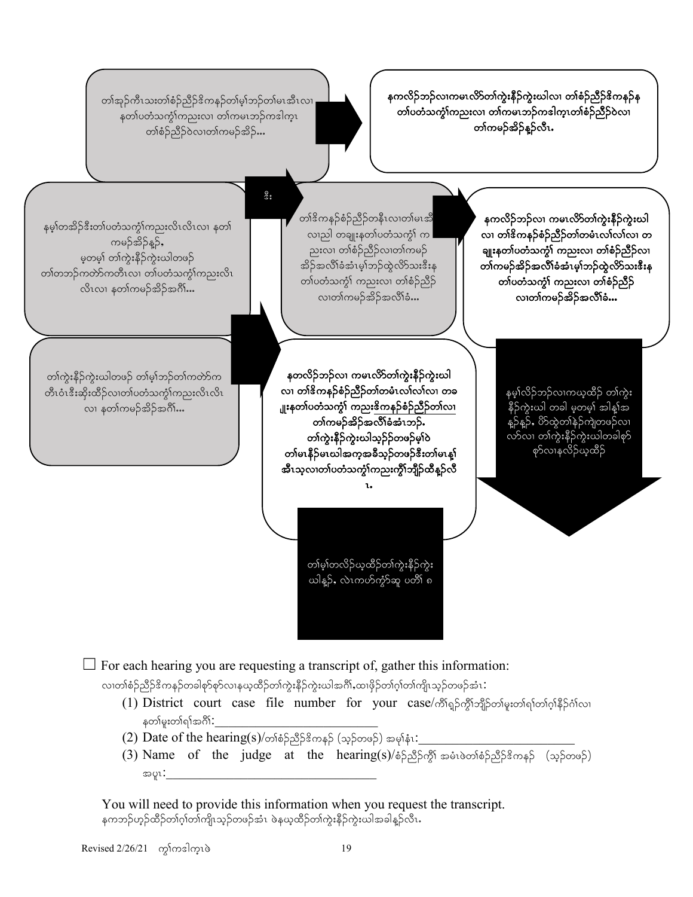တၢ်အု>်ကီၤသးတၢ်စံ>်ညီ>်ဒိကန>်တၢ်မ့ၢ်ဘ>်တၢ်မၤအီၤလၢ နတၢ်ပတံသကွံၢ်ကညးလၢ တၢ်ကမၤဘ>်ကဒါက့ၤ တၢ်စံ>်ညီ>်ဝဲလၢတၢ်ကမ>်အိ>်...

**နကလိ>်ဘ>်လၢကမၤလိ>်တၢ်ကွဲးနီ>်ကွဲးဃါလၢ တၢ်စံ>်ညီ>်ဒိကန>်န တၢ်ပတံသကွံၢ်ကညးလၢ တၢ်ကမၤဘ>်ကဒါက့ၤတၢ်စံ>်ညီ>်ဝဲလၢ တၢ်ကမ>်အိ>်န့>်လီၤ.**

ဒီး

နမ့ၢ်တအိ>်ဒီးတၢ်ပတံသကွံၢ်ကညးလီၤလီၤလၢ နတၢ်ကမ>်အိ>်န့>်, မ့တမ့ၢ် တၢ်ကွဲးနီ>်ကွဲးဃါတဖ>် တၢ်တဘ>်ကတဲာ်ကတီၤလၢ တၢ်ပတံသကွံၢ်ကညးလီၤလီၤလၢ နတၢ်ကမ>်အိ>်အဂီၢ်...

တၢ်ဒိကန>်စံ>်ညီ>်တနီၤလၢတၢ်မၤအီၤလၢညါ တချုးနတၢ်ပတံသကွံၢ်ကညးလၢ တၢ်စံ>်ညီ>်လၢတၢ်ကမ>်အိ>်အလိၢ်ခံအံၤမ့ၢ်ဘ>်ထွဲလိ>်သးဒီးနတၢ်ပတံသကွံၢ် ကညးလၢ တၢ်စံ>်ညီ>်လၢတၢ်ကမ>်အိ>်အလိၢ်ခံ...

**နကလိ>်ဘ>်လၢ ကမၤလိ>်တၢ်ကွဲးနီ>်ကွဲးဃါလၢ တၢ်ဒိကန>်စံ>်ညီ>်တၢ်တမံၤလၢ်လၢ်လၢ တချုးနတၢ်ပတံသကွံၢ် ကညးလၢ တၢ်စံ>်ညီ>်လၢ တၢ်ကမ>်အိ>်အလိၢ်ခံအံၤမ့ၢ်ဘ>်ထွဲလိ>်သးဒီးန တၢ်ပတံသကွံၢ် ကညးလၢ တၢ်စံ>်ညီ>် လၢတၢ်ကမ>်အိ>်အလိၢ်ခံ...**

တၢ်ကွဲးနီ>်ကွဲးဃါတဖ>် တၢ်မ့ၢ်ဘ>်တၢ်ကတဲာ်ကတီၤဝံၤဒီးဆိုးထိ>်လၢတၢ်ပတံသကွံၢ်ကညးလီၤလီၤလၢ နတၢ်ကမ>်အိ>်အဂီၢ်...

**နတလိ>်ဘ>်လၢ ကမၤလိ>်တၢ်ကွဲးနီ>်ကွဲးဃါလၢ တၢ်ဒိကန>်စံ>်ညီ>်တၢ်တမံၤလၢ်လၢ်လၢ တချုးနတၢ်ပတံသကွံၢ် ကညးဒိကန>်စံ>်ညီ>်တၢ်လၢ တၢ်ကမ>်အိ>်အလိၢ်ခံအံၤဘ>်. တၢ်ကွဲးနီ>်ကွဲးဃါသ့>်>်တဖ>်မ့ၢ်ဝဲ တၢ်မၤနီ>်မၤဃါအက့အခီသ့>်တဖ>်ဒီးတၢ်မၤန့ၢ်အီၤသ့လၢတၢ်ပတံသကွံၢ်ကညးကွၢ်ဘျီ>်ထီန့>်လီၤ.**

နမ့ၢ်လိ>်ဘ>်လၢကဃ့ထိ>် တၢ်ကွဲးနီ>်ကွဲးဃါ တခါ မ့တမ့ၢ် အါန့ၢ်အန့>်န့>်, ဟ်ထွဲတၢ်နဲ>်ကျဲတဖ>်လၢလာ်လၢ တၢ်ကွဲးနီ>်ကွဲးဃါတခါစုာ်စုာ်လၢနလိ>်ဃ့ထိ>်

တၢ်မ့ၢ်တလိ>်ဃ့ထိ>်တၢ်ကွဲးနီ>်ကွဲးဃါန့>်, လဲၤကဟ်ကွံ>်ဆူ ပတိၢ် ၈

☐ For each hearing you are requesting a transcript of, gather this information:
လၢတၢ်စံ>်ညီ>်ဒိကန>်တခါစုာ်စုာ်လၢနဃ့ထိ>်တၢ်ကွဲးနီ>်ကွဲးဃါအဂီၢ်,ထၢဖိုဉ်တၢ်ဂ့ၢ်တၢ်ကျိၤသ့>်တဖ>်အံၤ:

(1) District court case file number for your case/ကိၢ်ရှ>်ကွီၢ်ဘျိ>်တၢ်မူးတၢ်ရၢ်တၢ်ဂ့ၢ်နီ>်ဂံၢ်လၢ နတၢ်မူးတၢ်ရၢ်အဂီၢ်:_______________________

(2) Date of the hearing(s)/တၢ်စံ>်ညီ>်ဒိကန>် (သ့>်တဖ>်) အမုၢ်နံၤ:_______________________

(3) Name of the judge at the hearing(s)/စံ>်ညီ>်ကွီၢ် အဖံၤဖဲတၢ်စံ>်ညီ>်ဒိကန>် (သ့>်တဖ>်) အပူၤ:_______________________________

You will need to provide this information when you request the transcript.
နကဘ>်ဟ့>်ထိ>်တၢ်ဂ့ၢ်တၢ်ကျိၤသ့>်တဖ>်အံၤ ဖဲနဃ့ထိ>်တၢ်ကွဲးနီ>်ကွဲးဃါအခါန့>်လီၤ.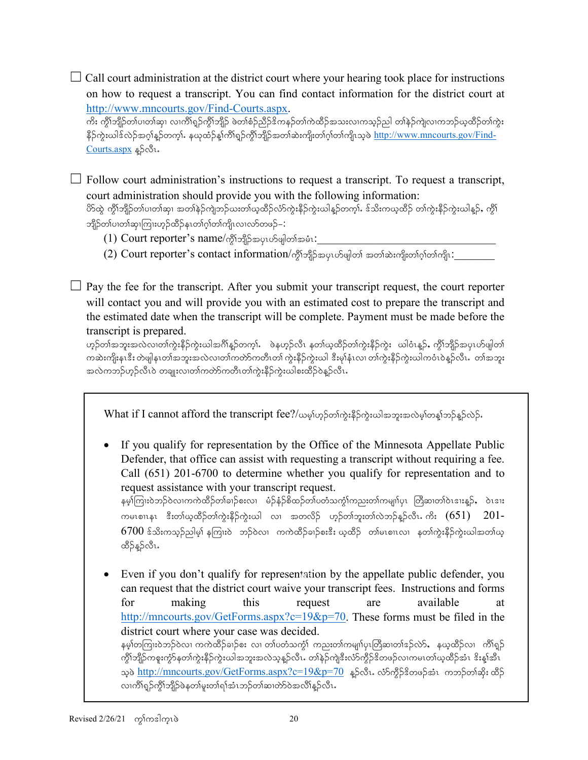☐ Call court administration at the district court where your hearing took place for instructions on how to request a transcript. You can find contact information for the district court at http://www.mncourts.gov/Find-Courts.aspx.
ကိး ကွိၢ်ဘျိၣ်တၢ်ပၢတၢ်ဆှၢ လၢကိၢ်ရှၣ်ကွိၢ်ဘျိၣ် ဖဲတၢ်စံၣ်ညီၣ်ဒိကနၣ်တၢ်ကဲထိၣ်အသးလၢကသ့ၣ်ညါ တၢ်နဲၣ်ကျဲလၢကဘၣ်ဃ့ထိၣ်တၢ်ကွဲးနီၣ်ကွဲးဃါဒ်လဲၣ်အဂ့ၢ်န့ၣ်တက့ၢ်. နဃုထံၣ်န့ၢ်ကိၢ်ရှၣ်ကွိၢ်ဘျိၣ်အတၢ်ဆဲးကျိးတၢ်ဂ့ၢ်တၢ်ကျိၤသ့ဖဲ http://www.mncourts.gov/Find-Courts.aspx န့ၣ်လီၤ.

☐ Follow court administration's instructions to request a transcript. To request a transcript, court administration should provide you with the following information:
ပိာ်ထွဲ ကွိၢ်ဘျိၣ်တၢ်ပၢတၢ်ဆှၢ အတၢ်နဲၣ်ကျဲဘၣ်ဃးတၢ်ဃ့ထိၣ်လံာ်ကွဲးနီၣ်ကွဲးဃါန့ၣ်တက့ၢ်. ဒ်သိးကဃ့ထိၣ် တၢ်ကွဲးနီၣ်ကွဲးဃါန့ၣ်, ကွိၢ်ဘျိၣ်တၢ်ပၢတၢ်ဆှၢကြၢးဟ့ၣ်ထိၣ်နၤတၢ်ဂ့ၢ်တၢ်ကျိၤလၢလာ်တဖၣ်–:

(1) Court reporter's name/ကွိၢ်ဘျိၣ်အပှၤဟ်ဖျါတၢ်အမံၤ:______________________________

(2) Court reporter's contact information/ကွိၢ်ဘျိၣ်အပှၤဟ်ဖျါတၢ် အတၢ်ဆဲးကျိးတၢ်ဂ့ၢ်တၢ်ကျိၤ:________

☐ Pay the fee for the transcript. After you submit your transcript request, the court reporter will contact you and will provide you with an estimated cost to prepare the transcript and the estimated date when the transcript will be complete. Payment must be made before the transcript is prepared.
ဟ့ၣ်တၢ်အဘူးအလဲလၢတၢ်ကွဲးနီၣ်ကွဲးဃါအဂီၢ်န့ၣ်တက့ၢ်. ဖဲနဟ့ၣ်လီၤ နတၢ်ဃ့ထိၣ်တၢ်ကွဲးနီၣ်ကွဲး ဃါဝံၤန့ၣ်, ကွိၢ်ဘျိၣ်အပှၤဟ်ဖျါတၢ်ကဆဲးကျိးနၤဒီး တဲဖျါနၤတၢ်အဘူးအလဲလၢတၢ်ကတဲာ်ကတီၤတၢ် ကွဲးနီၣ်ကွဲးဃါ ဒီးမုၢ်နံၤလၢ တၢ်ကွဲးနီၣ်ကွဲးဃါကဝံၤဝဲန့ၣ်လီၤ. တၢ်အဘူးအလဲကဘၣ်ဟ့ၣ်လီၤဝဲ တချုးလၢတၢ်ကတဲာ်ကတီၤတၢ်ကွဲးနီၣ်ကွဲးဃါစးထိၣ်ဝဲန့ၣ်လီၤ.

> What if I cannot afford the transcript fee?/ဃမ့ၢ်ဟ့ၣ်တၢ်ကွဲးနီၣ်ကွဲးဃါအဘူးအလဲမ့ၢ်တန့ၢ်ဘၣ်န့ၣ်လဲၣ်.
>
> - If you qualify for representation by the Office of the Minnesota Appellate Public Defender, that office can assist with requesting a transcript without requiring a fee. Call (651) 201-6700 to determine whether you qualify for representation and to request assistance with your transcript request.
> နမ့ၢ်ကြၢးဝဲဘၣ်ဝဲလၢကကဲထိၣ်တၢ်ခၢၣ်စးလၢ မံၣ်နံၣ်စိထၣ်တၢ်ပတံသကွံၢ်ကညးတၢ်ကမျၢ်ပှၤ တြီဆၢတၢ်ဝဲၤဒၢးန့ၣ်, ဝဲၤဒၢးကမၤစၢၤနၤ ဒီးတၢ်ဃ့ထိၣ်တၢ်ကွဲးနီၣ်ကွဲးဃါ လၢ အတလိၣ် ဟ့ၣ်တၢ်ဘူးတၢ်လဲဘၣ်န့ၣ်လီၤ. ကိး (651) 201-6700 ဒ်သိးကသ့ၣ်ညါမ့ၢ် နကြၢးဝဲ ဘၣ်ဝဲလၢ ကကဲထိၣ်ခၢၣ်စးဒီး ဃ့ထိၣ် တၢ်မၤစၢၤလၢ နတၢ်ကွဲးနီၣ်ကွဲးဃါအတၢ်ဃ့ထိၣ်န့ၣ်လီၤ.
>
> - Even if you don't qualify for representation by the appellate public defender, you can request that the district court waive your transcript fees. Instructions and forms for making this request are available at http://mncourts.gov/GetForms.aspx?c=19&p=70. These forms must be filed in the district court where your case was decided.
> နမ့ၢ်တကြၢးဝဲဘၣ်ဝဲလၢ ကကဲထိၣ်ခၢၣ်စး လၢ တၢ်ပတံသကွံၢ် ကညးတၢ်ကမျၢ်ပှၤတြီဆၢတၢ်ဒၣ်လဲာ်, နဃ့ထိၣ်လၢ ကိၢ်ရှၣ်ကွိၢ်ဘျိၣ်ကစူးကွံာ်နတၢ်ကွဲးနီၣ်ကွဲးဃါအဘူးအလဲသ့န့ၣ်လီၤ. တၢ်နဲၣ်ကျဲဒီးလံာ်ကွီၣ်ဒိတဖၣ်လၢကမၤတၢ်ဃ့ထိၣ်အံၤ ဒီးန့ၢ်အီၤသ့ဖဲ http://mncourts.gov/GetForms.aspx?c=19&p=70 န့ၣ်လီၤ. လံာ်ကွီၣ်ဒိတဖၣ်အံၤ ကဘၣ်တၢ်ဆိုးထိၣ်လၢကိၢ်ရှၣ်ကွိၢ်ဘျိၣ်ဖဲနတၢ်မူးတၢ်ရၢ်အံၤဘၣ်တၢ်ဆၢတဲာ်ဝဲအလီၢ်န့ၣ်လီၤ.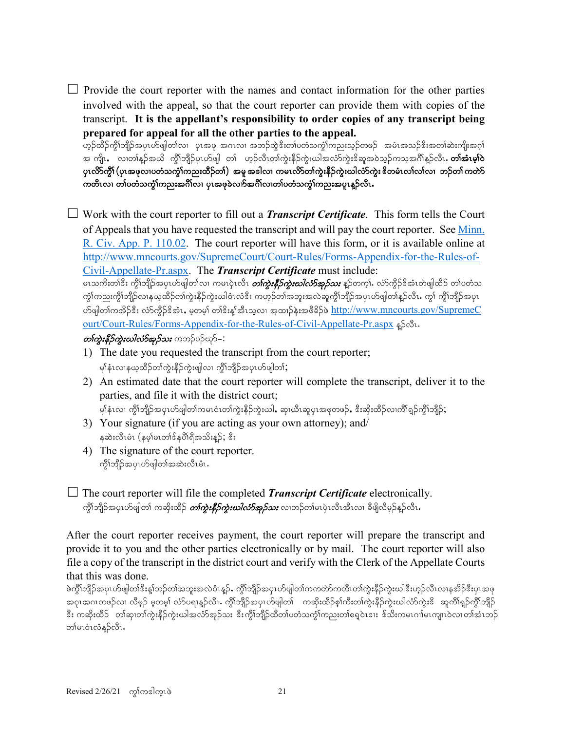☐ Provide the court reporter with the names and contact information for the other parties involved with the appeal, so that the court reporter can provide them with copies of the transcript. **It is the appellant's responsibility to order copies of any transcript being prepared for appeal for all the other parties to the appeal.**

ဟ့ၣ်ထိၣ်ကွိၢ်ဘျိၣ်အပှၤဟ်ဖျါတၢ်လၢ ပှၤအဖၢ အဂၤလၢ အဘၣ်ထွဲဒီးတၢ်ပတံသကွၢ်ကညးသ့ၣ်တဖၣ် အမံၤအသၣ်ဒီးအတၢ်ဆဲးကျိးအဂ့ၢ်အ ကျိၤ, လၢတၢ်န့ၣ်အဃိ ကွိၢ်ဘျိၣ်ပှၤဟ်ဖျါ တၢ် ဟ့ၣ်လီၤတၢ်ကွဲးနိၣ်ကွဲးဃါအလံာ်ကွဲးဒိဆူအဝဲသ့ၣ်ကသ့အဂီၢ်န့ၣ်လီၤ. **တၢ်အံၤမ့ၢ်ဝဲ ပှၤလိာ်ကွိၢ် (ပှၤအဖၢလၢပတံသကွၢ်ကညးထိၣ်တၢ်) အမူ အဒါလၢ ကမၤလိာ်တၢ်ကွဲးနိၣ်ကွဲးဃါလံာ်ကွဲး ဒိတမံၤလၢ်လၢ်လၢ ဘၣ်တၢ် ကတဲာ်ကတီၤလၢ တၢ်ပတံသကွၢ်ကညးအဂီၢ်လၢ ပှၤအဖၢခဲလာ်အဂီၢ်လၢတၢ်ပတံသကွၢ်ကညးအပူၤန့ၣ်လီၤ.**

☐ Work with the court reporter to fill out a ***Transcript Certificate***. This form tells the Court of Appeals that you have requested the transcript and will pay the court reporter. See Minn. R. Civ. App. P. 110.02. The court reporter will have this form, or it is available online at http://www.mncourts.gov/SupremeCourt/Court-Rules/Forms-Appendix-for-the-Rules-of-Civil-Appellate-Pr.aspx. The ***Transcript Certificate*** must include:

မၤသကိးတၢ်ဒီး ကွိၢ်ဘျိၣ်အပှၤဟ်ဖျါတၢ်လၢ ကမၤပှဲၤလီၤ ***တၢ်ကွဲးနိၣ်ကွဲးဃါလံာ်အှၣ်သး*** န့ၣ်တက့ၢ်. လံာ်ကွိၣ်ဒိအံၤတဲဖျါထိၣ် တၢ်ပတံသကွၢ်ကညးကွိၢ်ဘျိၣ်လၢနယ့ထိၣ်တၢ်ကွဲးနိၣ်ကွဲးဃါဝဲၤလံဒီး ကဟ့ၣ်တၢ်အဘူးအလဲဆူကွိၢ်ဘျိၣ်အပှၤဟ်ဖျါတၢ်န့ၣ်လီၤ. ကွၢ် ကွိၢ်ဘျိၣ်အပှၤဟ်ဖျါတၢ်ကအိၣ်ဒီး လံာ်ကွိၣ်ဒိအံၤ, မ့တမ့ၢ် တၢ်ဒိးန့ၢ်အီၤသ့လၢ အ့ထၢၣ်နဲးအဖိခိၣ်ဖဲ http://www.mncourts.gov/SupremeCourt/Court-Rules/Forms-Appendix-for-the-Rules-of-Civil-Appellate-Pr.aspx န့ၣ်လီၤ.

***တၢ်ကွဲးနိၣ်ကွဲးဃါလံာ်အှၣ်သး*** ကဘၣ်ပဉ်ယှာ်–:

1) The date you requested the transcript from the court reporter;
   မုၢ်နံၤလၢနယ့ထိၣ်တၢ်ကွဲးနိၣ်ကွဲးဖျါလၢ ကွိၢ်ဘျိၣ်အပှၤဟ်ဖျါတၢ်;
2) An estimated date that the court reporter will complete the transcript, deliver it to the parties, and file it with the district court;
   မုၢ်နံၤလၢ ကွိၢ်ဘျိၣ်အပှၤဟ်ဖျါတၢ်ကမၤဝံၤတၢ်ကွဲးနိၣ်ကွဲးဃါ, ဆှၢယီၤဆူပှၤအဖၢတဖၣ်, ဒီးဆိးထိၣ်လၢကိၢ်ရှၣ်ကွိၢ်ဘျိၣ်;
3) Your signature (if you are acting as your own attorney); and/
   နဆဲးလီၤမံၤ (နမ့ၢ်မၤတၢ်ဒ်နပိၢ်ရီအသိးန့ၣ်; ဒီး
4) The signature of the court reporter.
   ကွိၢ်ဘျိၣ်အပှၤဟ်ဖျါတၢ်အဆဲးလီၤမံၤ.

☐ The court reporter will file the completed ***Transcript Certificate*** electronically.

ကွိၢ်ဘျိၣ်အပှၤဟ်ဖျါတၢ် ကဆိးထိၣ် ***တၢ်ကွဲးနိၣ်ကွဲးဃါလံာ်အှၣ်သး*** လၢဘၣ်တၢ်မၤပှဲၤလီၤအီၤလၢ ခီဖျိလီမှၣ်န့ၣ်လီၤ.

After the court reporter receives payment, the court reporter will prepare the transcript and provide it to you and the other parties electronically or by mail. The court reporter will also file a copy of the transcript in the district court and verify with the Clerk of the Appellate Courts that this was done.

ဖဲကွိၢ်ဘျိၣ်အပှၤဟ်ဖျါတၢ်ဒိးန့ၢ်ဘၣ်တၢ်အဘူးအလဲဝံၤန့ၣ်, ကွိၢ်ဘျိၣ်အပှၤဟ်ဖျါတၢ်ကကတဲာ်ကတီၤတၢ်ကွဲးနိၣ်ကွဲးဃါဒီးဟ့ၣ်လီၤလၢနအိၣ်ဒီးပှၤအဖၢအဂၤတဖၣ်လၢ လီမှၣ် မ့တမ့ၢ် လံာ်ပရၢန့ၣ်လီၤ. ကွိၢ်ဘျိၣ်အပှၤဟ်ဖျါတၢ် ကဆိးထိၣ်စ့ၢ်ကီးတၢ်ကွဲးနိၣ်ကွဲးဃါလံာ်ကွဲးဒိ ဆူကိၢ်ရှၣ်ကွိၢ်ဘျိၣ်ဒီး ကဆိးထိၣ် တၢ်ဆှၢတၢ်ကွဲးနိၣ်ကွဲးဃါအလံာ်အှၣ်သး ဒီးကွိၢ်ဘျိၣ်ထီတၢ်ပတံသကွၢ်ကညးတၢ်စရဲၤဒၢး ဒ်သိးကမၤဂၢ်မၤကျၢၤဝဲလၢ တၢ်အံၤဘၣ်တၢ်မၤဝံၤလံန့ၣ်လီၤ.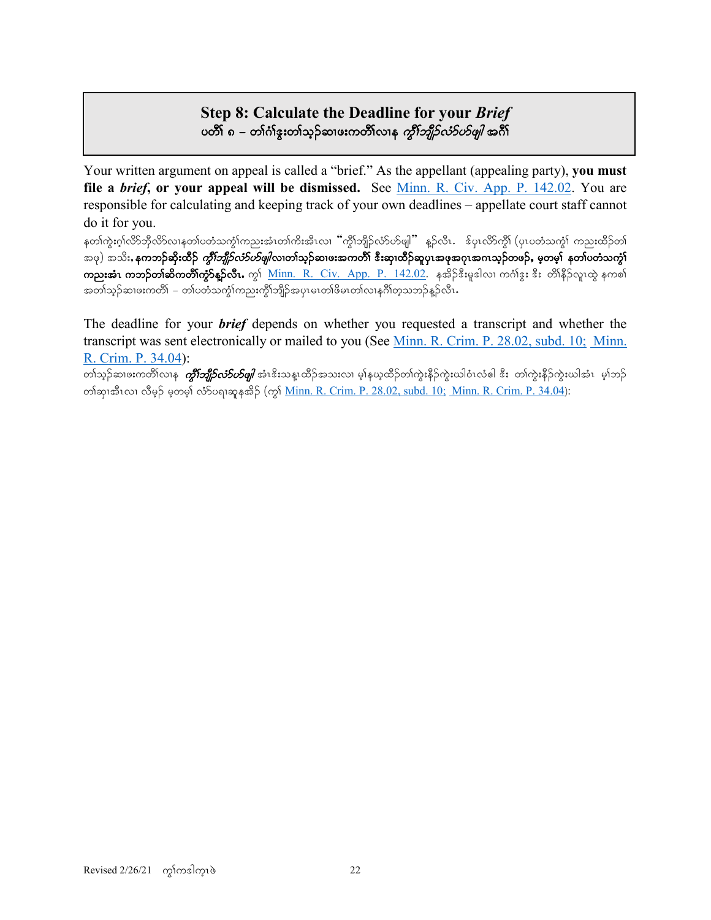## Step 8: Calculate the Deadline for your *Brief*
## ပတိၢ် ၈ – တၢ်ဂံၢ်ဒွးတၢ်သ့ၣ်ဆၢဖးကတိၢ်လၢန *ကွိၢ်ဘျိၣ်လံာ်ဟ်ဖျါ* အဂီၢ်

Your written argument on appeal is called a "brief." As the appellant (appealing party), **you must file a *brief*, or your appeal will be dismissed.** See [Minn. R. Civ. App. P. 142.02](). You are responsible for calculating and keeping track of your own deadlines – appellate court staff cannot do it for you.

နတၢ်ကွဲးဂ့ၢ်လိာ်ဘိုလိာ်လၢနတၢ်ပတံသကွံၢ်ကညးအံၤတၢ်ကိးအီၤလၢ "ကွိၢ်ဘျိၣ်လံာ်ဟ်ဖျါ" န့ၣ်လီၤ. ဒ်ပှၤလိာ်ကွိၢ် (ပှၤပတံသကွံၢ် ကညးထိၣ်တၢ်အဖၢ) အသိး, **နကဘၣ်ဆိုးထိၣ် *ကွိၢ်ဘျိၣ်လံာ်ဟ်ဖျါ*လၢတၢ်သ့ၣ်ဆၢဖးအကတိၢ် ဒီးဆ့ၢထိၣ်ဆူပှၤအဖုအဂုၤအဂၤသ့ၣ်တဖၣ်, မ့တမ့ၢ် နတၢ်ပတံသကွံၢ်ကညးအံၤ ကဘၣ်တၢ်ဆိကတိၢ်ကွံာ်န့ၣ်လီၤ.** ကွၢ် [Minn. R. Civ. App. P. 142.02](). နဆိၣ်ဒီးမူဒါလၢ ကဂံၢ်ဒွး ဒီး တိၢ်နီၣ်လူၤထွဲ နကစၢ်အတၢ်သ့ၣ်ဆၢဖးကတိၢ် – တၢ်ပတံသကွံၢ်ကညးကွိၢ်ဘျိၣ်အပှၤမၤတၢ်ဖိမၤတၢ်လၢနဂီၢ်တသ့သဘၣ်န့ၣ်လီၤ.

The deadline for your ***brief*** depends on whether you requested a transcript and whether the transcript was sent electronically or mailed to you (See [Minn. R. Crim. P. 28.02, subd. 10;]() [Minn. R. Crim. P. 34.04]()):

တၢ်သ့ၣ်ဆၢဖးကတိၢ်လၢန ***ကွိၢ်ဘျိၣ်လံာ်ဟ်ဖျါ*** အံၤဒိးသန့ၤထိၣ်အသးလၢ မ့ၢ်နယ့ထိၣ်တၢ်ကွဲးနီၣ်ကွဲးဃါဝံၤလံဓါ ဒီး တၢ်ကွဲးနီၣ်ကွဲးဃါအံၤ မ့ၢ်ဘၣ်တၢ်ဆှၢအီၤလၢ လီမ့ၣ် မ့တမ့ၢ် လံာ်ပရၢဆူနအိၣ် (ကွၢ် [Minn. R. Crim. P. 28.02, subd. 10;]() [Minn. R. Crim. P. 34.04]()):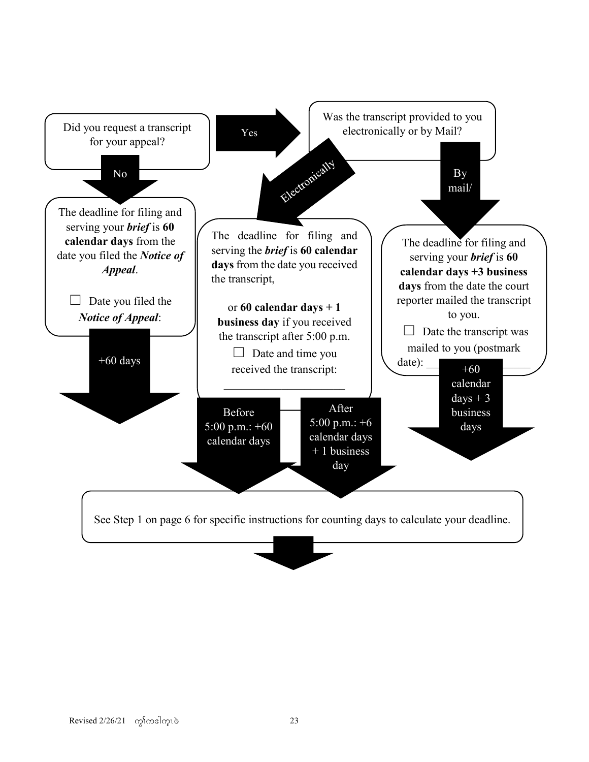Did you request a transcript for your appeal?

**Yes** → Was the transcript provided to you electronically or by Mail?

**No** →

The deadline for filing and serving your ***brief*** is **60 calendar days** from the date you filed the ***Notice of Appeal***.

☐ Date you filed the ***Notice of Appeal***:

+60 days

**Electronically** →

The deadline for filing and serving the ***brief*** is **60 calendar days** from the date you received the transcript,

or **60 calendar days + 1 business day** if you received the transcript after 5:00 p.m.

☐ Date and time you received the transcript: ____________________

Before 5:00 p.m.: +60 calendar days

After 5:00 p.m.: +6 calendar days + 1 business day

**By mail/** →

The deadline for filing and serving your ***brief*** is **60 calendar days +3 business days** from the date the court reporter mailed the transcript to you.

☐ Date the transcript was mailed to you (postmark date): ____________________

+60 calendar days + 3 business days

See Step 1 on page 6 for specific instructions for counting days to calculate your deadline.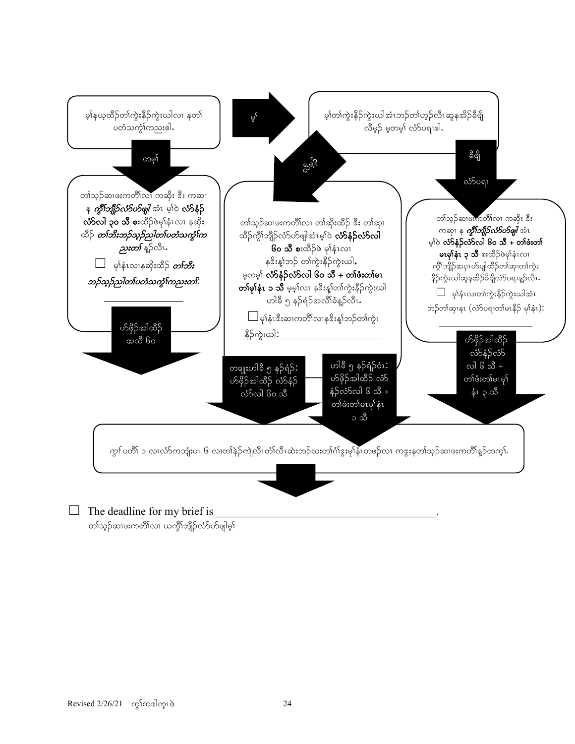မ့ၢ်နယ့ထိဉ်တၢ်ကွဲးနိဉ်ကွဲးဃါလၢ နတၢ်ပတံသကွၢ်ကညးဓါ.

မ့ၢ်

မ့ၢ်တၢ်ကွဲးနိဉ်ကွဲးဃါအံၤဘဉ်တၢ်ဟ့ဉ်လီၤဆူနအိဉ်ခီဖျိလီမှဉ် မ့တမ့ၢ် လံာ်ပရၢဓါ.

တမ့ၢ်

တၢ်သ့ဉ်ဆၢဖးကတၢၢ်လၢ ကဆိုး ဒီး ကဆှၢ န ***ကွိၢ်ဘျိဉ်လံာ်ဟ်ဖျါ*** အံၤ မ့ၢ်ဝဲ **လံာ်နံဉ်လံာ်လါ ၃၀ သီ** စးထိဉ်ဖဲမုၢ်နံၤလၢ နဆိုးထိဉ် ***တၢ်ဘီးဘဉ်သ့ဉ်ညါတၢ်ပတံသကွၢ်ကညးတၢ်*** နၣ်လီၤ.

☐ မုၢ်နံၤလၢနဆိုးထိဉ် ***တၢ်ဘီးဘဉ်သ့ဉ်ညါတၢ်ပတံသကွၢ်ကညးတၢ်:*** ________________

ဟ်ဖိုဉ်အါထိဉ် အသီ ၆၀

ညီနှၤ်

တၢ်သ့ဉ်ဆၢဖးကတၢၢ်လၢ တၢ်ဆိုးထိဉ် ဒီး တၢ်ဆှၢထိဉ်ကွိၢ်ဘျိဉ်လံာ်ဟ်ဖျါအံၤမ့ၢ်ဝဲ **လံာ်နံဉ်လံာ်လါ ၆၀ သီ** စးထိဉ်ဖဲ မုၢ်နံၤလၢ နဒိးန့ၢ်ဘဉ် တၢ်ကွဲးနိဉ်ကွဲးဃါ, မ့တမ့ၢ် **လံာ်နံဉ်လံာ်လါ ၆၀ သီ + တၢ်ဖံးတၢ်မၤတၢ်မုၢ်နံၤ ၁ သီ** မ့မ့ၢ်လၢ နဒိးန့ၢ်တၢ်ကွဲးနိဉ်ကွဲးဃါ ဟါခီ ၅ နဉ်ရံဉ်အလိၢ်ခံနၣ်လီၤ.

☐ မုၢ်နံၤဒီးဆၢကတီၢ်လၢနဒိးန့ၢ်ဘဉ်တၢ်ကွဲးနိဉ်ကွဲးဃါ: ____________________

တချူးဟါခီ ၅ နဉ်ရံဉ်: ဟ်ဖိုဉ်အါထိဉ် လံာ်နံဉ်လံာ်လါ ၆၀ သီ

ဟါခီ ၅ နဉ်ရံဉ်ဝံၤ: ဟ်ဖိုဉ်အါထိဉ် လံာ်နံဉ်လံာ်လါ ၆ သီ + တၢ်ဖံးတၢ်မၤမုၢ်နံၤ ၁ သီ

ခီဖျိ လံာ်ပရၢ

တၢ်သ့ဉ်ဆၢဖးကတၢၢ်လၢ ကဆိုး ဒီး ကဆှၢ န ***ကွိၢ်ဘျိဉ်လံာ်ဟ်ဖျါ*** အံၤ မ့ၢ်ဝဲ **လံာ်နံဉ်လံာ်လါ ၆၀ သီ + တၢ်ဖံးတၢ်မၤမုၢ်နံၤ ၃ သီ** စးထိဉ်ဖဲမုၢ်နံၤလၢ ကွိၢ်ဘျိဉ်အပှၤဟ်ဖျါထိဉ်တၢ်ဆှၢတၢ်ကွဲးနိဉ်ကွဲးဃါဆူနအိဉ်ခီဖျိလံာ်ပရၢနၣ်လီၤ.

☐ မုၢ်နံၤလၢတၢ်ကွဲးနိဉ်ကွဲးဃါအံၤဘဉ်တၢ်ဆှၢနၤ (လံာ်ပရၢတၢ်မၤနိဉ် မုၢ်နံၤ): ____________________

ဟ်ဖိုဉ်အါထိဉ် လံာ်နံဉ်လံာ်လါ ၆ သီ + တၢ်ဖံးတၢ်မၤမုၢ်နံၤ ၃ သီ

*ကွၢ် ပတီၢ် ၁ လၢလံာ်ကဘျံးပၤ ၆ လၢတၢ်နဲဉ်ကျဲလီၤတၢ်လီၤဆဲးဘဉ်ဃးတၢ်ဂံၢ်ဒွးမုၢ်နံၤတဖဉ်လၢ ကဒွးနတၢ်သ့ဉ်ဆၢဖးကတီၢ်နၣ်တက့ၢ်.*

☐ The deadline for my brief is ________________________________________.
တၢ်သ့ဉ်ဆၢဖးကတီၢ်လၢ ယကွိၢ်ဘျိဉ်လံာ်ဟ်ဖျါမ့ၢ်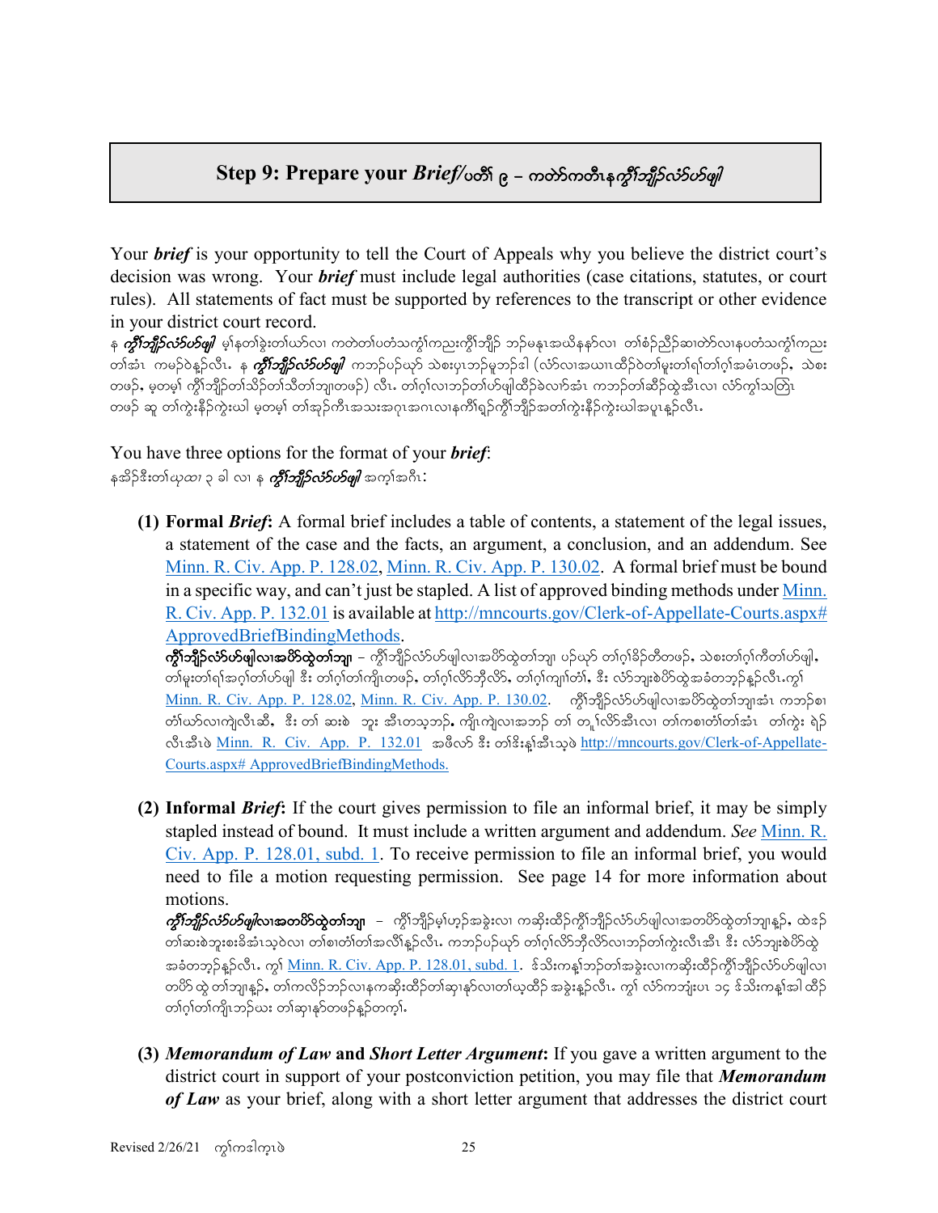# Step 9: Prepare your *Brief*/ပတိၢ် ၉ – ကတဲာ်ကတီၤနကွိၢ်ဘျိၣ်လံာ်ပာ်ဖျါ

Your ***brief*** is your opportunity to tell the Court of Appeals why you believe the district court's decision was wrong. Your ***brief*** must include legal authorities (case citations, statutes, or court rules). All statements of fact must be supported by references to the transcript or other evidence in your district court record.

န ***ကွိၢ်ဘျိၣ်လံာ်ပာ်ဖျါ*** မ့ၢ်နတၢ်ခွဲးတၢ်ယာ်လၢ ကတဲတၢ်ပတံသကွံၢ်ကညးကွိၢ်ဘျိၣ် ဘၣ်မနုၤအယိနနာ်လၢ တၢ်စံၣ်ညီၣ်ဆၢတဲာ်လၢနပတံသကွံၢ်ကညးတၢ်အံၤ ကမၣ်ဝဲနၣ်လီၤ. န ***ကွိၢ်ဘျိၣ်လံာ်ပာ်ဖျါ*** ကဘၣ်ပဉ်ယှာ် သဲစးပှၤဘၣ်မူဘၣ်ဒါ (လံာ်လၢအယၢၤထိၣ်ဝဲတၢ်မူးတၢ်ရၢ်တၢ်ဂ့ၢ်အမံၤတဖၣ်, သဲစးတဖၣ်, မ့တမ့ၢ် ကွိၢ်ဘျိၣ်တၢ်သိၣ်တၢ်သီတၢ်ဘျၢတဖၣ်) လီၤ. တၢ်ဂ့ၢ်လၢဘၣ်တၢ်ပာ်ဖျါထိၣ်ခဲလၢာ်အံၤ ကဘၣ်တၢ်ဆီၣ်ထွဲအီၤလၢ လံာ်ကွဲးသတြၢ တဖၣ် ဆူ တၢ်ကွဲးနိၣ်ကွဲးယါ မ့တမ့ၢ် တၢ်အှၣ်ကီၤအသးအဂ့ၤအဂၤလၢနကွိၢ်ရှၣ်ကွိၢ်ဘျိၣ်အတၢ်ကွဲးနိၣ်ကွဲးယါအပူၤနၣ်လီၤ.

You have three options for the format of your ***brief***:

နအိၣ်ဒီးတၢ်*ယုထၢ* ၃ ခါ လၢ န ***ကွိၢ်ဘျိၣ်လံာ်ပာ်ဖျါ*** အက့ၢ်အဂီၤ:

**(1) Formal *Brief*:** A formal brief includes a table of contents, a statement of the legal issues, a statement of the case and the facts, an argument, a conclusion, and an addendum. See Minn. R. Civ. App. P. 128.02, Minn. R. Civ. App. P. 130.02. A formal brief must be bound in a specific way, and can't just be stapled. A list of approved binding methods under Minn. R. Civ. App. P. 132.01 is available at http://mncourts.gov/Clerk-of-Appellate-Courts.aspx#ApprovedBriefBindingMethods.

**ကွိၢ်ဘျိၣ်လံာ်ပာ်ဖျါလၢအပိာ်ထွဲတၢ်ဘျၢ** – ကွိၢ်ဘျိၣ်လံာ်ပာ်ဖျါလၢအပိာ်ထွဲတၢ်ဘျၢ ပဉ်ယှာ် တၢ်ဂ့ၢ်ခိၣ်တီတဖၣ်, သဲစးတၢ်ဂ့ၢ်ကီတၢ်ပာ်ဖျါ, တၢ်မူးတၢ်ရၢ်အဂ့ၢ်တၢ်ပာ်ဖျါ ဒီး တၢ်ဂ့ၢ်တၢ်ကျိၤတဖၣ်, တၢ်ဂ့ၢ်လိာ်ဘိလိာ်, တၢ်ဂ့ၢ်ကျၢၢ်တၢ်, ဒီး လံာ်ဘျးစဲပိာ်ထွဲအခံတဘ့ၣ်နၣ်လီၤ.ကွၢ် Minn. R. Civ. App. P. 128.02, Minn. R. Civ. App. P. 130.02. ကွိၢ်ဘျိၣ်လံာ်ပာ်ဖျါလၢအပိာ်ထွဲတၢ်ဘျၢအံၤ ကဘၣ်စၢတံၢ်ယာ်လၢကျဲလီၤဆီ, ဒီး တၢ် ဆးစဲ ဘူး အီၤတသ့ဘၣ်, ကျဲကျဲလၢအဘၣ် တၢ် တူ႑်လိာ်အီၤလၢ တၢ်ကစၢတံၢ်တၢ်အံၤ တၢ်ကွဲး ရဲၣ်လီၤအီၤဖဲ Minn. R. Civ. App. P. 132.01 အဖီလာ် ဒီး တၢ်ဒိးန့ၢ်အီၤသ့ဖဲ http://mncourts.gov/Clerk-of-Appellate-Courts.aspx# ApprovedBriefBindingMethods.

**(2) Informal *Brief*:** If the court gives permission to file an informal brief, it may be simply stapled instead of bound. It must include a written argument and addendum. *See* Minn. R. Civ. App. P. 128.01, subd. 1. To receive permission to file an informal brief, you would need to file a motion requesting permission. See page 14 for more information about motions.

***ကွိၢ်ဘျိၣ်လံာ်ပာ်ဖျါလၢအတပိာ်ထွဲတၢ်ဘျၢ*** – ကွိၢ်ဘျိၣ်မ့ၢ်ဟ့ၣ်အခွဲးလၢ ကဆိးထိၣ်ကွိၢ်ဘျိၣ်လံာ်ပာ်ဖျါလၢအတပိာ်ထွဲတၢ်ဘျၢနၣ်, ထဲဒ်တၢ်ဆးစဲဘူးစးခိအံၤသ့ဝဲလၢ တၢ်စၢတံၢ်တၢ်အလီၢ်နၣ်လီၤ. ကဘၣ်ပဉ်ယှာ် တၢ်ဂ့ၢ်လိာ်ဘိလိာ်လၢဘၣ်တၢ်ကွဲးလီၤအီၤ ဒီး လံာ်ဘျးစဲပိာ်ထွဲအခံတဘ့ၣ်နၣ်လီၤ. ကွၢ် Minn. R. Civ. App. P. 128.01, subd. 1. ဒ်သိးကန့ၢ်ဘၣ်တၢ်အခွဲးလၢကဆိးထိၣ်ကွိၢ်ဘျိၣ်လံာ်ပာ်ဖျါလၢတပိာ်ထွဲတၢ်ဘျၢနၣ်, တၢ်ကလိၣ်ဘၣ်လၢနကဆိးထိၣ်တၢ်ဆှၢနာ်လၢတၢ်ယ့ထိၣ် အခွဲးနၣ်လီၤ. ကွၢ် လံာ်ကဘျံးပၤ ၁၄ ဒ်သိးကန့ၢ်အါထိၣ် တၢ်ဂ့ၢ်တၢ်ကျိၤဘၣ်ဃး တၢ်ဆှၢနာ်တဖၣ်နၣ်တက့ၢ်.

**(3) *Memorandum of Law* and *Short Letter Argument*:** If you gave a written argument to the district court in support of your postconviction petition, you may file that ***Memorandum of Law*** as your brief, along with a short letter argument that addresses the district court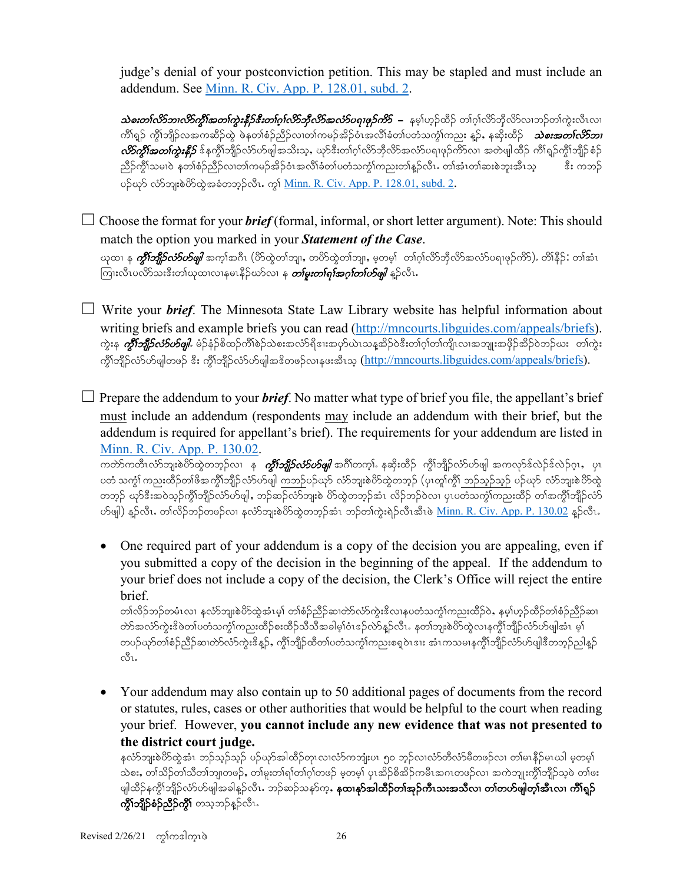judge's denial of your postconviction petition. This may be stapled and must include an addendum. See [Minn. R. Civ. App. P. 128.01, subd. 2](#).

***သဲစးတၢ်လိာ်ဘၢလိာ်ကွီၢ်အတၢ်ကွဲးနီၣ်ဒီးတၢ်ဂ့ၢ်လိာ်ဘိုလိာ်အလံာ်ပရၢဖုဉ်ကိာ်*** – နမ့ၢ်ဟ့ၣ်ထိၣ် တၢ်ဂ့ၢ်လိာ်ဘိုလိာ်လၢဘၣ်တၢ်ကွဲးလီၤလၢ ကီၢ်ရှၣ် ကွီၢ်ဘျိၣ်လအကဆိၣ်ထွဲ ဖဲနတၢ်စံၣ်ညိၣ်လၢတၢ်ကမၣ်အိၣ်ဝံၤအလိၢ်ခံတၢ်ပတံသကွ့ၢ်ကညး နှၣ်, နဆိုးထိၣ် ***သဲစးအတၢ်လိာ်ဘၢလိာ်ကွီၢ်အတၢ်ကွဲးနီၣ်*** ဒ်နကွီၢ်ဘျိၣ်လံာ်ဟ်ဖျါအသိးသ့, ယှာ်ဒီးတၢ်ဂ့ၢ်လိာ်ဘိုလိာ်အလံာ်ပရၢဖုဉ်ကိာ်လၢ အတဲဖျါထိၣ် ကီၢ်ရှၣ်ကွီၢ်ဘျိၣ် စံၣ်ညိၣ်ကွီၢ်သမၢဝဲ နတၢ်စံၣ်ညိၣ်လၢတၢ်ကမၣ်အိၣ်ဝံၤအလိၢ်ခံတၢ်ပတံသကွ့ၢ်ကညးတၢ်နှၣ်လီၤ. တၢ်အံၤတၢ်ဆးစဲဘူးအီၤသ့ ဒီး ကဘၣ် ပဉ်ယှာ် လံာ်ဘူးစဲပိာ်ထွဲအခံတဘ့ၣ်လီၤ. ကွၢ် [Minn. R. Civ. App. P. 128.01, subd. 2](#).

☐ Choose the format for your ***brief*** (formal, informal, or short letter argument). Note: This should match the option you marked in your ***Statement of the Case***.
ယုထၢ န ***ကွီၢ်ဘျိၣ်လံာ်ဟ်ဖျါ*** အကၢ်အဂီၤ (ပိာ်ထွဲတၢ်ဘျ, တပိာ်ထွဲတၢ်ဘျ, မ့တမ့ၢ် တၢ်ဂ့ၢ်လိာ်ဘိုလိာ်အလံာ်ပရၢဖုဉ်ကိာ်). တၢ်နီၣ်: တၢ်အံၤ ကြၢးလီၤပလိာ်သးဒီးတၢ်ယုထၢလၢနမၤနီၣ်ယာ်လၢ န ***တၢ်မူးတၢ်ရၢ်အဂ့ၢ်တၢ်ဟ်ဖျါ*** နှၣ်လီၤ.

☐ Write your ***brief***. The Minnesota State Law Library website has helpful information about writing briefs and example briefs you can read ([http://mncourts.libguides.com/appeals/briefs](http://mncourts.libguides.com/appeals/briefs)).
ကွဲးန ***ကွီၢ်ဘျိၣ်လံာ်ဟ်ဖျါ***. မံၣ်နံၣ်စိထၣ်ကီၢ်စဲၣ်သဲစးအလံာ်ရိဒၢးအပှာ်ယဲၤသန့အိၣ်ဝဲဒီးတၢ်ဂ့ၢ်တၢ်ကျိၤလၢအဘျုးအဖှိၣ်အိၣ်ဝဲဘၣ်ယး တၢ်ကွဲး ကွီၢ်ဘျိၣ်လံာ်ဟ်ဖျါတဖၣ် ဒီး ကွီၢ်ဘျိၣ်လံာ်ဟ်ဖျါအဒိတဖၣ်လၢနဖးအီၤသ့ ([http://mncourts.libguides.com/appeals/briefs](http://mncourts.libguides.com/appeals/briefs)).

☐ Prepare the addendum to your ***brief***. No matter what type of brief you file, the appellant's brief must include an addendum (respondents may include an addendum with their brief, but the addendum is required for appellant's brief). The requirements for your addendum are listed in [Minn. R. Civ. App. P. 130.02](#).
ကတဲာ်ကတီၤလံာ်ဘူးစဲပိာ်ထွဲတဘ့ၣ်လၢ န ***ကွီၢ်ဘျိၣ်လံာ်ဟ်ဖျါ*** အဂီၢ်တက့ၢ်. နဆိုးထိၣ် ကွီၢ်ဘျိၣ်လံာ်ဟ်ဖျါ အကလှာ်ဒ်လဲၣ်ဒ်လဲၣ်ဂ့ၤ, ပှၤပတံ သကွ့ၢ်ကညးထိၣ်တၢ်ဖိအကွီၢ်ဘျိၣ်လံာ်ဟ်ဖျါ ကဘၣ်ပဉ်ယှာ် လံာ်ဘူးစဲပိာ်ထွဲတဘ့ၣ် (ပှၤတူၢ်ကွီၢ် ဘၣ်သ့ၣ်သ့ၣ် ပဉ်ယှာ် လံာ်ဘူးစဲပိာ်ထွဲ တဘ့ၣ် ယှာ်ဒီးအဝဲသ့ၣ်ကွီၢ်ဘျိၣ်လံာ်ဟ်ဖျါ, ဘၣ်ဆၣ်လံာ်ဘူးစဲ ပိာ်ထွဲတဘ့ၣ်အံၤ လိၣ်ဘၣ်ဝဲလၢ ပှၤပတံသကွ့ၢ်ကညးထိၣ် တၢ်အကွီၢ်ဘျိၣ်လံာ်ဟ်ဖျါ) နှၣ်လီၤ. တၢ်လိၣ်ဘၣ်တဖၣ်လၢ နလံာ်ဘူးစဲပိာ်ထွဲတဘ့ၣ်အံၤ ဘၣ်တၢ်ကွဲးရဲၣ်လီၤအီၤဖဲ [Minn. R. Civ. App. P. 130.02](#) နှၣ်လီၤ.

- One required part of your addendum is a copy of the decision you are appealing, even if you submitted a copy of the decision in the beginning of the appeal. If the addendum to your brief does not include a copy of the decision, the Clerk's Office will reject the entire brief.
  တၢ်လိၣ်ဘၣ်တမံၤလၢ နလံာ်ဘူးစဲပိာ်ထွဲအံၤမ့ၢ် တၢ်စံၣ်ညိၣ်ဆၢတဲာ်လံာ်ကွဲးဒိလၢနပတံသကွ့ၢ်ကညးထိၣ်ဝဲ, နမ့ၢ်ဟ့ၣ်ထိၣ်တၢ်စံၣ်ညိၣ်ဆၢ တဲာ်အလံာ်ကွဲးဒိဖဲတၢ်ပတံသကွ့ၢ်ကညးထိၣ်စးထိၣ်သီသီအခါမ့ၢ်ဝံၤဒၣ်လဲာ်နှၣ်လီၤ. နတၢ်ဘူးစဲပိာ်ထွဲလၢနကွီၢ်ဘျိၣ်လံာ်ဟ်ဖျါအံၤ မ့ၢ် တပဉ်ယှာ်တၢ်စံၣ်ညိၣ်ဆၢတဲာ်လံာ်ကွဲးဒိနှၣ်, ကွီၢ်ဘျိၣ်ထိတၢ်ပတံသကွ့ၢ်ကညးစရဲဝဲၤဒၢး အံၤကသမၢနကွီၢ်ဘျိၣ်လံာ်ဟ်ဖျါဒိတဘ့ၣ်ညါနှၣ် လီၤ.

- Your addendum may also contain up to 50 additional pages of documents from the record or statutes, rules, cases or other authorities that would be helpful to the court when reading your brief. However, **you cannot include any new evidence that was not presented to the district court judge.**
  နလံာ်ဘူးစဲပိာ်ထွဲအံၤ ဘၣ်သ့ၣ်သ့ၣ် ပဉ်ယှာ်အါထိၣ်တုၤလၢလံာ်ကဘျံးပၤ ၅၀ ဘ့ၣ်လၢလံာ်တီလံာ်မီတဖၣ်လၢ တၢ်မၤနီၣ်မၤဃါ မ့တမ့ၢ် သဲစး, တၢ်သိၣ်တၢ်သီတၢ်ဘျၢတဖၣ်, တၢ်မူးတၢ်ရၢ်တၢ်ဂ့ၢ်တဖၣ် မ့တမ့ၢ် ပှၤအိၣ်စိအိၣ်ကမီၤအဂၤတဖၣ်လၢ အကဲဘျုးကွီၢ်ဘျိၣ်သ့ဖဲ တၢ်ဖး ဖျါထိၣ်နကွီၢ်ဘျိၣ်လံာ်ဟ်ဖျါအခါနှၣ်လီၤ. ဘၣ်ဆၣ်သနၥ်က့, **နထၢနှာ်အါထိၣ်တၢ်အှၣ်ကီၤသးအသီလၢ တၢ်တဟ်ဖျါတ့ၢ်အီၤလၢ ကီၢ်ရှၣ် ကွီၢ်ဘျိၣ်စံၣ်ညိၣ်ကွီၢ်** တသ့ဘၣ်နှၣ်လီၤ.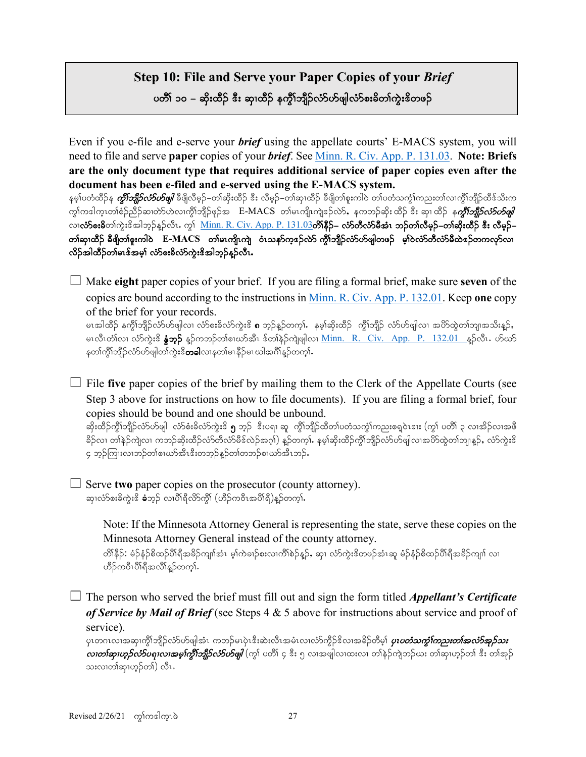## Step 10: File and Serve your Paper Copies of your *Brief*

ပတိၢ် ၁၀ – ဆိးထီဉ် ဒီး ဆှၢထီဉ် နကွီၢ်ဘျီဉ်လံာ်ဟ်ဖျါလံာ်စးခိတၢ်ကွဲးဒိတဖဉ်

Even if you e-file and e-serve your ***brief*** using the appellate courts' E-MACS system, you will need to file and serve **paper** copies of your ***brief***. See Minn. R. Civ. App. P. 131.03. **Note: Briefs are the only document type that requires additional service of paper copies even after the document has been e-filed and e-served using the E-MACS system.**

နမ့ၢ်ပတံထီဉ်န ***ကွီၢ်ဘျီဉ်လံာ်ဟ်ဖျါ*** ခီဖျိလီမှဉ်–တၢ်ဆိးထီဉ် ဒီး လီမှဉ်–တၢ်ဆှၢထီဉ် ခီဖျိတၢ်စူးကါဝဲ တၢ်ပတံသကွံၢ်ကညးတၢ်လၢကွီၢ်ဘျီဉ်ထိဉ်သိးက ကွၢ်ကဒါက့ၤတၢ်စံဉ်ညီဉ်ဆၢတဲာ်ဟဲလၢကွီၢ်ဘျီဉ်ဖုဉ်အ E-MACS တၢ်မၤကျိၤကျဲဒဉ်လဲာ်, နကဘဉ်ဆိး ထိဉ် ဒီး ဆှၢ ထိဉ် န***ကွီၢ်ဘျီဉ်လံာ်ဟ်ဖျါ*** လၢ**လံာ်စးခိ**တၢ်ကွဲးဒိအါဘှဉ်နှဉ်လီၤ. ကွၢ် Minn. R. Civ. App. P. 131.03**တၢ်နိဉ်– လံာ်တီလံာ်မီအံၤ ဘဉ်တၢ်လီမှဉ်–တၢ်ဆိးထီဉ် ဒီး လီမှဉ်–တၢ်ဆှၢထီဉ် ခီဖျိတၢ်စူးကါဝဲ E-MACS တၢ်မၤကျိၤကျဲ ဝံၤသနာ်က့ဒဉ်လဲာ် ကွီၢ်ဘျီဉ်လံာ်ဟ်ဖျါတဖဉ် မ့ၢ်ဝဲလံာ်တီလံာ်မီထဲဒဉ်တကလှာ်လၢ လိဉ်အါထိဉ်တၢ်မၤဒ်အမ့ၢ် လံာ်စးခိလံာ်ကွဲးဒိအါဘှဉ်နှဉ်လီၤ.**

☐ Make **eight** paper copies of your brief. If you are filing a formal brief, make sure **seven** of the copies are bound according to the instructions in Minn. R. Civ. App. P. 132.01. Keep **one** copy of the brief for your records.

မၤအါထိဉ် နကွီၢ်ဘျီဉ်လံာ်ဟ်ဖျါလၢ လံာ်စးခိလံာ်ကွဲးဒိ **၈** ဘှဉ်နှဉ်တက့ၢ်. နမ့ၢ်ဆိးထိဉ် ကွီၢ်ဘျီဉ် လံာ်ဟ်ဖျါလၢ အပိာ်ထွဲတၢ်ဘျၢအသိးနှဉ်, မၤလီၤတံၢ်လၢ လံာ်ကွဲးဒိ **နွံဘှဉ်** နှဉ်ကဘဉ်တၢ်စၢဃာ်အီၤ ဒ်တၢ်နဲဉ်ကျဲဖျါလၢ Minn. R. Civ. App. P. 132.01 နှဉ်လီၤ. ဟ်ဃာ် နတၢ်ကွီၢ်ဘျီဉ်လံာ်ဟ်ဖျါတၢ်ကွဲးဒိ**တခါ**လၢနတၢ်မၤနီဉ်မၤယါအဂီၢ်နှဉ်တက့ၢ်.

☐ File **five** paper copies of the brief by mailing them to the Clerk of the Appellate Courts (see Step 3 above for instructions on how to file documents). If you are filing a formal brief, four copies should be bound and one should be unbound.

ဆိးထိဉ်ကွီၢ်ဘျီဉ်လံာ်ဟ်ဖျါ လံာ်စးခိလံာ်ကွဲးဒိ **၅** ဘှဉ် ဒီးပရၢ ဆူ ကွီၢ်ဘျီဉ်ထိတၢ်ပတံသကွံၢ်ကညးစရူဝဲၤဒၤး (ကွၢ် ပတိၢ် ၃ လၢအခိဉ်လၢအဖီခိဉ်လၢ တၢ်နဲဉ်ကျဲလၢ ကဘဉ်ဆိးထိဉ်လံာ်တီလံာ်မီဒ်လဲဉ်အဂ့ၢ်) နှဉ်တက့ၢ်. နမ့ၢ်ဆိးထိဉ်ကွီၢ်ဘျီဉ်လံာ်ဟ်ဖျါလၢအပိာ်ထွဲတၢ်ဘျၢနှဉ်, လံာ်ကွဲးဒိ ၄ ဘှဉ်ကြၢးလၢဘဉ်တၢ်စၢဃာ်အီၤဒီးတဘှဉ်နှဉ်တၢ်တဘဉ်စၢဃာ်အီၤဘဉ်.

☐ Serve **two** paper copies on the prosecutor (county attorney).

ဆှၢလံာ်စးခိကွဲးဒိ **ခံ**ဘှဉ် လၢပီၢ်ရီလိာ်ကွီၢ် (ဟိဉ်ကဝီၤအပီၢ်ရီ)နှဉ်တက့ၢ်.

> Note: If the Minnesota Attorney General is representing the state, serve these copies on the Minnesota Attorney General instead of the county attorney.
>
> တၢ်နိဉ်: မံဉ်နံဉ်စိထဉ်ပီၢ်ရီအခိဉ်ကျၢ်အံၤ မ့ၢ်ကဲခၢဉ်စးလၢကီၢ်စဲဉ်နှဉ်, ဆှၢ လံာ်ကွဲးဒိတဖဉ်အံၤဆူ မံဉ်နံဉ်စိထဉ်ပီၢ်ရီအခိဉ်ကျၢ် လၢ ဟိဉ်ကဝီၤပီၢ်ရီအလီၢ်နှဉ်တက့ၢ်.

☐ The person who served the brief must fill out and sign the form titled ***Appellant's Certificate of Service by Mail of Brief*** (see Steps 4 & 5 above for instructions about service and proof of service).

ပှၤတဂၤလၢအဆှၢကွီၢ်ဘျီဉ်လံာ်ဟ်ဖျါအံၤ ကဘဉ်မၤပှဲၤဒီးဆဲးလီၤအမံၤလၢလံာ်ကွိဉ်ဒိလၢအခိဉ်တီမ့ၢ် ***ပှၤပတံသကွံၢ်ကညးတၢ်အလံာ်အှဉ်သး လၢတၢ်ဆှၢဟ့ဉ်လံာ်ပရၢလၢအမ့ၢ်ကွီၢ်ဘျီဉ်လံာ်ဟ်ဖျါ*** (ကွၢ် ပတိၢ် ၄ ဒီး ၅ လၢအဖျါလၢထးလၢ တၢ်နဲဉ်ကျဲဘဉ်ဃး တၢ်ဆှၢဟ့ဉ်တၢ် ဒီး တၢ်အှဉ်သးလၢတၢ်ဆှၢဟ့ဉ်တၢ်) လီၤ.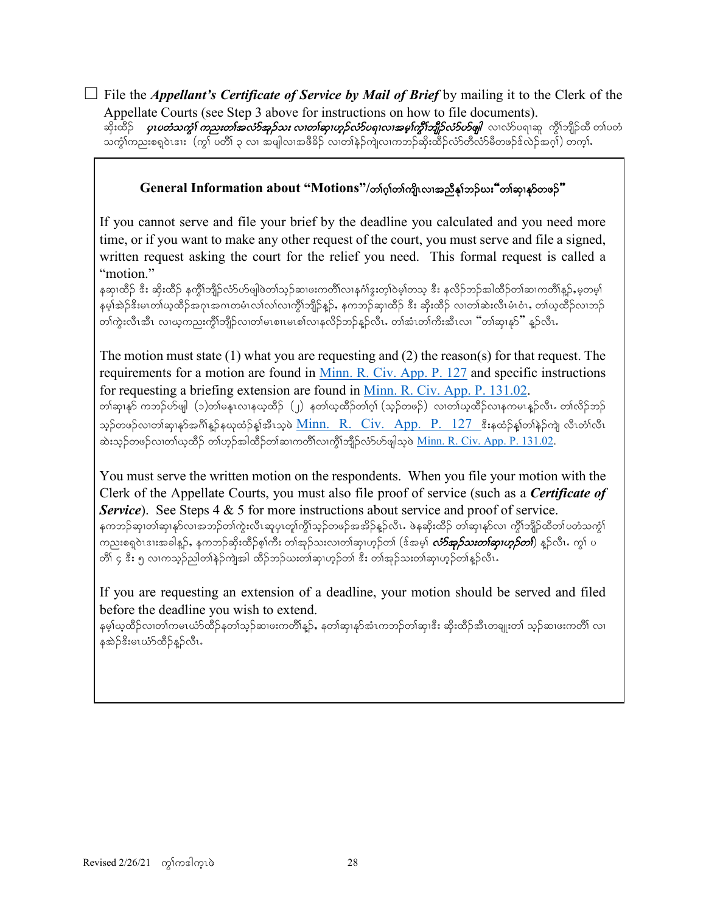☐ File the ***Appellant's Certificate of Service by Mail of Brief*** by mailing it to the Clerk of the Appellate Courts (see Step 3 above for instructions on how to file documents).
ဆိုးထိဉ် ***ပှၤပတံသကွံၢ်ကညးတၢ်အလံာ်အှဉ်သး လၢတၢ်ဆှၢဟ့ဉ်လံာ်ပရၢလၢအမ့ၢ်ကွိၢ်ဘျိဉ်လံာ်ဟ်ဖျါ*** လၢလံာ်ပရၢဆူ ကွိၢ်ဘျိဉ်ထိ တၢ်ပတံသကွံၢ်ကညးစရ့ဝဲၤ (ကွၢ် ပတိၢ် ၃ လၢ အဖျါလၢအဖီခိဉ် လၢတၢ်နဲဉ်ကျဲလၢကဘဉ်ဆိုးထိဉ်လံာ်တီလံာ်မိတဖဉ်န်လဲဉ်အဂ့ၢ်) တက့ၢ်.

## General Information about "Motions"/တၢ်ဂ့ၢ်တၢ်ကျိၤလၢအညီနှၢ်ဘဉ်ဃး"တၢ်ဆှၢနှာ်တဖဉ်"

If you cannot serve and file your brief by the deadline you calculated and you need more time, or if you want to make any other request of the court, you must serve and file a signed, written request asking the court for the relief you need. This formal request is called a "motion."
နဆှၢထိဉ် ဒီး ဆိုးထိဉ် နကွိၢ်ဘျိဉ်လံာ်ဟ်ဖျါဖဲတၢ်သ့ဉ်ဆၢဖးကတိၢ်လၢနဂံၢ်ဒွးတ့ၢ်ဝဲမ့ၢ်တသ့ ဒီး နလိဉ်ဘဉ်အါထိဉ်တၢ်ဆၢကတိၢ်နူဉ်,မ့တမ့ၢ် နမ့ၢ်အဲဉ်ဒိးမၤတၢ်ယ့ထိဉ်အဂုၤအဂၤတမံၤလၢ်လၢ်လၢကွိၢ်ဘျိဉ်နူဉ်, နကဘဉ်ဆှၢထိဉ် ဒီး ဆိုးထိဉ် လၢတၢ်ဆဲးလီၤမံၤဝံၤ, တၢ်ယ့ထိဉ်လၢဘဉ်တၢ်ကွဲးလီၤအီၤ လၢယ့ကညးကွိၢ်ဘျိဉ်လၢတၢ်မၤစၢၤမၤစၢ်လၢနလိဉ်ဘဉ်နူဉ်လီၤ. တၢ်အံၤတၢ်ကိးအီၤလၢ "တၢ်ဆှၢနှာ်" နူဉ်လီၤ.

The motion must state (1) what you are requesting and (2) the reason(s) for that request. The requirements for a motion are found in Minn. R. Civ. App. P. 127 and specific instructions for requesting a briefing extension are found in Minn. R. Civ. App. P. 131.02.
တၢ်ဆှၢနှာ် ကဘဉ်ဟ်ဖျါ (၁)တၢ်မနုၤလၢနယ့ထိဉ် (၂) နတၢ်ယ့ထိဉ်တၢ်ဂ့ၢ် (သ့ဉ်တဖဉ်) လၢတၢ်ယ့ထိဉ်လၢနကမၤနူဉ်လီၤ. တၢ်လိဉ်ဘဉ်သ့ဉ်တဖဉ်လၢတၢ်ဆှၢနှာ်အဂီၢ်နူဉ်နယုထံဉ်န့ၢ်အီၤသ့ဖဲ Minn. R. Civ. App. P. 127 ဒီးနထံဉ်န့ၢ်တၢ်နဲဉ်ကျဲ လီၤတံၢ်လီၤဆဲးသ့ဉ်တဖဉ်လၢတၢ်ယ့ထိဉ် တၢ်ဟ့ဉ်အါထိဉ်တၢ်ဆၢကတိၢ်လၢကွိၢ်ဘျိဉ်လံာ်ဟ်ဖျါသ့ဖဲ Minn. R. Civ. App. P. 131.02.

You must serve the written motion on the respondents. When you file your motion with the Clerk of the Appellate Courts, you must also file proof of service (such as a ***Certificate of Service***). See Steps 4 & 5 for more instructions about service and proof of service.
နကဘဉ်ဆှၢတၢ်ဆှၢနှာ်လၢအဘဉ်တၢ်ကွဲးလီၤဆူပှၤတ့ၢ်ကွိၢ်သ့ဉ်တဖဉ်အအိဉ်နူဉ်လီၤ. ဖဲနဆိုးထိဉ် တၢ်ဆှၢနှာ်လၢ ကွိၢ်ဘျိဉ်ထိတၢ်ပတံသကွံၢ်ကညးစရ့ဝဲၤအခါနူဉ်, နကဘဉ်ဆိုးထိဉ်စ့ၢ်ကီး တၢ်အှဉ်သးလၢတၢ်ဆှၢဟ့ဉ်တၢ် (ဒ်အမ့ၢ် ***လံာ်အှဉ်သးတၢ်ဆှၢဟ့ဉ်တၢ်***) နူဉ်လီၤ. ကွၢ် ပတိၢ် ၄ ဒီး ၅ လၢကသ့ဉ်ညါတၢ်နဲဉ်ကျဲအါ ထိဉ်ဘဉ်ဃးတၢ်ဆှၢဟ့ဉ်တၢ် ဒီး တၢ်အှဉ်သးတၢ်ဆှၢဟ့ဉ်တၢ်နူဉ်လီၤ.

If you are requesting an extension of a deadline, your motion should be served and filed before the deadline you wish to extend.
နမ့ၢ်ယ့ထိဉ်လၢတၢ်ကမၤယံာ်ထိဉ်နတၢ်သ့ဉ်ဆၢဖးကတိၢ်နူဉ်, နတၢ်ဆှၢနှာ်အံၤကဘဉ်တၢ်ဆှၢဒီး ဆိုးထိဉ်အီၤတချုးတၢ် သ့ဉ်ဆၢဖးကတိၢ် လၢနအဲဉ်ဒိးမၤယံာ်ထိဉ်နူဉ်လီၤ.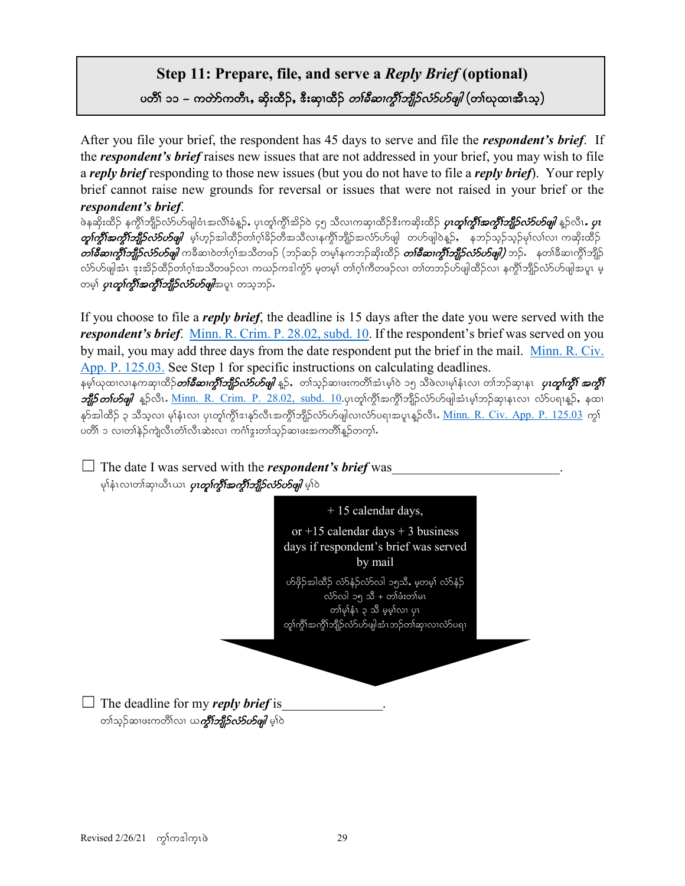## Step 11: Prepare, file, and serve a *Reply Brief* (optional)

ပတိၢ် ၁၁ – ကတဲာ်ကတီၤ, ဆိးထီဉ်, ဒီးဆှာထီဉ် *တၢ်ခီဆၢကွိၢ်ဘျိဉ်လံာ်ဟ်ဖျါ* (တၢ်ဃုထၢအီၤသ့)

After you file your brief, the respondent has 45 days to serve and file the ***respondent's brief***. If the ***respondent's brief*** raises new issues that are not addressed in your brief, you may wish to file a ***reply brief*** responding to those new issues (but you do not have to file a ***reply brief***). Your reply brief cannot raise new grounds for reversal or issues that were not raised in your brief or the ***respondent's brief***.

ဖဲနဆိးထီဉ် နကွိၢ်ဘျိဉ်လံာ်ဟ်ဖျါဝံၤအလိၢ်ခံန့ဉ်, ပှၤတူၢ်ကွိၢ်အိဉ်ဒဲ ၄၅ သီလၢကဆှာထီဉ်ဒီးကဆိးထီဉ် ***ပှၤတူၢ်ကွိၢ်အကွိၢ်ဘျိဉ်လံာ်ဟ်ဖျါ*** န့ဉ်လီၤ. ***ပှၤတူၢ်ကွိၢ်အကွိၢ်ဘျိဉ်လံာ်ဟ်ဖျါ*** မ့ၢ်ဟ့ဉ်အါထီဉ်တၢ်ဂ့ၢ်ခိဉ်တီအသိလၢနကွိၢ်ဘျိဉ်အလံာ်ဟ်ဖျါ တဟ်ဖျါဝဲန့ဉ်, နဘဉ်သ့ဉ်သ့ဉ်မ့ၢ်လၢ်လၢ ကဆိးထီဉ် ***တၢ်ခီဆၢကွိၢ်ဘျိဉ်လံာ်ဟ်ဖျါ*** ကခီဆၢဝဲတၢ်ဂ့ၢ်အသီတဖဉ် (ဘဉ်ဆဉ် တမ့ၢ်နကဘဉ်ဆိးထီဉ် ***တၢ်ခီဆၢကွိၢ်ဘျိဉ်လံာ်ဟ်ဖျါ***) ဘဉ်. နတၢ်ခီဆၢကွိၢ်ဘျိဉ်လံာ်ဟ်ဖျါအံၤ ဒုးအိဉ်ထီဉ်တၢ်ဂ့ၢ်အသီတဖဉ်လၢ ကဃဉ်ကဒါကွံာ် မ့တမ့ၢ် တၢ်ဂ့ၢ်ကီတဖဉ်လၢ တၢ်တဘဉ်ဟ်ဖျါထီဉ်လၢ နကွိၢ်ဘျိဉ်လံာ်ဟ်ဖျါအပူၤ မ့တမ့ၢ် ***ပှၤတူၢ်ကွိၢ်အကွိၢ်ဘျိဉ်လံာ်ဟ်ဖျါ***အပူၤ တသ့ဘဉ်.

If you choose to file a ***reply brief***, the deadline is 15 days after the date you were served with the ***respondent's brief***. Minn. R. Crim. P. 28.02, subd. 10. If the respondent's brief was served on you by mail, you may add three days from the date respondent put the brief in the mail. Minn. R. Civ. App. P. 125.03. See Step 1 for specific instructions on calculating deadlines.

နမ့ၢ်ဃုထၢလၢနကဆှာထီဉ်***တၢ်ခီဆၢကွိၢ်ဘျိဉ်လံာ်ဟ်ဖျါ*** န့ဉ်, တၢ်သ့ဉ်ဆၢဖးကတိၢ်အံၤမ့ၢ်ဝဲ ၁၅ သီဖဲလၢမုၢ်နံၤလၢ တၢ်ဘဉ်ဆှာန၊ ***ပှၤတူၢ်ကွိၢ် အကွိၢ်ဘျိဉ် တၢ်ဟ်ဖျါ*** န့ဉ်လီၤ. Minn. R. Crim. P. 28.02, subd. 10.ပှၤတူၢ်ကွိၢ်အကွိၢ်ဘျိဉ်လံာ်ဟ်ဖျါအံၤမ့ၢ်ဘဉ်ဆှာနၤလၢ လံာ်ပရၢန့ဉ်, နထၢနဉ်အါထီဉ် ၃ သီသ့လၢ မုၢ်နံၤလၢ ပှၤတူၢ်ကွိၢ်ဒၢနဉ်လီၤအကွိၢ်ဘျိဉ်လံာ်ဟ်ဖျါလၢလံာ်ပရၢအပူၤန့ဉ်လီၤ. Minn. R. Civ. App. P. 125.03 ကွၢ် ပတိၢ် ၁ လၢတၢ်နဲဉ်ကျဲလီၤတံၢ်လီၤဆဲးလၢ ကဂံၢ်ဒွးတၢ်သ့ဉ်ဆၢဖးအကတိၢ်န့ဉ်တက့ၢ်.

☐ The date I was served with the ***respondent's brief*** was________________________.
မုၢ်နံၤလၢတၢ်ဆှာဃီၤယၤ ***ပှၤတူၢ်ကွိၢ်အကွိၢ်ဘျိဉ်လံာ်ဟ်ဖျါ*** မ့ၢ်ဝဲ

+ 15 calendar days,

or +15 calendar days + 3 business days if respondent's brief was served by mail

ဟ်ဖိုဉ်အါထီဉ် လံာ်နံဉ်လံာ်လါ ၁၅သီ, မ့တမ့ၢ် လံာ်နံဉ်လံာ်လါ ၁၅ သီ + တၢ်ဖံးတၢ်မၤ တၢ်မုၢ်နံၤ ၃ သီ မ့မ့ၢ်လၢ ပှၤတူၢ်ကွိၢ်အကွိၢ်ဘျိဉ်လံာ်ဟ်ဖျါအံၤဘဉ်တၢ်ဆှာလၢလံာ်ပရၢ

☐ The deadline for my ***reply brief*** is_______________.
တၢ်သ့ဉ်ဆၢဖးကတိၢ်လၢ ယ***ကွိၢ်ဘျိဉ်လံာ်ဟ်ဖျါ*** မ့ၢ်ဝဲ

Revised 2/26/21 ကွၢ်ကဒါက့ၤဖဲ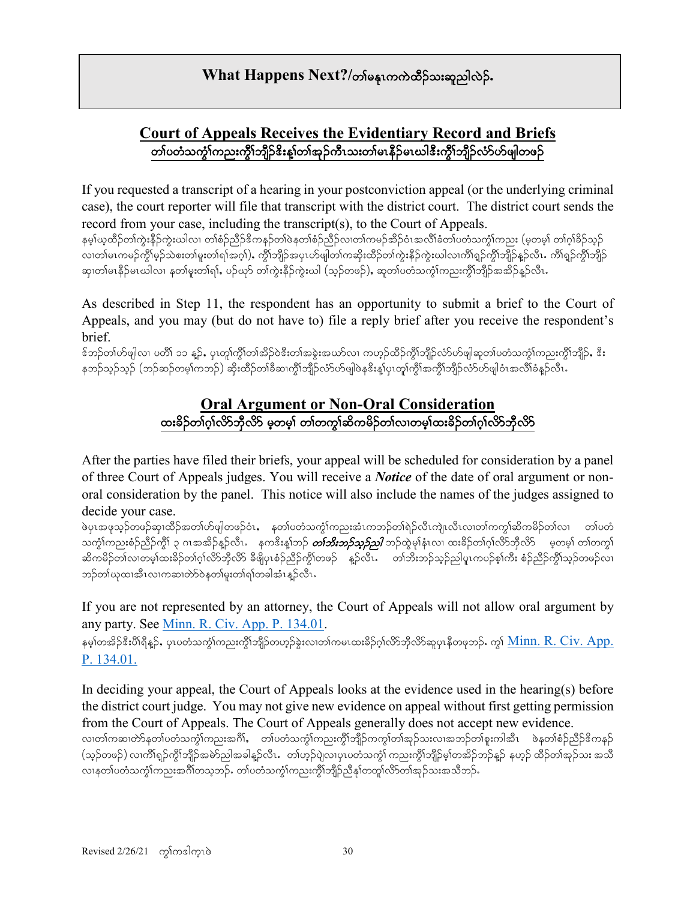## What Happens Next?/တၢ်မနုၤကကဲထီၣ်သးဆူညါလဲၣ်.

### Court of Appeals Receives the Evidentiary Record and Briefs
### တၢ်ပတံသကွဲၢ်ကညးကွီၢ်ဘျိၣ်ဒိးန့ၢ်တၢ်အှၣ်ကီၤသးတၢ်မၤနီၣ်မၤဃါဒီးကွီၢ်ဘျိၣ်လံာ်ဟ်ဖျါတဖၣ်

If you requested a transcript of a hearing in your postconviction appeal (or the underlying criminal case), the court reporter will file that transcript with the district court. The district court sends the record from your case, including the transcript(s), to the Court of Appeals.

နမ့ၢ်ယ့ထီၣ်တၢ်ကွဲးနီၣ်ကွဲးဃါလၢ တၢ်စံၣ်ညီၣ်ဒိကနၣ်တၢ်ဖဲနတၢ်စံၣ်ညီၣ်လၢတၢ်ကမၣ်အိၣ်ဝံၤအလိၢ်ခံတၢ်ပတံသကွဲၢ်ကညး (မ့တမ့ၢ် တၢ်ဂ့ၢ်ခိၣ်သ့ၣ်လၢတၢ်မၤကမၣ်ကွိၢ်မ့ၣ်သဲစးတၢ်မူးတၢ်ရၢ်အဂ့ၢ်), ကွီၢ်ဘျိၣ်အပှၤဟ်ဖျါတၢ်ကဆိုးထိၣ်တၢ်ကွဲးနီၣ်ကွဲးဃါလၢကီၢ်ရှၣ်ကွီၢ်ဘျိၣ်နူၣ်လီၤ. ကီၢ်ရှၣ်ကွီၢ်ဘျိၣ်ဆှၢတၢ်မၤနီၣ်မၤဃါလၢ နတၢ်မူးတၢ်ရၢ်, ပဉ်ယှာ် တၢ်ကွဲးနီၣ်ကွဲးဃါ (သ့ၣ်တဖၣ်), ဆူတၢ်ပတံသကွဲၢ်ကညးကွီၢ်ဘျိၣ်အအိၣ်နူၣ်လီၤ.

As described in Step 11, the respondent has an opportunity to submit a brief to the Court of Appeals, and you may (but do not have to) file a reply brief after you receive the respondent's brief.

ဒ်ဘၣ်တၢ်ဟ်ဖျါလၢ ပတီၢ် ၁၁ န့ၣ်, ပှၤတူၢ်ကွိၢ်တၢ်အိၣ်ဝဲဒီးတၢ်အခွဲးအယာ်လၢ ကဟ့ၣ်ထိၣ်ကွီၢ်ဘျိၣ်လံာ်ဟ်ဖျါဆူတၢ်ပတံသကွဲၢ်ကညးကွီၢ်ဘျိၣ်, ဒီးနဘၣ်သ့ၣ်သ့ၣ် (ဘၣ်ဆၣ်တမ့ၢ်ကဘၣ်) ဆိုးထိၣ်တၢ်ခီဆၢကွီၢ်ဘျိၣ်လံာ်ဟ်ဖျါဖဲနဒိးန့ၢ်ပှၤတူၢ်ကွိၢ်အကွီၢ်ဘျိၣ်လံာ်ဟ်ဖျါဝံၤအလိၢ်ခံနူၣ်လီၤ.

### Oral Argument or Non-Oral Consideration
### ထးခိၣ်တၢ်ဂ့ၢ်လိာ်ဘိုလိာ် မ့တမ့ၢ် တၢ်တကွၢ်ဆိကမိၣ်တၢ်လၢတမ့ၢ်ထးခိၣ်တၢ်ဂ့ၢ်လိာ်ဘိုလိာ်

After the parties have filed their briefs, your appeal will be scheduled for consideration by a panel of three Court of Appeals judges. You will receive a ***Notice*** of the date of oral argument or non-oral consideration by the panel. This notice will also include the names of the judges assigned to decide your case.

ဖဲပှၤအဖုသ့ၣ်တဖၣ်ဆှၢထိၣ်အတၢ်ဟ်ဖျါတဖၣ်ဝံၤ, နတၢ်ပတံသကွဲၢ်ကညးအံၤကဘၣ်တၢ်ရဲၣ်လီၤကျဲၤလီၤလၢတၢ်ကကွၢ်ဆိကမိၣ်တၢ်လၢ တၢ်ပတံသကွဲၢ်ကညးစံၣ်ညီၣ်ကွိၢ် ၃ ဂၤအအိၣ်နူၣ်လီၤ. နကဒိးန့ၢ်ဘၣ် ***တၢ်ဘိးဘၣ်သ့ၣ်ညါ*** ဘၣ်ထွဲမုၢ်နံၤလၢ ထးခိၣ်တၢ်ဂ့ၢ်လိာ်ဘိုလိာ် မ့တမ့ၢ် တၢ်တကွၢ်ဆိကမိၣ်တၢ်လၢတမ့ၢ်ထးခိၣ်တၢ်ဂ့ၢ်လိာ်ဘိုလိာ် ခီဖျိပှၤစံၣ်ညီၣ်ကွိၢ်တဖၣ် နူၣ်လီၤ. တၢ်ဘိးဘၣ်သ့ၣ်ညါပူၤကပဉ်စှၢ်ကီး စံၣ်ညီၣ်ကွိၢ်သ့ၣ်တဖၣ်လၢဘၣ်တၢ်ယုထၢအီၤလၢကဆၢတဲာ်ဖဲနတၢ်မူးတၢ်ရၢ်တခါအံၤနူၣ်လီၤ.

If you are not represented by an attorney, the Court of Appeals will not allow oral argument by any party. See [Minn. R. Civ. App. P. 134.01](Minn. R. Civ. App. P. 134.01).

နမ့ၢ်တအိၣ်ဒီးပိၢ်ရီနူၣ်, ပှၤပတံသကွဲၢ်ကညးကွီၢ်ဘျိၣ်တဟ့ၣ်ခွဲးလၢတၢ်ကမၤထးခိၣ်ဂ့ၢ်လိာ်ဘိုလိာ်ဆူပှၤနီတဖုဘၣ်. ကွၢ် [Minn. R. Civ. App. P. 134.01.](Minn. R. Civ. App. P. 134.01)

In deciding your appeal, the Court of Appeals looks at the evidence used in the hearing(s) before the district court judge. You may not give new evidence on appeal without first getting permission from the Court of Appeals. The Court of Appeals generally does not accept new evidence.

လၢတၢ်ကဆၢတဲာ်နတၢ်ပတံသကွဲၢ်ကညးအဂီၢ်, တၢ်ပတံသကွဲၢ်ကညးကွီၢ်ဘျိၣ်ကကွၢ်တၢ်အှၣ်သးလၢအဘၣ်တၢ်စူးကါအီၤ ဖဲနတၢ်စံၣ်ညီၣ်ဒိကနၣ် (သ့ၣ်တဖၣ်) လၢကီၢ်ရှၣ်ကွီၢ်ဘျိၣ်အမဲာ်ညါအခါနူၣ်လီၤ. တၢ်ဟ့ၣ်ပျဲလၢပှၤပတံသကွဲၢ် ကညးကွီၢ်ဘျိၣ်မ့ၢ်တအိၣ်ဘၣ်နူၣ် နဟ့ၣ် ထိၣ်တၢ်အှၣ်သး အသီလၢနတၢ်ပတံသကွဲၢ်ကညးအဂီၢ်တသ့ဘၣ်. တၢ်ပတံသကွဲၢ်ကညးကွီၢ်ဘျိၣ်ညီနှၢ်တတူၢ်လိာ်တၢ်အှၣ်သးအသီဘၣ်.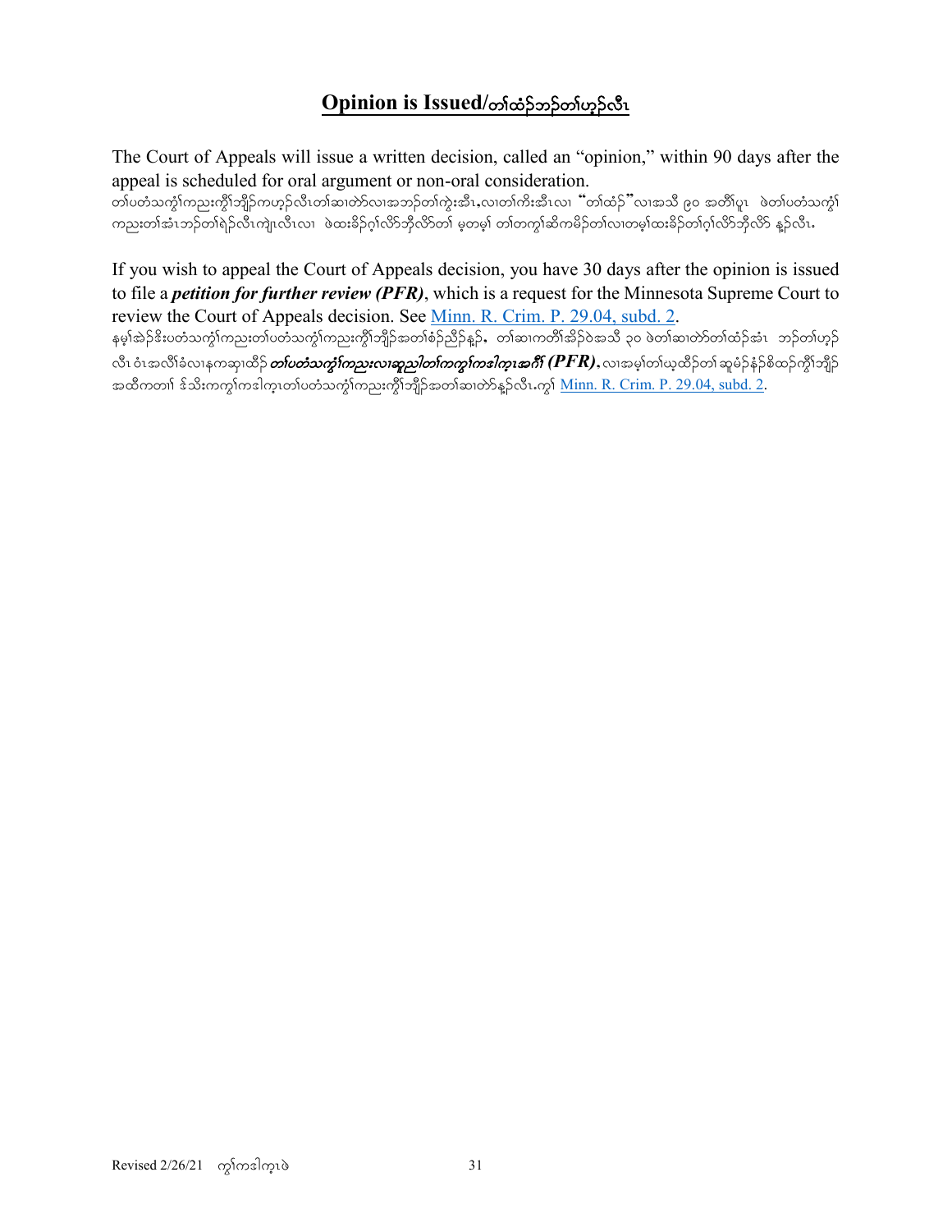## Opinion is Issued/တၢ်ထံဉ်ဘဉ်တၢ်ဟ့ဉ်လီၤ

The Court of Appeals will issue a written decision, called an "opinion," within 90 days after the appeal is scheduled for oral argument or non-oral consideration.

တၢ်ပတံသကွၢ်ကညးကွီၢ်ဘျိဉ်ကဟ့ဉ်လီၤတၢ်ဆၢတဲာ်လၢအဘဉ်တၢ်ကွဲးအီၤ,လၢတၢ်ကိးအီၤလၢ "တၢ်ထံဉ်"လၢအသိ ၉၀ အတီၢ်ပူၤ ဖဲတၢ်ပတံသကွၢ်ကညးတၢ်အံၤဘဉ်တၢ်ရဲဉ်လီၤကျဲၤလီၤလၢ ဖဲထးခိဉ်ဂ့ၢ်လိာ်ဘိုလိာ်တၢ် မ့တမ့ၢ် တၢ်တကွၢ်ဆိကမိဉ်တၢ်လၢတမ့ၢ်ထးခိဉ်တၢ်ဂ့ၢ်လိာ်ဘိုလိာ် နူဉ်လီၤ.

If you wish to appeal the Court of Appeals decision, you have 30 days after the opinion is issued to file a ***petition for further review (PFR)***, which is a request for the Minnesota Supreme Court to review the Court of Appeals decision. See [Minn. R. Crim. P. 29.04, subd. 2](Minn. R. Crim. P. 29.04, subd. 2).

နမ့ၢ်အဲဉ်ဒိးပတံသကွၢ်ကညးတၢ်ပတံသကွၢ်ကညးကွီၢ်ဘျိဉ်အတၢ်စံဉ်ညီဉ်နူဉ်, တၢ်ဆၢကတီၢ်အိဉ်ဝဲအသိ ၃၀ ဖဲတၢ်ဆၢတဲာ်တၢ်ထံဉ်အံၤ ဘဉ်တၢ်ဟ့ဉ်လီၤဝံၤအလီၢ်ခံလၢနကဆှၢထိဉ် ***တၢ်ပတံသကွၢ်ကညးလၢဆူညါတၢ်ကကွၢ်ကဒါက့းအဂီၢ် (PFR)***, လၢအမ့ၢ်တၢ်ယ့ထိဉ်တၢ် ဆူမံဉ်နံဉ်စိထဉ်ကွီၢ်ဘျိဉ်အထိကတၢၢ် ဒ်သိးကကွၢ်ကဒါက့ၤတၢ်ပတံသကွၢ်ကညးကွီၢ်ဘျိဉ်အတၢ်ဆၢတဲာ်နူဉ်လီၤ.ကွၢ် [Minn. R. Crim. P. 29.04, subd. 2](Minn. R. Crim. P. 29.04, subd. 2).

Revised 2/26/21 ကွၢ်ကဒါက့ၤဖဲ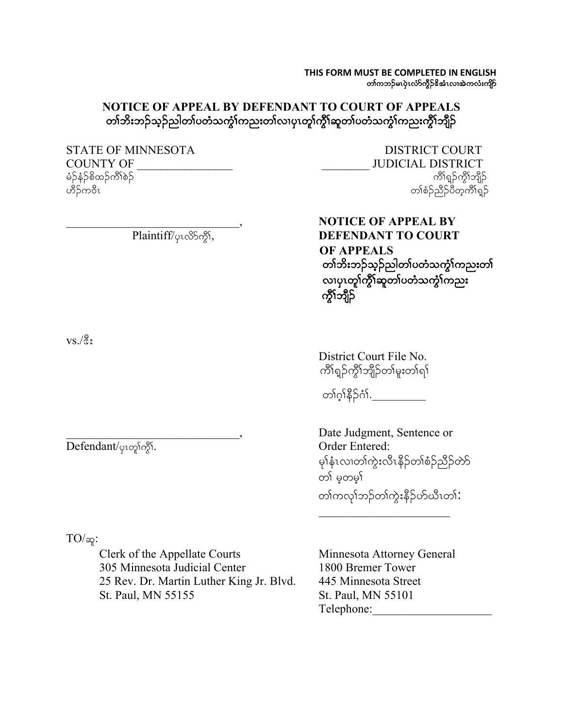**THIS FORM MUST BE COMPLETED IN ENGLISH**
တၢ်ကဘၣ်မၤပှဲၤလံာ်ကွီၣ်ဒီးအဲၤလၢအဲကလံးကျိာ်

# NOTICE OF APPEAL BY DEFENDANT TO COURT OF APPEALS
# တၢ်ဘိးဘၣ်သ့ၣ်ညါတၢ်ပတံသကွံၢ်ကညးတၢ်လၢပှၤတူၢ်ကွီၢ်ဆူတၢ်ပတံသကွံၢ်ကညးကွီၢ်ဘျိၣ်

STATE OF MINNESOTA
COUNTY OF ________________
မံၣ်နံၣ်စိထၣ်ကီၢ်စဲၣ်
ဟီၣ်ကဝီၤ

DISTRICT COURT
________ JUDICIAL DISTRICT
ကီၢ်ရှၣ်ကွီၢ်ဘျိၣ်
တၢ်စံၣ်ညီၣ်ပီတ့ကီၢ်ရှၣ်

______________________________,
Plaintiff/ပှၤလိာ်ကွီၢ်,

vs./ဒီး

______________________________,
Defendant/ပှၤတူၢ်ကွီၢ်.

**NOTICE OF APPEAL BY DEFENDANT TO COURT OF APPEALS**
**တၢ်ဘိးဘၣ်သ့ၣ်ညါတၢ်ပတံသကွံၢ်ကညးတၢ်လၢပှၤတူၢ်ကွီၢ်ဆူတၢ်ပတံသကွံၢ်ကညးကွီၢ်ဘျိၣ်**

District Court File No.
ကီၢ်ရှၣ်ကွီၢ်ဘျိၣ်တၢ်မူးတၢ်ရၢ်
တၢ်ဂ့ၢ်နီၣ်ဂံၢ်.__________

Date Judgment, Sentence or Order Entered:
မုၢ်နံၤလၢတၢ်ကွဲးလီၤနီၣ်တၢ်စံၣ်ညီၣ်တဲာ်တၢ် မ့တမ့ၢ် တၢ်ကလုၢ်ဘၣ်တၢ်ကွဲးနီၣ်ဟ်ယီၤတၢ်:
______________________

TO/ဆူ:

Clerk of the Appellate Courts
305 Minnesota Judicial Center
25 Rev. Dr. Martin Luther King Jr. Blvd.
St. Paul, MN 55155

Minnesota Attorney General
1800 Bremer Tower
445 Minnesota Street
St. Paul, MN 55101
Telephone:____________________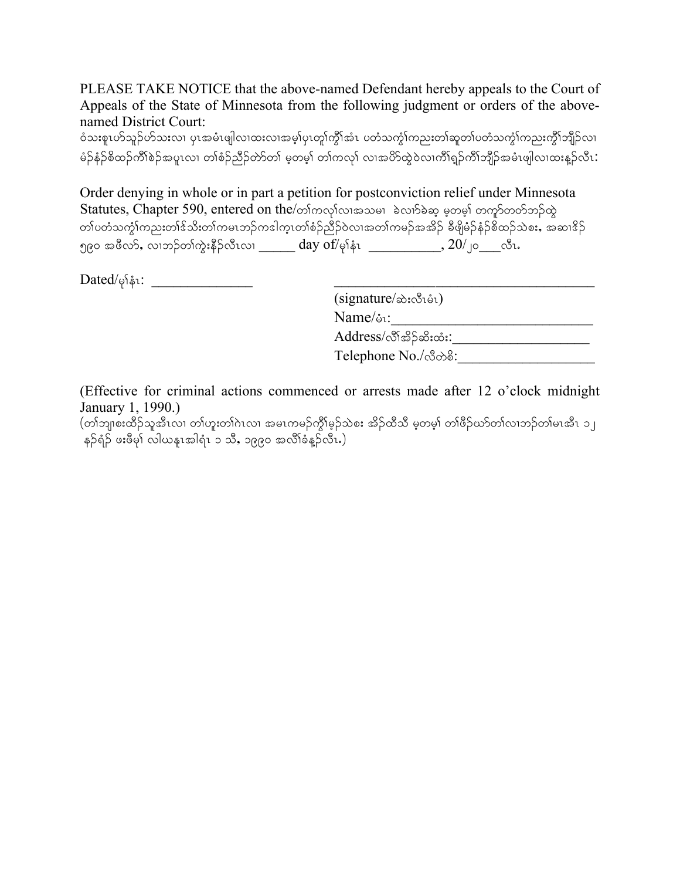PLEASE TAKE NOTICE that the above-named Defendant hereby appeals to the Court of Appeals of the State of Minnesota from the following judgment or orders of the above-named District Court:
ဝံသးစူၤဟ်သူဉ်ဟ်သးလၢ ပှၤအမံၤဖျါလၢထးလၢအမ့ၢ်ပှၤတူၢ်ကွီၢ်အံၤ ပတံသကွံၢ်ကညးတၢ်ဆူတၢ်ပတံသကွံၢ်ကညးကွီၢ်ဘျီဉ်လၢ မံဉ်နံဉ်စိထဉ်ကီၢ်စဲဉ်အပူၤလၢ တၢ်စံဉ်ညီဉ်တဲာ်တၢ် မ့တမ့ၢ် တၢ်ကလုၢ် လၢအပိာ်ထွဲဝဲလၢကီၢ်ရှဉ်ကီၢ်ဘျီဉ်အမံၤဖျါလၢထးန့ဉ်လီၤ:

Order denying in whole or in part a petition for postconviction relief under Minnesota Statutes, Chapter 590, entered on the/တၢ်ကလုၢ်လၢအသမၢ ခဲလၢာ်ခဲဆ့ မ့တမ့ၢ် တကူာ်တတ်ဘဉ်ထွဲ တၢ်ပတံသကွံၢ်ကညးတၢ်ဒ်သိးတၢ်ကမၤဘဉ်ကဒါက့ၤတၢ်စံဉ်ညီဉ်ဝဲလၢအတၢ်ကမဉ်အအိဉ် ခီဖျိမံဉ်နံဉ်စိထဉ်သဲစး, အဆၢဒိဉ် ၅၉၀ အဖီလာ်, လၢဘဉ်တၢ်ကွဲးနီဉ်လီၤလၢ _____ day of/မုၢ်နံၤ __________, 20/၂၀___လီၤ.

Dated/မုၢ်နံၤ: ______________

_____________________________________
(signature/ဆဲးလီၤမံၤ)
Name/မံၤ:___________________________
Address/လီၢ်အိဉ်ဆိးထံး:___________________
Telephone No./လီတဲစိ:___________________

(Effective for criminal actions commenced or arrests made after 12 o'clock midnight January 1, 1990.)
(တၢ်ဘျၢစးထိဉ်သူအီၤလၢ တၢ်ဟူးတၢ်ဂဲၤလၢ အမၤကမဉ်ကွီၢ်မ့ဉ်သဲစး အိဉ်ထီသီ မ့တမ့ၢ် တၢ်ဖိဉ်ယာ်တၢ်လၢဘဉ်တၢ်မၤအီၤ ၁၂ နဉ်ရံဉ် ဖးဖီမုၢ် လါယနူၤအါရံၤ ၁ သီ, ၁၉၉၀ အလီၢ်ခံန့ဉ်လီၤ.)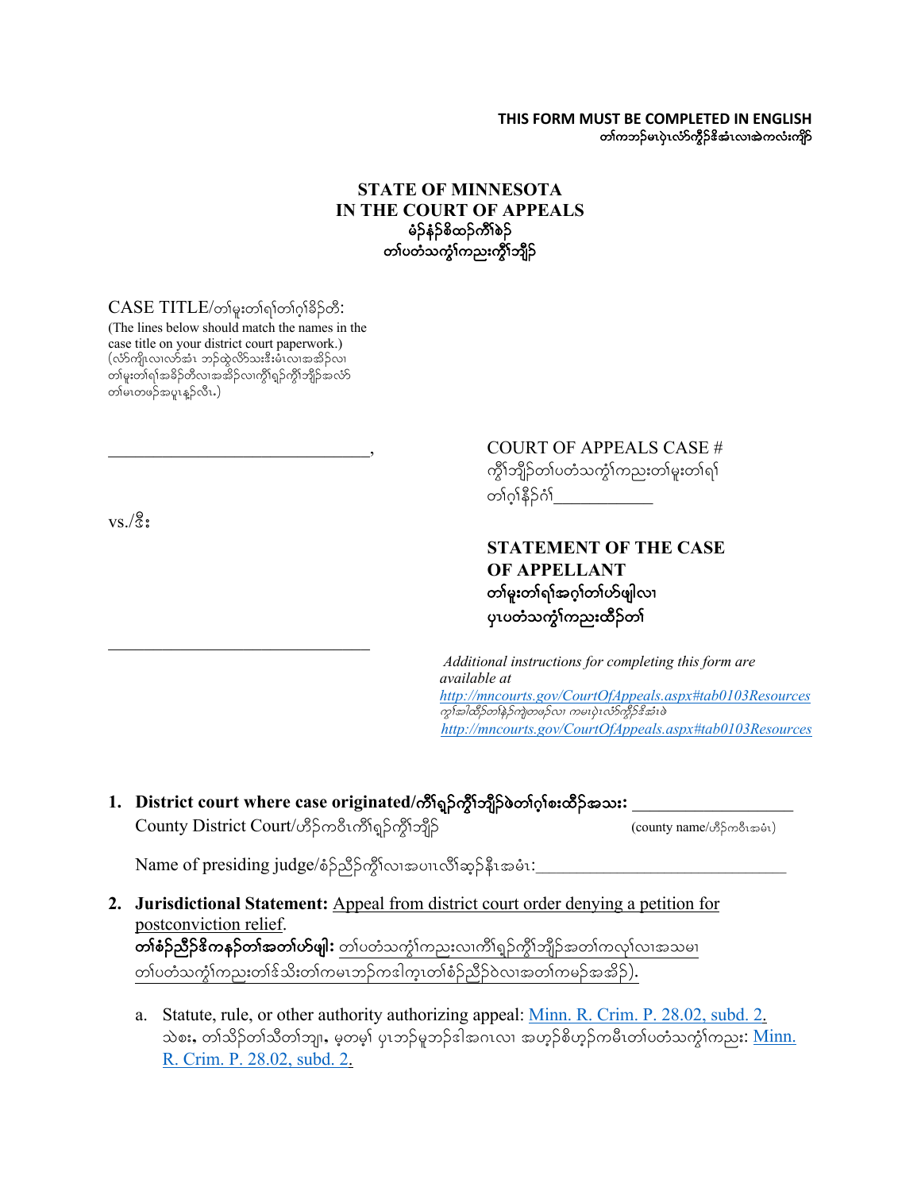**THIS FORM MUST BE COMPLETED IN ENGLISH**
**တၢ်ကဘၣ်မၤပှဲၤလံာ်ကွိၣ်ဒိအံၤလၢအဲကလံးကျိာ်**

**STATE OF MINNESOTA**
**IN THE COURT OF APPEALS**
**မံၣ်နံၣ်စိထၣ်ကီၢ်စဲၣ်**
**တၢ်ပတံသကွံၢ်ကညးကွိၢ်ဘျိၣ်**

CASE TITLE/တၢ်မူးတၢ်ရၢ်တၢ်ဂ့ၢ်ခိၣ်တီ:
(The lines below should match the names in the case title on your district court paperwork.)
(လံာ်ကျိၤလၢလာ်အံၤ ဘၣ်ထွဲလိာ်သးဒီးမံၤလၢအအိၣ်လၢ တၢ်မူးတၢ်ရၢ်အခိၣ်တီလၢအအိၣ်လၢကီၢ်ရှၣ်ကွိၢ်ဘျိၣ်အလံာ် တၢ်မၤတဖၣ်အပူၤန့ၣ်လီၤ.)

______________________________,

vs./ဒီး

______________________________

COURT OF APPEALS CASE #
ကွိၢ်ဘျိၣ်တၢ်ပတံသကွံၢ်ကညးတၢ်မူးတၢ်ရၢ် တၢ်ဂ့ၢ်နီၣ်ဂံၢ်____________

**STATEMENT OF THE CASE OF APPELLANT**
**တၢ်မူးတၢ်ရၢ်အဂ့ၢ်တၢ်ဟ်ဖျါလၢ ပှၤပတံသကွံၢ်ကညးထီၣ်တၢ်**

*Additional instructions for completing this form are available at* *http://mncourts.gov/CourtOfAppeals.aspx#tab0103Resources*
*ကွၢ်အါထီၣ်တၢ်နဲၣ်ကျဲတဖၣ်လၢ ကမၤပှဲၤလံာ်ကွိၣ်ဒိအံၤဖဲ* *http://mncourts.gov/CourtOfAppeals.aspx#tab0103Resources*

1. **District court where case originated/ကီၢ်ရှၣ်ကွိၢ်ဘျိၣ်ဖဲတၢ်ဂ့ၢ်စးထီၣ်အသး:** __________________
County District Court/ဟိၣ်ကဝီၤကီၢ်ရှၣ်ကွိၢ်ဘျိၣ် (county name/ဟိၣ်ကဝီၤအမံၤ)

   Name of presiding judge/စံၣ်ညီၣ်ကွိၢ်လၢအပၢၤလီၢ်ဆ့ၣ်နီၤအမံၤ:____________________________

2. **Jurisdictional Statement:** Appeal from district court order denying a petition for postconviction relief.
**တၢ်စံၣ်ညီၣ်ဒိကနၣ်တၢ်အတၢ်ဟ်ဖျါ:** တၢ်ပတံသကွံၢ်ကညးလၢကီၢ်ရှၣ်ကွိၢ်ဘျိၣ်အတၢ်ကလုၢ်လၢအသမၢ တၢ်ပတံသကွံၢ်ကညးတၢ်ဒ်သိးတၢ်ကမၤဘၣ်ကဒါက့ၤတၢ်စံၣ်ညီၣ်ဝဲလၢအတၢ်ကမၣ်အအိၣ်).

   a. Statute, rule, or other authority authorizing appeal: Minn. R. Crim. P. 28.02, subd. 2.
   သဲစး, တၢ်သိၣ်တၢ်သီတၢ်ဘျၢ, မ့တမ့ၢ် ပှၤဘၣ်မူဘၣ်ဒါအဂၤလၢ အဟ့ၣ်စိဟ့ၣ်ကမီၤတၢ်ပတံသကွံၢ်ကညး: Minn. R. Crim. P. 28.02, subd. 2.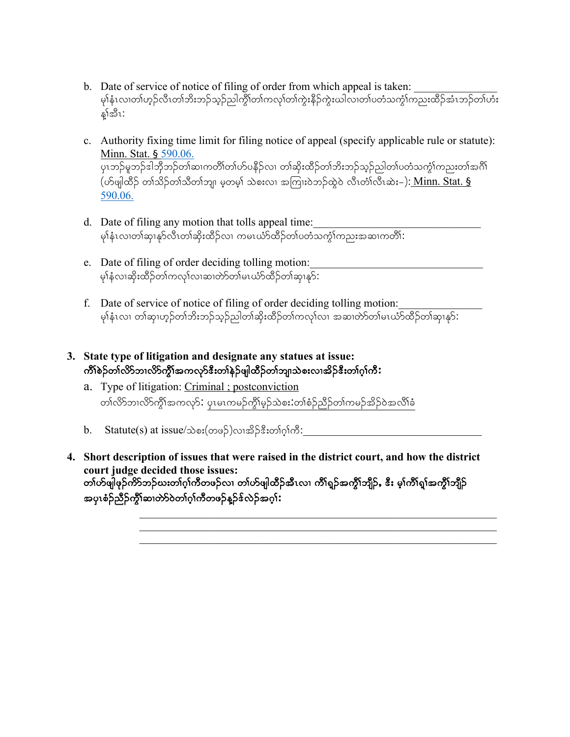b. Date of service of notice of filing of order from which appeal is taken: _______________
မ့ၢ်နံၤလၢတၢ်ဟ့ၣ်လီၤတၢ်ဘိးဘၣ်သ့ၣ်ညါကွိၢ်တၢ်ကလုၢ်တၢ်ကွဲးနီၣ်ကွဲးဃါလၢတၢ်ပတံသကွံၢ်ကညးထိၣ်အံၤဘၣ်တၢ်ဟံးနၢ်အီၤ:

c. Authority fixing time limit for filing notice of appeal (specify applicable rule or statute): Minn. Stat. § 590.06.
ပှၤဘၣ်မူဘၣ်ဒါဘိုဘၣ်တၢ်ဆၢကတီၢ်တၢ်ဟ်ပနီၣ်လၢ တၢ်ဆိးထိၣ်တၢ်ဘိးဘၣ်သ့ၣ်ညါတၢ်ပတံသကွံၢ်ကညးတၢ်အဂီၢ် (ဟ်ဖျါထီၣ် တၢ်သိၣ်တၢ်သီတၢ်ဘျၢ မ့တမ့ၢ် သဲစးလၢ အကြၢးဝဲဘၣ်ထွဲဝဲ လီၤတံၢ်လီၤဆဲး–): Minn. Stat. § 590.06.

d. Date of filing any motion that tolls appeal time:_______________________________
မ့ၢ်နံၤလၢတၢ်ဆှၢနှၣ်လီၤတၢ်ဆိးထိၣ်လၢ ကမၤယံာ်ထိၣ်တၢ်ပတံသကွံၢ်ကညးအဆၢကတီၢ်:

e. Date of filing of order deciding tolling motion:_______________________________
မ့ၢ်နံၤလၢဆိးထိၣ်တၢ်ကလုၢ်လၢဆၢတဲာ်တၢ်မၤယံာ်ထိၣ်တၢ်ဆှၢနှၣ်:

f. Date of service of notice of filing of order deciding tolling motion:_______________
မ့ၢ်နံၤလၢ တၢ်ဆှၢဟ့ၣ်တၢ်ဘိးဘၣ်သ့ၣ်ညါတၢ်ဆိးထိၣ်တၢ်ကလုၢ်လၢ အဆၢတဲာ်တၢ်မၤယံာ်ထိၣ်တၢ်ဆှၢနှၣ်:

**3. State type of litigation and designate any statues at issue:**
**ကတိၤစံၣ်တၢ်လိာ်ဘၢလိာ်ကွီၢ်အကလုာ်ဒီးတၢ်နဲၣ်ဖျါထီၣ်တၢ်ဘျၢသဲစးလၢအိၣ်ဒီးတၢ်ဂ့ၢ်ကီး**

a. Type of litigation: Criminal ; postconviction
တၢ်လိာ်ဘၢလိာ်ကွီၢ်အကလုာ်: ပှၤမၤကမၣ်ကွီၢ်မုၣ်သဲစး:တၢ်စံၣ်ညီၣ်တၢ်ကမၣ်အိၣ်ဝဲအလိၢ်ခံ

b. Statute(s) at issue/သဲစး(တဖၣ်)လၢအိၣ်ဒီးတၢ်ဂ့ၢ်ကီး:_______________________________

**4. Short description of issues that were raised in the district court, and how the district court judge decided those issues:**
**တၢ်ဟ်ဖျါဖုၣ်ကိာ်ဘၣ်ဃးတၢ်ဂ့ၢ်ကီတဖၣ်လၢ တၢ်ဟ်ဖျါထီၣ်အီၤလၢ ကီၢ်ရှၣ်အကွီၢ်ဘျိၣ်, ဒီး မ့ၢ်ကီၢ်ရှၢ်အကွီၢ်ဘျိၣ် အပှၤစံၣ်ညီၣ်ကွီၢ်ဆၢတဲာ်ဝဲတၢ်ဂ့ၢ်ကီတဖၣ်န့ၣ်ဒ်လဲၣ်အဂ့ၢ်:**

_______________________________________________________________
_______________________________________________________________
_______________________________________________________________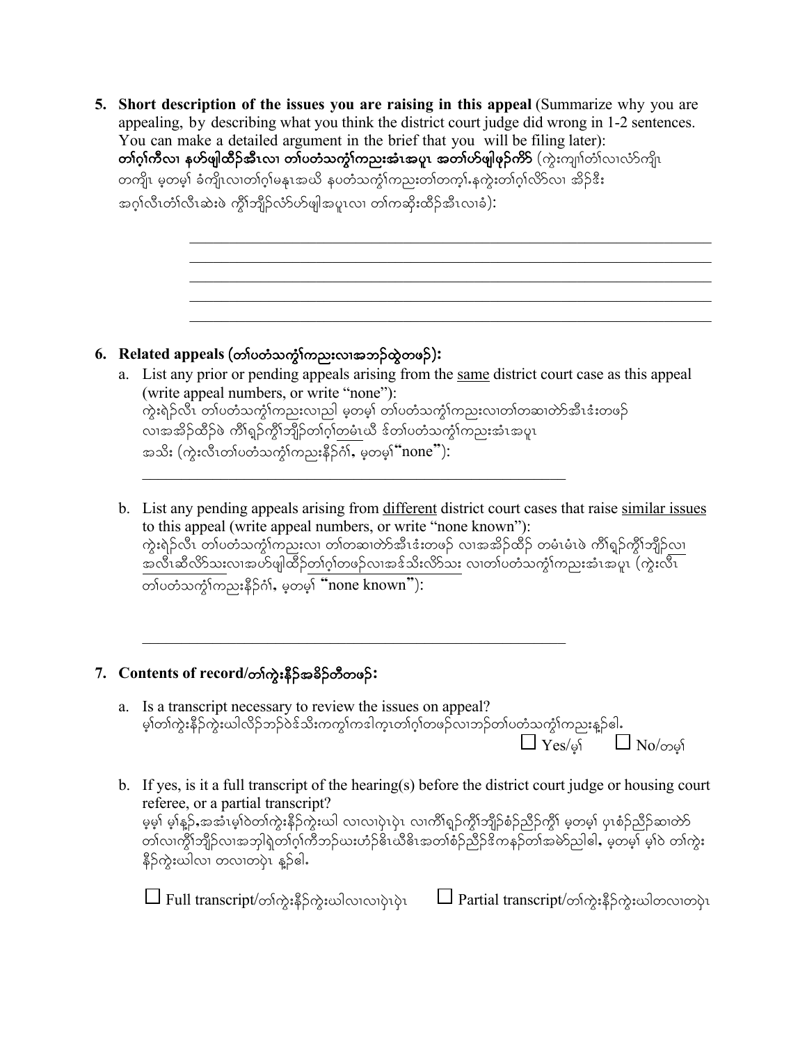5. **Short description of the issues you are raising in this appeal** (Summarize why you are appealing, by describing what you think the district court judge did wrong in 1-2 sentences. You can make a detailed argument in the brief that you will be filing later):
**တၢ်ဂ့ၢ်ကီလၢ နဟ်ဖျါထိၣ်အီၤလၢ တၢ်ပတံသကွံၢ်ကညးအံၤအပူၤ အတၢ်ဟ်ဖျါဖုၣ်ကိာ်** (ကွဲးကျၢ်တံၢ်လၢလံာ်ကျိၤ တကျိၤ မ့တမ့ၢ် ခံကျိၤလၢတၢ်ဂ့ၢ်မနုၤအဃိ နပတံသကွံၢ်ကညးတၢ်တက့ၢ်.နကွဲးတၢ်ဂ့ၢ်လိာ်လၢ အိၣ်ဒီး အဂ့ၢ်လီၤတံၢ်လီၤဆဲးဖဲ ကွိၢ်ဘျိၣ်လံာ်ဟ်ဖျါအပူၤလၢ တၢ်ကဆိးထိၣ်အီၤလၢခံ):

______________________________________________________________
______________________________________________________________
______________________________________________________________
______________________________________________________________
______________________________________________________________

6. **Related appeals (တၢ်ပတံသကွံၢ်ကညးလၢအဘၣ်ထွဲတဖၣ်):**

   a. List any prior or pending appeals arising from the same district court case as this appeal (write appeal numbers, or write "none"):
   ကွဲးရဲၣ်လီၤ တၢ်ပတံသကွံၢ်ကညးလၢညါ မ့တမ့ၢ် တၢ်ပတံသကွံၢ်ကညးလၢတၢ်တဆၢတဲာ်အီၤဒံးတဖၣ် လၢအအိၣ်ထိၣ်ဖဲ ကီၢ်ရှၣ်ကွိၢ်ဘျိၣ်တၢ်ဂ့ၢ်တမံၤဃိ ဒ်တၢ်ပတံသကွံၢ်ကညးအံၤအပူၤ အသိး (ကွဲးလီၤတၢ်ပတံသကွံၢ်ကညးနီၣ်ဂံၢ်, မ့တမ့ၢ် "none"):

   ______________________________________________

   b. List any pending appeals arising from different district court cases that raise similar issues to this appeal (write appeal numbers, or write "none known"):
   ကွဲးရဲၣ်လီၤ တၢ်ပတံသကွံၢ်ကညးလၢ တၢ်တဆၢတဲာ်အီၤဒံးတဖၣ် လၢအအိၣ်ထိၣ် တမံၤမံၤဖဲ ကီၢ်ရှၣ်ကွိၢ်ဘျိၣ်လၢ အလီၤဆီလိာ်သးလၢအဟ်ဖျါထိၣ်တၢ်ဂ့ၢ်တဖၣ်လၢအဒ်သိးလိာ်သး လၢတၢ်ပတံသကွံၢ်ကညးအံၤအပူၤ (ကွဲးလီၤ တၢ်ပတံသကွံၢ်ကညးနီၣ်ဂံၢ်, မ့တမ့ၢ် "none known"):

   ______________________________________________

7. **Contents of record/တၢ်ကွဲးနီၣ်အခိၣ်တီတဖၣ်:**

   a. Is a transcript necessary to review the issues on appeal?
   မ့ၢ်တၢ်ကွဲးနီၣ်ကွဲးဃါလိၣ်ဘၣ်ဝဲဒ်သိးကကွၢ်ကဒါက့ၤတၢ်ဂ့ၢ်တဖၣ်လၢဘၣ်တၢ်ပတံသကွံၢ်ကညးန့ၣ်ဧါ.
   ☐ Yes/မ့ၢ် ☐ No/တမ့ၢ်

   b. If yes, is it a full transcript of the hearing(s) before the district court judge or housing court referee, or a partial transcript?
   မ့မ့ၢ် မ့ၢ်န့ၣ်,အအံၤမ့ၢ်ဝဲတၢ်ကွဲးနီၣ်ကွဲးဃါ လၢလၢပုံၤပုံၤ လၢကီၢ်ရှၣ်ကွိၢ်ဘျိၣ်စံၣ်ညီၣ်ကွီၢ် မ့တမ့ၢ် ပှၤစံၣ်ညီၣ်ဆၢတဲာ် တၢ်လၢကွိၢ်ဘျိၣ်လၢအဘျါရှဲတၢ်ဂ့ၢ်ကီဘၣ်ဃးဟံၣ်ဖိဃီဖိၤအတၢ်စံၣ်ညီၣ်ဒိကနၣ်တၢ်အမဲာ်ညါဧါ, မ့တမ့ၢ် မ့ၢ်ဝဲ တၢ်ကွဲး နီၣ်ကွဲးဃါလၢ တလၢတပုံၤ န့ၣ်ဧါ.

   ☐ Full transcript/တၢ်ကွဲးနီၣ်ကွဲးဃါလၢလၢပုံၤပုံၤ ☐ Partial transcript/တၢ်ကွဲးနီၣ်ကွဲးဃါတလၢတပုံၤ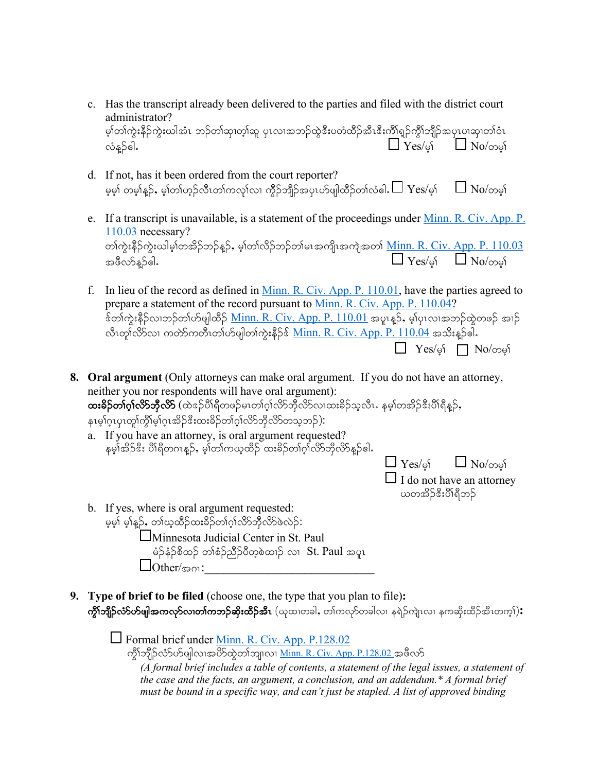c. Has the transcript already been delivered to the parties and filed with the district court administrator?
   မ့်တၢ်ကွဲးနိၣ်ကွဲးဃါအံၤ ဘၣ်တၢ်ဆှာတ့ၢ်ဆူ ပှၤလၢအဘၣ်ထွဲဒီးပတံထိၣ်အီၤဒီးကီၢ်ရ့ၣ်ကွီၢ်ဘျိၣ်အပှၤပၢဆှၢတၢ်ဝဲၤ လံန့ၣ်ဧါ. ☐ Yes/မ့ၢ် ☐ No/တမ့ၢ်

d. If not, has it been ordered from the court reporter?
   မ့မ့ၢ် တမ့ၢ်န့ၣ်, မ့ၢ်တၢ်ဟ့ၣ်လီၤတၢ်ကလု်လၢ ကွီၣ်ဘျိၣ်အပှၤဟ်ဖျါထိၣ်တၢ်လံဧါ. ☐ Yes/မ့ၢ် ☐ No/တမ့ၢ်

e. If a transcript is unavailable, is a statement of the proceedings under Minn. R. Civ. App. P. 110.03 necessary?
   တၢ်ကွဲးနိၣ်ကွဲးဃါမ့ၢ်တအိၣ်ဘၣ်န့ၣ်, မ့ၢ်တၢ်လိၣ်ဘၣ်တၢ်မၤအကျိၤအကျဲအတၢ် Minn. R. Civ. App. P. 110.03 အဖီလာ်န့ၣ်ဧါ. ☐ Yes/မ့ၢ် ☐ No/တမ့ၢ်

f. In lieu of the record as defined in Minn. R. Civ. App. P. 110.01, have the parties agreed to prepare a statement of the record pursuant to Minn. R. Civ. App. P. 110.04?
   ဒ်တၢ်ကွဲးနိၣ်လၢဘၣ်တၢ်ဟ်ဖျါထိၣ် Minn. R. Civ. App. P. 110.01 အပူၤန့ၣ်, မ့ၢ်ပှၤလၢအဘၣ်ထွဲတဖၣ် အၢၣ်လီၤတူၢ်လိာ်လၢ ကတဲာ်ကတီၤတၢ်ဟ်ဖျါတၢ်ကွဲးနိၣ်ဒ် Minn. R. Civ. App. P. 110.04 အသိးန့ၣ်ဧါ. ☐ Yes/မ့ၢ် ☐ No/တမ့ၢ်

8. **Oral argument** (Only attorneys can make oral argument. If you do not have an attorney, neither you nor respondents will have oral argument):
   **ထးခိၣ်တၢ်ဂ့ၢ်လိာ်ဘိုလိာ်** (ထဲဒ်ပီၢ်ရီတဖၣ်မၤတၢ်ဂ့ၢ်လိာ်ဘိုလိာ်လၢထးခိၣ်သ့လီၤ. နမ့ၢ်တအိၣ်ဒီးပီၢ်ရီန့ၣ်, နမ့ၢ်ဂ့ၤပှၤတူၢ်ကွီၢ်မ့ၢ်ဂ့ၤအိၣ်ဒီးထးခိၣ်တၢ်ဂ့ၢ်လိာ်ဘိုလိာ်တသ့ဘၣ်):

   a. If you have an attorney, is oral argument requested?
      နမ့ၢ်အိၣ်ဒီး ပီၢ်ရီတဂၤန့ၣ်, မ့ၢ်တၢ်ကယ့ထိၣ် ထးခိၣ်တၢ်ဂ့ၢ်လိာ်ဘိုလိာ်န့ၣ်ဧါ.
      ☐ Yes/မ့ၢ် ☐ No/တမ့ၢ်
      ☐ I do not have an attorney
      ယတအိၣ်ဒီးပီၢ်ရီဘၣ်

   b. If yes, where is oral argument requested:
      မ့မ့ၢ် မ့ၢ်န့ၣ်, တၢ်ယ့ထိၣ်ထးခိၣ်တၢ်ဂ့ၢ်လိာ်ဘိုလိာ်ဖဲလဲၣ်:
      ☐ Minnesota Judicial Center in St. Paul
      မံၣ်နံၣ်စိထၣ် တၢ်စံၣ်ညီၣ်ပီတ့ၤစဲထၢၣ် လၢ St. Paul အပူၤ
      ☐ Other/အဂၤ: ______________________________

9. **Type of brief to be filed** (choose one, the type that you plan to file):
   **ကွီၢ်ဘျိၣ်လံာ်ဟ်ဖျါအကလုာ်လၢတၢ်ကဘၣ်ဆိုးထိၣ်အီၤ** (ယုထၢတခါ, တၢ်ကလုာ်တခါလၢ နရဲၣ်ကျဲၤလၢ နကဆိုးထိၣ်အီၤတက့ၢ်):

   ☐ Formal brief under Minn. R. Civ. App. P.128.02
   ကွီၢ်ဘျိၣ်လံာ်ဟ်ဖျါလၢအပိာ်ထွဲတၢ်ဘျၢလၢ Minn. R. Civ. App. P.128.02 အဖီလာ်
   *(A formal brief includes a table of contents, a statement of the legal issues, a statement of the case and the facts, an argument, a conclusion, and an addendum.* A formal brief must be bound in a specific way, and can't just be stapled. A list of approved binding*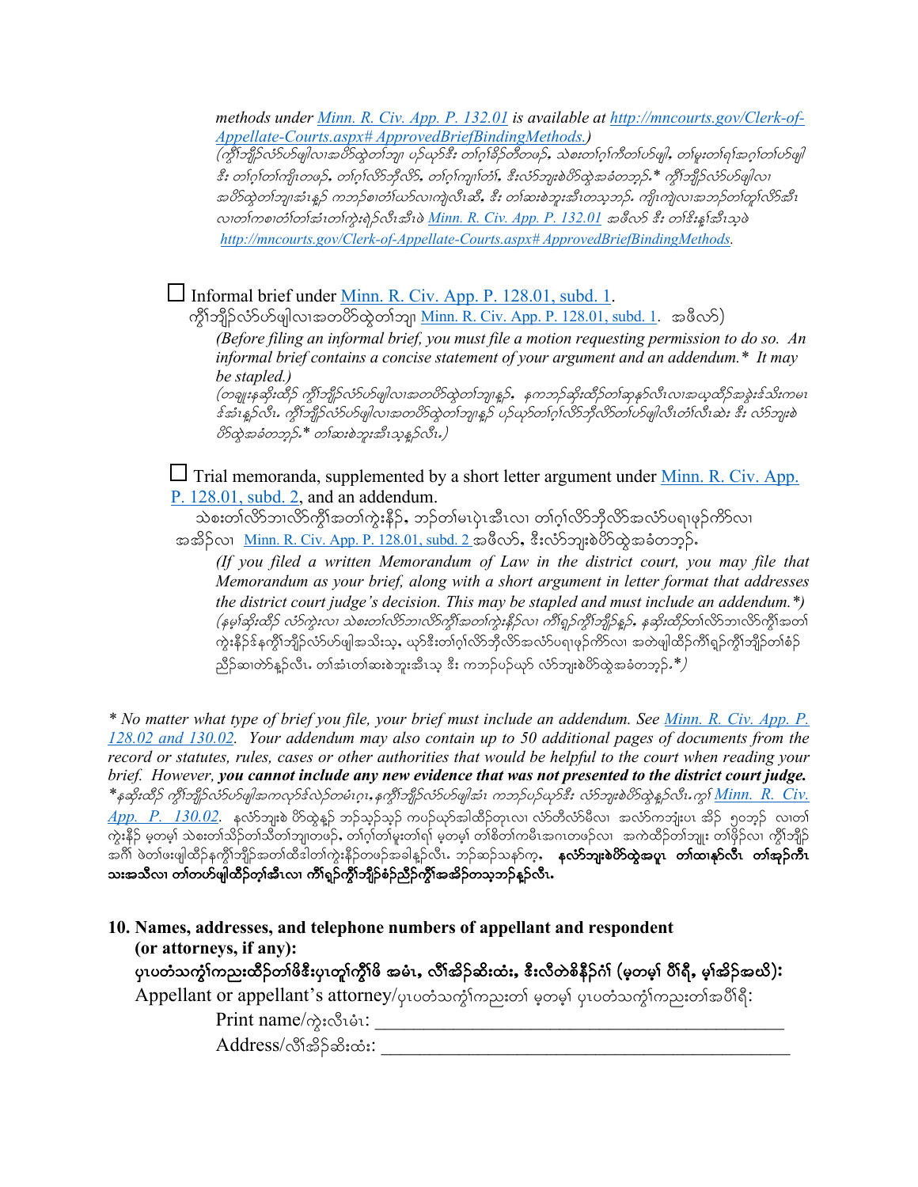*methods under Minn. R. Civ. App. P. 132.01 is available at http://mncourts.gov/Clerk-of-Appellate-Courts.aspx# ApprovedBriefBindingMethods.)*
*(ကွ်ၢ်ဘျိၣ်လံာ်ဟ်ဖျါလၢအဟ်ထွဲတၢ်ဘျၢ ပၣ်ယှာ်ဒီး တၢ်ဂ့ၢ်ခိၣ်တိတဖၣ်, သဲစးတၢ်ဂ့ၢ်ကီတၢ်ဟ်ဖျါ, တၢ်မူးတၢ်ရၢ်အဂ့ၢ်တၢ်ဟ်ဖျါ ဒီး တၢ်ဂ့ၢ်တၢ်ကျိၤတဖၣ်, တၢ်ဂ့ၢ်လိာ်ဘိုလိာ်, တၢ်ဂ့ၢ်ကျၢၢ်တၢ်, ဒီးလံာ်ဘျးစဲဟ်ထွဲအခံတဘ့ၣ်.* ကွ်ၢ်ဘျိၣ်လံာ်ဟ်ဖျါလၢ အဟ်ထွဲတၢ်ဘျၢအံၤန့ၣ် ကဘၣ်စၢတံၢ်ဃာ်လၢကျဲလီၤဆီ, ဒီး တၢ်ဆးစဲဘူးအီၤတသ့ဘၣ်. ကျိၤကျဲလၢအဘၣ်တၢ်တူၢ်လိာ်အီၤ လၢတၢ်ကစၢတံၢ်တၢ်အံၤတၢ်ကွဲးရဲၣ်လီၤအီၤဖဲ Minn. R. Civ. App. P. 132.01 အဖီလာ် ဒီး တၢ်ဒိးန့ၢ်အီၤသ့ဖဲ http://mncourts.gov/Clerk-of-Appellate-Courts.aspx# ApprovedBriefBindingMethods.*

☐ Informal brief under Minn. R. Civ. App. P. 128.01, subd. 1.
ကွ်ၢ်ဘျိၣ်လံာ်ဟ်ဖျါလၢအတပိာ်ထွဲတၢ်ဘျၢ Minn. R. Civ. App. P. 128.01, subd. 1. အဖီလာ်)

*(Before filing an informal brief, you must file a motion requesting permission to do so. An informal brief contains a concise statement of your argument and an addendum.* It may be stapled.)*
*(တချုးနဆိုးထိၣ် ကွ်ၢ်ဘျိၣ်လံာ်ဟ်ဖျါလၢအတပိာ်ထွဲတၢ်ဘျၢန့ၣ်, နကဘၣ်ဆိုးထိၣ်တၢ်ဆှနၣ်လီၤလၢအယ့ထိၣ်အခွဲးဒ်သိးကမၤ ဒ်အံၤန့ၣ်လီၤ. ကွ်ၢ်ဘျိၣ်လံာ်ဟ်ဖျါလၢအတပိာ်ထွဲတၢ်ဘျၢန့ၣ် ပၣ်ယှာ်တၢ်ဂ့ၢ်လိာ်ဘိုလိာ်တၢ်ဟ်ဖျါလီၤတံၢ်လီၤဆဲ ဒီး လံာ်ဘျးစဲ ဟ်ထွဲအခံတဘ့ၣ်.* တၢ်ဆးစဲဘူးအီၤသ့န့ၣ်လီၤ.)*

☐ Trial memoranda, supplemented by a short letter argument under Minn. R. Civ. App. P. 128.01, subd. 2, and an addendum.
သဲစးတၢ်လိာ်ဘၢလိာ်ကွ်ၢ်အတၢ်ကွဲးနိၣ်, ဘၣ်တၢ်မၤပှဲၤအီၤလၢ တၢ်ဂ့ၢ်လိာ်ဘိုလိာ်အလံာ်ပရၢဖုဉ်ကိာ်လၢ အအိၣ်လၢ Minn. R. Civ. App. P. 128.01, subd. 2 အဖီလာ်, ဒီးလံာ်ဘျးစဲဟ်ထွဲအခံတဘ့ၣ်.

*(If you filed a written Memorandum of Law in the district court, you may file that Memorandum as your brief, along with a short argument in letter format that addresses the district court judge's decision. This may be stapled and must include an addendum.*)*
*(နမ့ၢ်ဆိုးထိၣ် လံာ်ကွဲးလၢ သဲစးတၢ်လိာ်ဘၢလိာ်ကွ်ၢ်အတၢ်ကွဲးနိၣ်လၢ ကိၢ်ရှၣ်ကွ်ၢ်ဘျိၣ်န့ၣ်, နဆိုးထိၣ်တၢ်လိာ်ဘၢလိာ်ကွ်ၢ်အတၢ် ကွဲးနိၣ်ဒ်နကွ်ၢ်ဘျိၣ်လံာ်ဟ်ဖျါအသိးသ့, ယှာ်ဒီးတၢ်ဂ့ၢ်လိာ်ဘိုလိာ်အလံာ်ပရၢဖုဉ်ကိာ်လၢ အတဲဖျါထိၣ်ကိၢ်ရှၣ်ကွ်ၢ်ဘျိၣ်တၢ်စံၣ် ညီၣ်ဆၢတဲာ်န့ၣ်လီၤ. တၢ်အံၤတၢ်ဆးစဲဘူးအီၤသ့ ဒီး ကဘၣ်ပၣ်ယှာ် လံာ်ဘျးစဲဟ်ထွဲအခံတဘ့ၣ်.*)*

*\* No matter what type of brief you file, your brief must include an addendum. See Minn. R. Civ. App. P. 128.02 and 130.02. Your addendum may also contain up to 50 additional pages of documents from the record or statutes, rules, cases or other authorities that would be helpful to the court when reading your brief. However,* ***you cannot include any new evidence that was not presented to the district court judge.***

*နဆိုးထိၣ် ကွ်ၢ်ဘျိၣ်လံာ်ဟ်ဖျါအကလုာ်လဲၣ်တမံၤဂ့ၤ,နကွ်ၢ်ဘျိၣ်လံာ်ဟ်ဖျါအံၤ ကဘၣ်ပၣ်ယှာ်ဒီး လံာ်ဘျးစဲဟ်ထွဲန့ၣ်လီၤ.ကွ်ၢ် Minn. R. Civ. App. P. 130.02.* နလံာ်ဘျးစဲ ဟ်ထွဲန့ၣ် ဘၣ်သ့ၣ်သ့ၣ် ကပၣ်ယှာ်အါထိၣ်တုၤလၢ လံာ်တီလံာ်မိလၢ အလံာ်ကဘျံးပၤ အိၣ် ၅၀ဘ့ၣ် လၢတၢ် ကွဲးနိၣ် မ့တမ့ၢ် သဲစးတၢ်သိၣ်တၢ်သီတၢ်ဘျၢတဖၣ်, တၢ်ဂ့ၢ်တၢ်မူးတၢ်ရၢ် မ့တမ့ၢ် တၢ်စိတၢ်ကမီၤအဂၤတဖၣ်လၢ အကဲထိၣ်တၢ်ဘျုး တၢ်ဖိၣ်လၢ ကွ်ၢ်ဘျိၣ် အဂီၢ် ဖဲတၢ်ဖးဖျါထိၣ်နကွ်ၢ်ဘျိၣ်အတၢ်ထိဒါတၢ်ကွဲးနိၣ်တဖၣ်အခါန့ၣ်လီၤ. ဘၣ်ဆဉ်သနာ်က့, **နလံာ်ဘျးစဲဟ်ထွဲအပူၤ တၢ်ထၢနုာ်လီၤ တၢ်အှၣ်ကီၤ သးအသီလၢ တၢ်တဟ်ဖျါထိၣ်တ့ၢ်အီၤလၢ ကိၢ်ရှၣ်ကွ်ၢ်ဘျိၣ်စံၣ်ညီၣ်ကွ်ၢ်အအိၣ်တသ့ဘၣ်န့ၣ်လီၤ.**

**10. Names, addresses, and telephone numbers of appellant and respondent (or attorneys, if any):**
**ပှၤပတံသကွ်ၢ်ကညးထိၣ်တၢ်ဖိဒီးပှၤတူၢ်ကွ်ၢ်ဖိ အမံၤ, လိၢ်အိၣ်ဆိးထံး, ဒီးလီတဲစိနီၣ်ဂံၢ် (မ့တမ့ၢ် ပီၢ်ရီ, မ့ၢ်အိၣ်အဃိ):**

Appellant or appellant's attorney/ပှၤပတံသကွ်ၢ်ကညးတၢ် မ့တမ့ၢ် ပှၤပတံသကွ်ၢ်ကညးတၢ်အပီၢ်ရီ:

Print name/ကွဲးလီၤမံၤ: ___________________________________________

Address/လိၢ်အိၣ်ဆိးထံး: ___________________________________________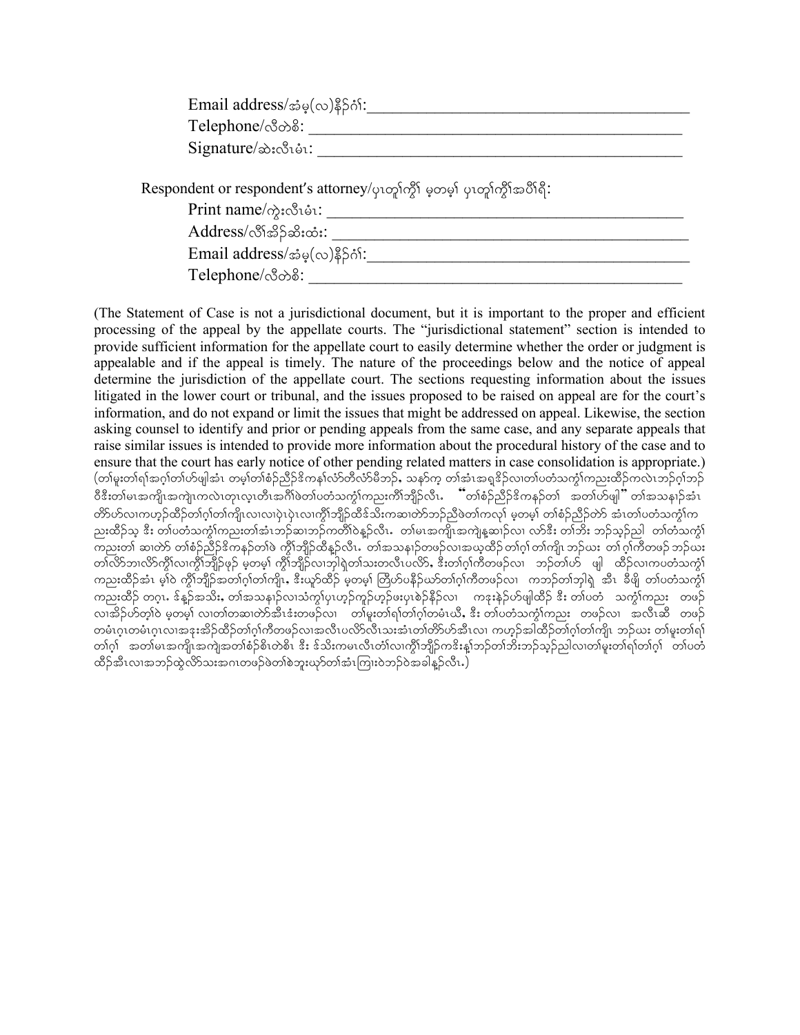Email address/အံမ့(လ)နီၣ်ဂံၢ်:\_\_\_\_\_\_\_\_\_\_\_\_\_\_\_\_\_\_\_\_\_\_\_\_\_\_\_\_\_\_\_\_\_\_\_\_\_\_\_\_

Telephone/လီတဲစိ: \_\_\_\_\_\_\_\_\_\_\_\_\_\_\_\_\_\_\_\_\_\_\_\_\_\_\_\_\_\_\_\_\_\_\_\_\_\_\_\_\_\_\_\_\_

Signature/ဆဲးလီၤမံၤ: \_\_\_\_\_\_\_\_\_\_\_\_\_\_\_\_\_\_\_\_\_\_\_\_\_\_\_\_\_\_\_\_\_\_\_\_\_\_\_\_\_\_\_\_

Respondent or respondent's attorney/ပှၤတူၢ်ကွိၢ် မ့တမ့ၢ် ပှၤတူၢ်ကွိၢ်အပိၢ်ရီ:

Print name/ကွဲးလီၤမံၤ: \_\_\_\_\_\_\_\_\_\_\_\_\_\_\_\_\_\_\_\_\_\_\_\_\_\_\_\_\_\_\_\_\_\_\_\_\_\_\_\_\_\_\_\_

Address/လီၢ်အိၣ်ဆိးထံး: \_\_\_\_\_\_\_\_\_\_\_\_\_\_\_\_\_\_\_\_\_\_\_\_\_\_\_\_\_\_\_\_\_\_\_\_\_\_\_\_\_\_\_\_

Email address/အံမ့(လ)နီၣ်ဂံၢ်:\_\_\_\_\_\_\_\_\_\_\_\_\_\_\_\_\_\_\_\_\_\_\_\_\_\_\_\_\_\_\_\_\_\_\_\_\_\_\_\_

Telephone/လီတဲစိ: \_\_\_\_\_\_\_\_\_\_\_\_\_\_\_\_\_\_\_\_\_\_\_\_\_\_\_\_\_\_\_\_\_\_\_\_\_\_\_\_\_\_\_\_\_

(The Statement of Case is not a jurisdictional document, but it is important to the proper and efficient processing of the appeal by the appellate courts. The "jurisdictional statement" section is intended to provide sufficient information for the appellate court to easily determine whether the order or judgment is appealable and if the appeal is timely. The nature of the proceedings below and the notice of appeal determine the jurisdiction of the appellate court. The sections requesting information about the issues litigated in the lower court or tribunal, and the issues proposed to be raised on appeal are for the court's information, and do not expand or limit the issues that might be addressed on appeal. Likewise, the section asking counsel to identify and prior or pending appeals from the same case, and any separate appeals that raise similar issues is intended to provide more information about the procedural history of the case and to ensure that the court has early notice of other pending related matters in case consolidation is appropriate.)

(တၢ်မူးတၢ်ရၢ်အဂ့ၢ်တၢ်ဟ်ဖျါအံၤ တမ့ၢ်တၢ်စံၣ်ညီၣ်ဒိကနၢ်လံာ်တီလံာ်မီဘၣ်, သနၢ်က့ တၢ်အံၤအရှ့ဒိၣ်လၢတၢ်ပတံသကွံၢ်ကညးထီၣ်ကလဲၤဘၣ်ဂ့ၢ်ဘၣ်ဝီဒီးတၢ်မၤအကျိၤအကျဲၤကလဲၤတုၤလ့ၤတီၤအဂီၢ်ဖဲတၢ်ပတံသကွံၢ်ကညးကိၢ်ဘျိၣ်လီၤ. "တၢ်စံၣ်ညီၣ်ဒိကနၣ်တၢ် အတၢ်ဟ်ဖျါ" တၢ်အသနၢ်ၣ်အံၤတိာ်ဟ်လၢကဟ့ၣ်ထီၣ်တၢ်ဂ့ၢ်တၢ်ကျိၤလၢလၢပှဲၤပှဲၤလၢကွိၢ်ဘျိၣ်ထိၣ်သိးကဆၢတဲာ်ဘၣ်ညီဖဲတၢ်ကလုၢ် မ့တမ့ၢ် တၢ်စံၣ်ညီၣ်တဲာ် အံၤတၢ်ပတံသကွံၢ်ကညးထီၣ်သ့ ဒီး တၢ်ပတံသကွံၢ်ကညးတၢ်အံၤဘၣ်ဆၢဘၣ်ကတီၢ်ဝဲနၣ်လီၤ. တၢ်မၤအကျိၤအကျဲနဆၢၣ်လၢ လာ်ဒီး တၢ်ဘိး ဘၣ်သ့ၣ်ညါ တၢ်တံသကွံၢ်ကညးတၢ် ဆၢတဲာ် တၢ်စံၣ်ညီၣ်ဒိကနၣ်တၢ်ဖဲ ကွိၢ်ဘျိၣ်ထိနၣ်လီၤ. တၢ်အသနၢ်တဖၣ်လၢအယ့ထီၣ်တၢ်ဂ့ၢ်တၢ်ကျိၤ ဘၣ်ယး တၢ်ဂ့ၢ်ကီတဖၣ်ဘၣ်ယး တၢ်လိာ်ဘၢလိာ်ကွိၢ်လၢကွိၢ်ဘျိၣ်ဖုဲ မ့တမ့ၢ် ကွိၢ်ဘျိၣ်လၢဘျါရှ့တၢ်သးတလီၤပလိာ်, ဒီးတၢ်ဂ့ၢ်ကီတဖၣ်လၢ ဘၣ်တၢ်ဟ် ဖျါ ထီၣ်လၢကပတံသကွံၢ်ကညးထီၣ်အံၤ မ့ၢ်ဝဲ ကွိၢ်ဘျိၣ်အတၢ်ဂ့ၢ်တၢ်ကျိၤ, ဒီးယှာ်ထီၣ် မ့တမ့ၢ် တြိဟ်ပနီၣ်ဃာ်တၢ်ဂ့ၢ်ကီတဖၣ်လၢ ကဘၣ်တၢ်ဘါရဲ အီၤ ခီဖျိ တၢ်ပတံသကွံၢ်ကညးထီၣ် တဂ့ၤ. ဒ်နၣ်အသိး, တၢ်အသနၢ်လၢသံကွၢ်ပှၤဟ့ၣ်ကူၣ်ဟ့ၣ်ဖးပှၤစဲၣ်နီၣ်လၢ ကဒုးနဲၣ်ဟ်ဖျါထီၣ် ဒီး တၢ်ပတံ သကွံၢ်ကညး တဖၣ်လၢအိၣ်ဟ်တ့ၢ်ဝဲ မ့တမ့ၢ် လၢတၢ်တဆၢတဲာ်အီၤဒံးတဖၣ်လၢ တၢ်မူးတၢ်ရၢ်တၢ်ဂ့ၢ်တမံၤယီ, ဒီး တၢ်ပတံသကွံၢ်ကညး တဖၣ်လၢ အလီၤဆီ တဖၣ်တမံၤဂ့ၤတမံၤဂ့ၤလၢအဒုးအိၣ်ထီၣ်တၢ်ဂ့ၢ်ကီတဖၣ်လၢအလီၤပလိာ်လီၤသးအံၤတၢ်တိာ်ဟ်အီၤလၢ ကဟ့ၣ်အါထီၣ်တၢ်ဂ့ၢ်တၢ်ကျိၤ ဘၣ်ယး တၢ်မူးတၢ်ရၢ်တၢ်ဂ့ၢ် အတၢ်မၤအကျိၤအကျဲအတၢ်စံၣ်စိၤတဲစိၤ ဒီး ဒ်သိးကမၤလီၤတံၢ်လၢကွိၢ်ဘျိၣ်ကဒိးန့ၢ်ဘၣ်တၢ်ဘိးဘၣ်သ့ၣ်ညါလၢတၢ်မူးတၢ်ရၢ်တၢ်ဂ့ၢ် တၢ်ပတံထီၣ်အီၤလၢအဘၣ်ထွဲလိာ်သးအဂၤတဖၣ်ဖဲတၢ်စဲဘူးယှာ်တၢ်အံၤကြၢးဝဲဘၣ်ဝဲအခါနၣ်လီၤ.)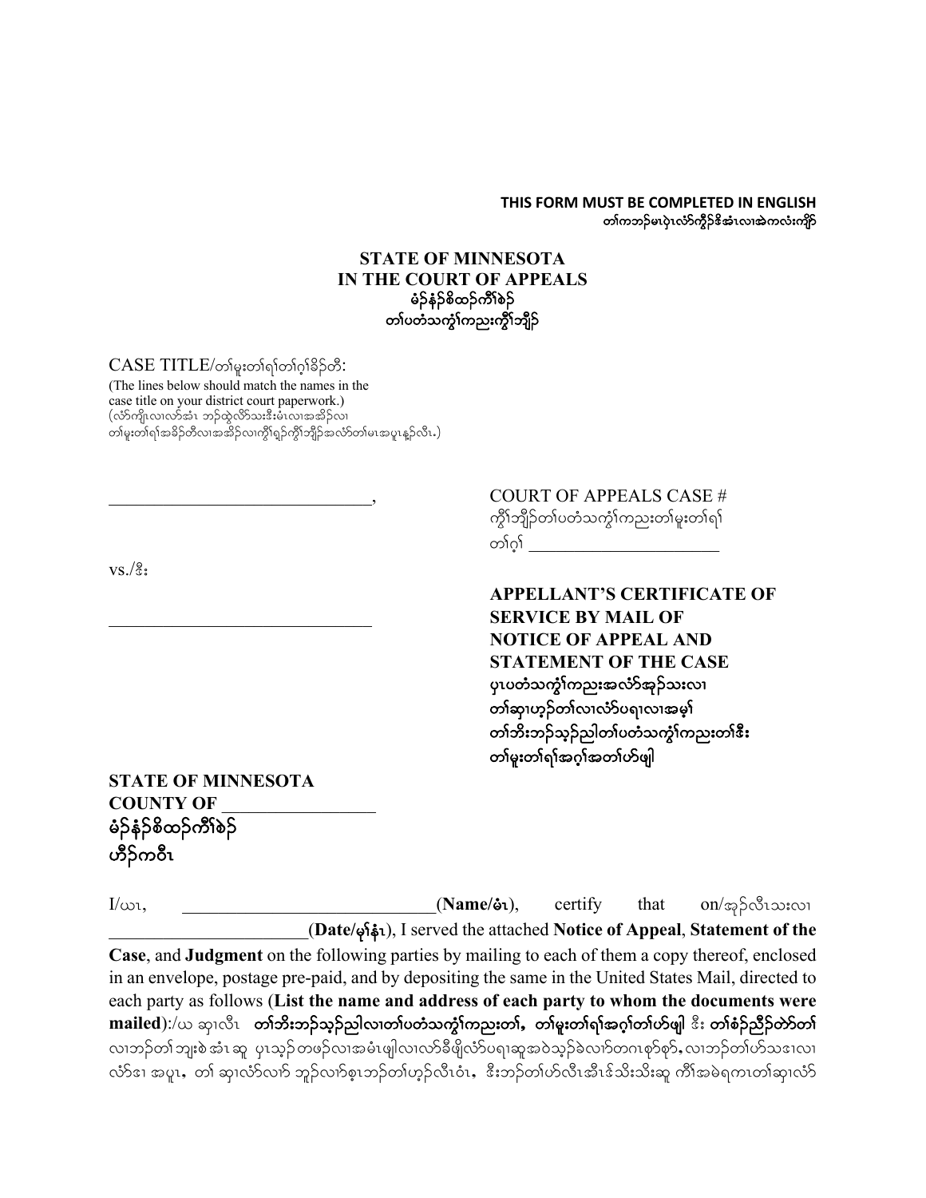**THIS FORM MUST BE COMPLETED IN ENGLISH**
**တၢ်ကဘၣ်မၤပှဲၤလံာ်ကွီၢ်ဒိအံၤလၢအဲကလံးကျိာ်**

**STATE OF MINNESOTA**
**IN THE COURT OF APPEALS**
**မံၣ်နံၣ်စိထၣ်ကီၢ်စဲၣ်**
**တၢ်ပတံသကွံၢ်ကညးကွိၢ်ဘျိၣ်**

CASE TITLE/တၢ်မူးတၢ်ရၢ်တၢ်ဂ့ၢ်ခိၣ်တီ:

(The lines below should match the names in the case title on your district court paperwork.)
(လံာ်ကျိၤလၢလာ်အံၤ ဘၣ်ထွဲလိာ်သးဒီးမံၤလၢအအိၣ်လၢ တၢ်မူးတၢ်ရၢ်အခိၣ်တီလၢအအိၣ်လၢကွိၢ်ရှၣ်ကွိၢ်ဘျိၣ်အလံာ်တၢ်မၤအပူၤန့ၣ်လီၤ.)

\_\_\_\_\_\_\_\_\_\_\_\_\_\_\_\_\_\_\_\_\_\_\_\_\_\_\_\_\_\_,

vs./ဒီး

\_\_\_\_\_\_\_\_\_\_\_\_\_\_\_\_\_\_\_\_\_\_\_\_\_\_\_\_\_\_

COURT OF APPEALS CASE #
ကွိၢ်ဘျိၣ်တၢ်ပတံသကွံၢ်ကညးတၢ်မူးတၢ်ရၢ်တၢ်ဂ့ၢ် \_\_\_\_\_\_\_\_\_\_\_\_\_\_\_\_\_\_\_\_\_\_\_

**APPELLANT'S CERTIFICATE OF SERVICE BY MAIL OF NOTICE OF APPEAL AND STATEMENT OF THE CASE**
**ပှၤပတံသကွံၢ်ကညးအလံာ်အုၣ်သးလၢ တၢ်ဆှၢဟ့ၣ်တၢ်လၢလံာ်ပရၢလၢအမ့ၢ် တၢ်ဘီးဘၣ်သ့ၣ်ညါတၢ်ပတံသကွံၢ်ကညးတၢ်ဒီး တၢ်မူးတၢ်ရၢ်အဂ့ၢ်အတၢ်ဟ်ဖျါ**

**STATE OF MINNESOTA**
**COUNTY OF** \_\_\_\_\_\_\_\_\_\_\_\_\_\_\_\_\_
**မံၣ်နံၣ်စိထၣ်ကီၢ်စဲၣ်**
**ဟီၣ်ကဝီၤ**

I/ယၤ, \_\_\_\_\_\_\_\_\_\_\_\_\_\_\_\_\_\_\_\_\_\_\_\_\_\_\_\_(**Name/မံၤ**), certify that on/အုၣ်လီၤသးလၢ \_\_\_\_\_\_\_\_\_\_\_\_\_\_\_\_\_\_\_\_\_\_(**Date/မုၢ်နံၤ**), I served the attached **Notice of Appeal**, **Statement of the Case**, and **Judgment** on the following parties by mailing to each of them a copy thereof, enclosed in an envelope, postage pre-paid, and by depositing the same in the United States Mail, directed to each party as follows (**List the name and address of each party to whom the documents were mailed**):/ယ ဆှၢလီၤ **တၢ်ဘီးဘၣ်သ့ၣ်ညါလၢတၢ်ပတံသကွံၢ်ကညးတၢ်, တၢ်မူးတၢ်ရၢ်အဂ့ၢ်တၢ်ဟ်ဖျါ ဒီး တၢ်စံၣ်ညီၣ်တဲာ်တၢ်** လၢဘၣ်တၢ်ဘျးစဲအံၤဆူ ပှၤသ့ၣ်တဖၣ်လၢအမံၤဖျါလၢလာ်ခိဖိုလံာ်ပရၢဆူအဝဲသ့ၣ်ခဲလာ်တဂၤစှာ်စှာ်, လၢဘၣ်တၢ်ဟ်သဒၢလၢလံာ်ဒၢ အပူၤ, တၢ် ဆှၢလံာ်လၢာ် ဘူၣ်လၢာ်စ့ၤဘၣ်တၢ်ဟ့ၣ်လီၤဝံၤ, ဒီးဘၣ်တၢ်ဟ်လီၤအီၤဖဲသိးသိးဆူ ကီၢ်အမဲရကၤတၢ်ဆှၢလံာ်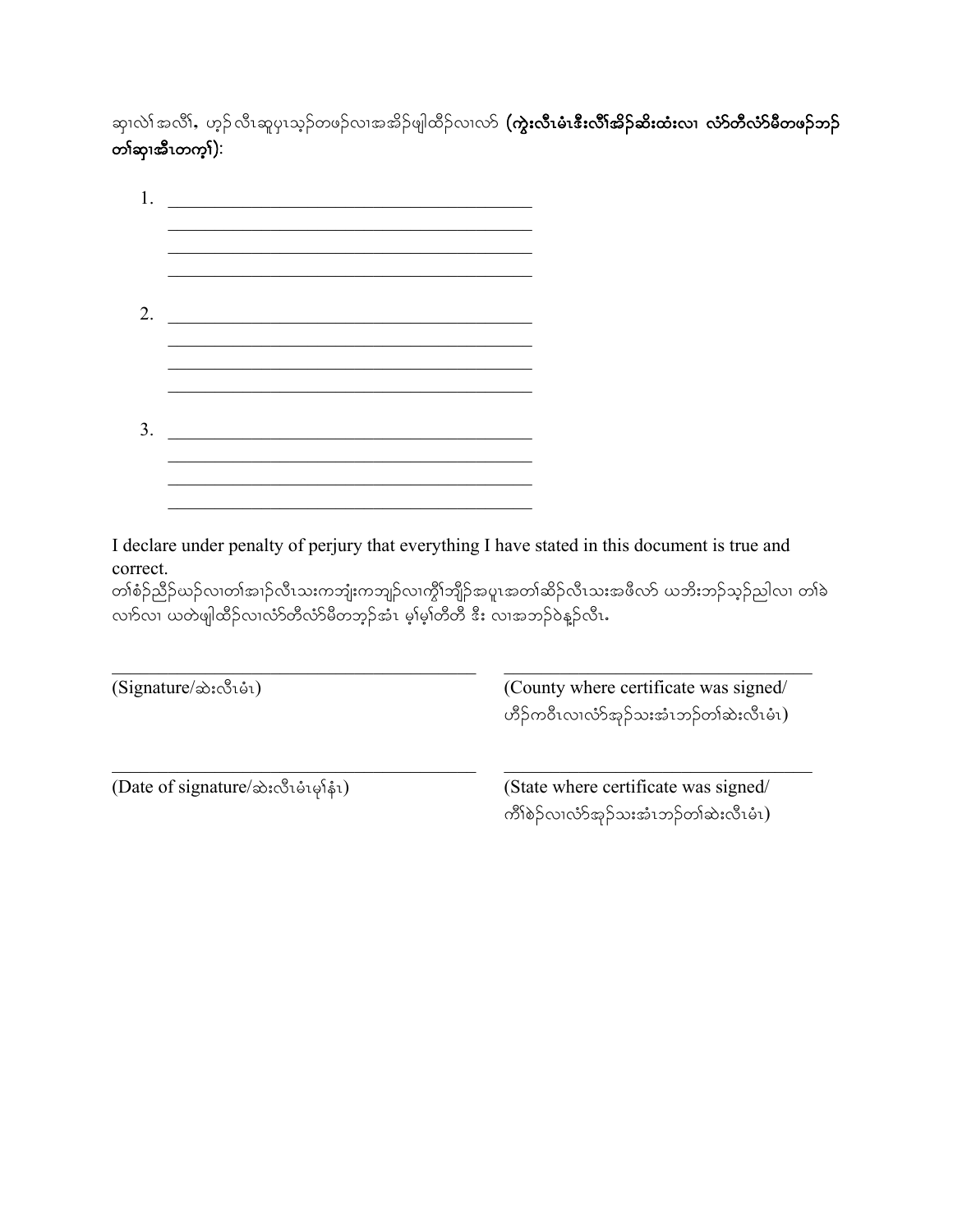ဆုၢလၢ် အလိၢ်, ဟ့ၣ် လီၤဆူပှၤသ့ၣ်တဖၣ်လၢအအိၣ်ဖျါထိၣ်လၢလာ် **(ကွဲးလီၤမံၤဒီးလီၢ်အိၣ်ဆိးထံးလၢ လံာ်တီလံာ်မီတဖၣ်ဘၣ်တၢ်ဆှၢအီၤတက့ၢ်)**:

1. ____________________________________________
   ____________________________________________
   ____________________________________________
   ____________________________________________

2. ____________________________________________
   ____________________________________________
   ____________________________________________
   ____________________________________________

3. ____________________________________________
   ____________________________________________
   ____________________________________________
   ____________________________________________

I declare under penalty of perjury that everything I have stated in this document is true and correct.

တၢ်စံၣ်ညီၣ်ယၣ်လၢတၢ်အၢၣ်လီၤသးကဘျံးကဘျၣ်လၢကွီၢ်ဘျီၣ်အပူၤအတၢ်ဆိၣ်လီၤသးအဖီလာ် ယဘီးဘၣ်သ့ၣ်ညါလၢ တၢ်ခဲလၢာ်လၢ ယတဲဖျါထိၣ်လၢလံာ်တီလံာ်မီတဘ့ၣ်အံၤ မ့ၢ်မ့ၢ်တီတီ ဒီး လၢအဘၣ်ဝဲန့ၣ်လီၤ.

| | |
|---|---|
| ______________________________ | ______________________________ |
| (Signature/ဆဲးလီၤမံၤ) | (County where certificate was signed/ ဟီၣ်ကဝီၤလၢလံာ်အှၣ်သးအံၤဘၣ်တၢ်ဆဲးလီၤမံၤ) |
| ______________________________ | ______________________________ |
| (Date of signature/ဆဲးလီၤမံၤမုၢ်နံၤ) | (State where certificate was signed/ ကိၢ်စဲၣ်လၢလံာ်အှၣ်သးအံၤဘၣ်တၢ်ဆဲးလီၤမံၤ) |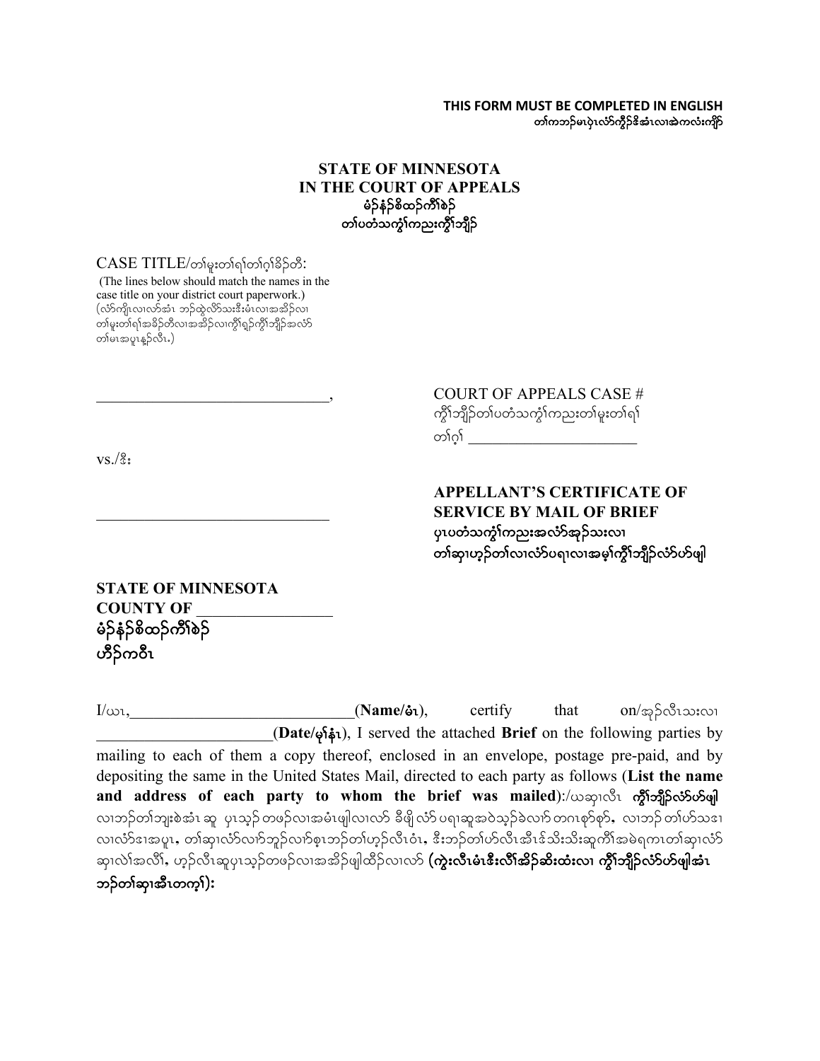**THIS FORM MUST BE COMPLETED IN ENGLISH**
**တၢ်ကဘၣ်မၤပှဲၤလံာ်ကွီၢ်ဒိအံၤလၢအဲကလံးကျိာ်**

**STATE OF MINNESOTA**
**IN THE COURT OF APPEALS**
**မံၣ်နံၣ်စိထၣ်ကီၢ်စဲၣ်**
**တၢ်ပတံသကွ်ၢ်ကညးကွီၢ်ဘျိၣ်**

CASE TITLE/တၢ်မူးတၢ်ရၢ်တၢ်ဂ့ၢ်ခိၣ်တီ:
(The lines below should match the names in the case title on your district court paperwork.)
(လံာ်ကျိၤလၢလာ်အံၤ ဘၣ်ထွဲလိာ်သးဒီးမံၤလၢအအိၣ်လၢ တၢ်မူးတၢ်ရၢ်အခိၣ်တီလၢအအိၣ်လၢကွီၢ်ရှၣ်ကွီၢ်ဘျိၣ်အလံာ် တၢ်မၤအပူၤန့ၣ်လီၤ.)

______________________________,

vs./ဒီး

______________________________

COURT OF APPEALS CASE #
ကွီၢ်ဘျိၣ်တၢ်ပတံသကွ်ၢ်ကညးတၢ်မူးတၢ်ရၢ်
တၢ်ဂ့ၢ် ______________________

**APPELLANT'S CERTIFICATE OF SERVICE BY MAIL OF BRIEF**
**ပှၤပတံသကွ်ၢ်ကညးအလံာ်အုၣ်သးလၢ တၢ်ဆှၢဟ့ၣ်တၢ်လၢလံာ်ပရၢလၢအမ့ၢ်ကွီၢ်ဘျိၣ်လံာ်ဟ်ဖျါ**

**STATE OF MINNESOTA**
**COUNTY OF** ________________
**မံၣ်နံၣ်စိထၣ်ကီၢ်စဲၣ်**
**ဟီၣ်ကဝီၤ**

I/ယၤ, ____________________________(**Name/မံၤ**), certify that on/အုၣ်လီၤသးလၢ ______________________(**Date/မုၢ်နံၤ**), I served the attached **Brief** on the following parties by mailing to each of them a copy thereof, enclosed in an envelope, postage pre-paid, and by depositing the same in the United States Mail, directed to each party as follows (**List the name and address of each party to whom the brief was mailed**):/ယဆှၢလီၤ **ကွီၢ်ဘျိၣ်လံာ်ဟ်ဖျါ** လၢဘၣ်တၢ်ဘျးစဲအံၤဆူ ပှၤသ့ၣ်တဖၣ်လၢအမံၤဖျါလၢလာ် ခီဖျိလံာ်ပရၢဆူအဝဲသ့ၣ်ခဲလၢာ်တဂၤစှာ်စှာ်, လၢဘၣ်တၢ်ပာ်သၢ လၢလံာ်ဒၢအပူၤ, တၢ်ဆှၢလံာ်လၢာ်ဘူၣ်လၢာ်စ့ၤဘၣ်တၢ်ဟ့ၣ်လီၤဝံၤ, ဒီးဘၣ်တၢ်ဟ်လီၤအီၤဖဲသိးသိးဆူကီၢ်အမဲရကၤတၢ်ဆှၢလံာ် ဆှၢလဲၢ်အလိၢ်, ဟ့ၣ်လီၤဆူပှၤသ့ၣ်တဖၣ်လၢအအိၣ်ဖျါထိၣ်လၢလာ် (**ကွဲးလီၤမံၤဒီးလီၢ်အိၣ်ဆိးထံးလၢ ကွီၢ်ဘျိၣ်လံာ်ဟ်ဖျါအံၤ ဘၣ်တၢ်ဆှၢအီၤတက့ၢ်**):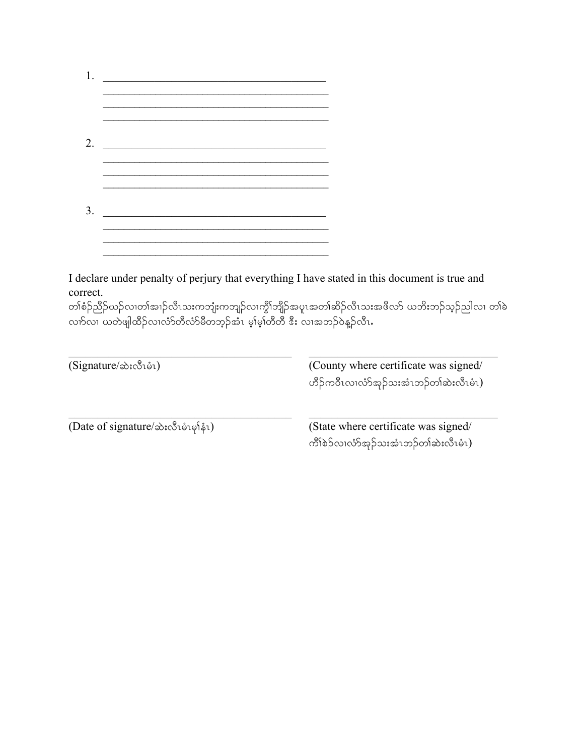1. ________________________________________
   ________________________________________
   ________________________________________
   ________________________________________

2. ________________________________________
   ________________________________________
   ________________________________________
   ________________________________________

3. ________________________________________
   ________________________________________
   ________________________________________
   ________________________________________

I declare under penalty of perjury that everything I have stated in this document is true and correct.
တၢ်စံၣ်ညီၣ်ဃာ်လၢတၢ်အၢၣ်လီၤသးကဘျံးကဘျာ်လၢကွိၢ်ဘျိၣ်အပူၤအတၢ်ဆိၣ်လီၤသးအဖီလာ် ယဘိးဘၣ်သ့ၣ်ညါလၢ တၢ်ခဲလၢာ်လၢ ယတဲဖျါထိၣ်လၢလံာ်တီလံာ်မီတဘ့ၣ်အံၤ မ့ၢ်မ့ၢ်တီတီ ဒီး လၢအဘၣ်ဝဲန့ၣ်လီၤ.

________________________________________
(Signature/ဆဲးလီၤမံၤ)

________________________________________
(County where certificate was signed/ ဟီၣ်ကဝီၤလၢလံာ်အုၣ်သးအံၤဘၣ်တၢ်ဆဲးလီၤမံၤ)

________________________________________
(Date of signature/ဆဲးလီၤမံၤမုၢ်နံၤ)

________________________________________
(State where certificate was signed/ ကိၢ်စဲၣ်လၢလံာ်အုၣ်သးအံၤဘၣ်တၢ်ဆဲးလီၤမံၤ)